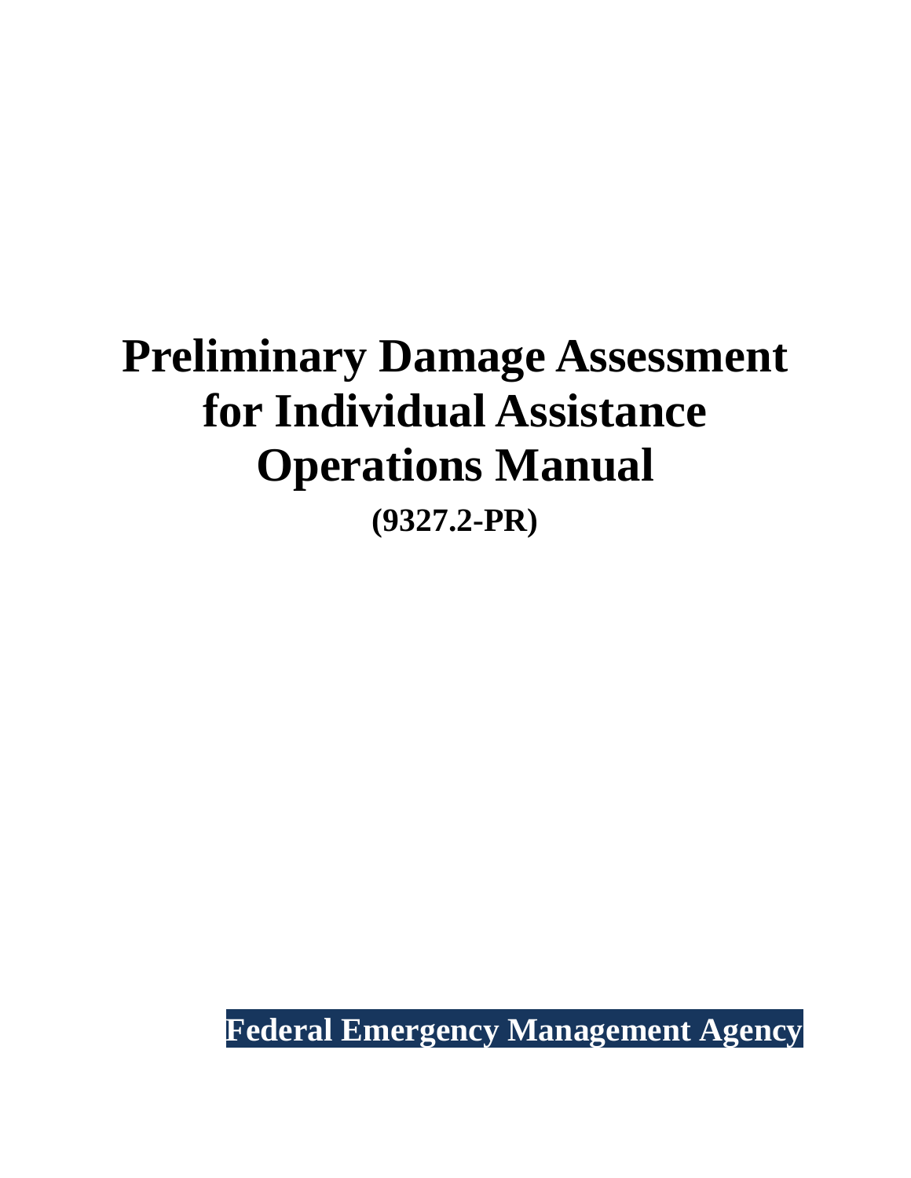# Preliminary Damage Assessment for Individual Assistance Operations Manual

**(9327.2-PR)**

**Federal Emergency Management Agency**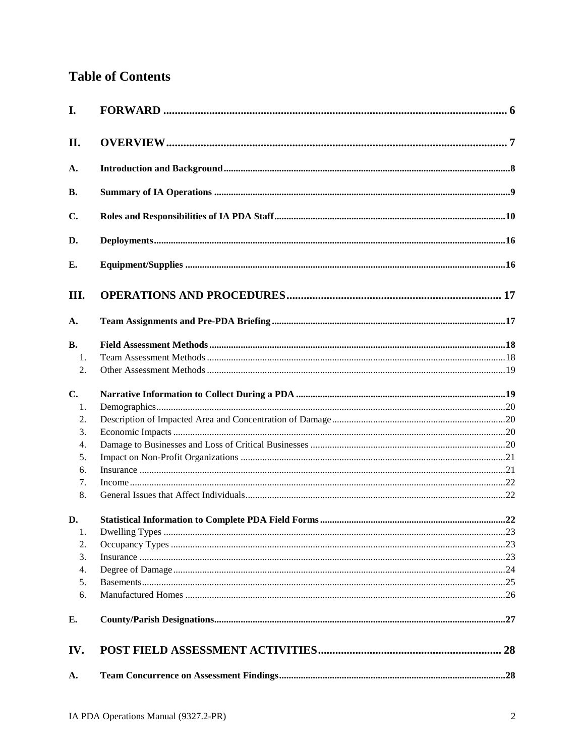# Table of Contents

| | | |
|---|---|---|
| **I.** | **FORWARD** | **6** |
| **II.** | **OVERVIEW** | **7** |
| **A.** | **Introduction and Background** | **8** |
| **B.** | **Summary of IA Operations** | **9** |
| **C.** | **Roles and Responsibilities of IA PDA Staff** | **10** |
| **D.** | **Deployments** | **16** |
| **E.** | **Equipment/Supplies** | **16** |
| **III.** | **OPERATIONS AND PROCEDURES** | **17** |
| **A.** | **Team Assignments and Pre-PDA Briefing** | **17** |
| **B.** | **Field Assessment Methods** | **18** |
| 1. | Team Assessment Methods | 18 |
| 2. | Other Assessment Methods | 19 |
| **C.** | **Narrative Information to Collect During a PDA** | **19** |
| 1. | Demographics | 20 |
| 2. | Description of Impacted Area and Concentration of Damage | 20 |
| 3. | Economic Impacts | 20 |
| 4. | Damage to Businesses and Loss of Critical Businesses | 20 |
| 5. | Impact on Non-Profit Organizations | 21 |
| 6. | Insurance | 21 |
| 7. | Income | 22 |
| 8. | General Issues that Affect Individuals | 22 |
| **D.** | **Statistical Information to Complete PDA Field Forms** | **22** |
| 1. | Dwelling Types | 23 |
| 2. | Occupancy Types | 23 |
| 3. | Insurance | 23 |
| 4. | Degree of Damage | 24 |
| 5. | Basements | 25 |
| 6. | Manufactured Homes | 26 |
| **E.** | **County/Parish Designations** | **27** |
| **IV.** | **POST FIELD ASSESSMENT ACTIVITIES** | **28** |
| **A.** | **Team Concurrence on Assessment Findings** | **28** |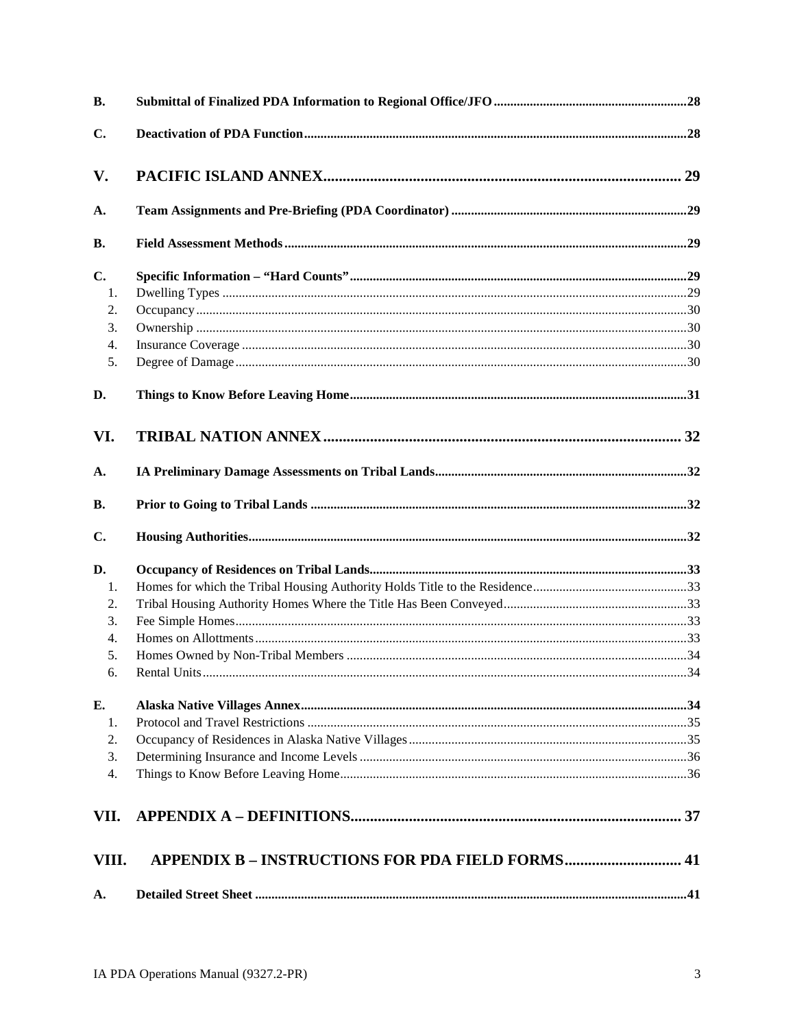**B.** **Submittal of Finalized PDA Information to Regional Office/JFO** .......... 28

**C.** **Deactivation of PDA Function** .......... 28

**V. PACIFIC ISLAND ANNEX** .......... 29

**A.** **Team Assignments and Pre-Briefing (PDA Coordinator)** .......... 29

**B.** **Field Assessment Methods** .......... 29

**C.** **Specific Information – "Hard Counts"** .......... 29

1. Dwelling Types .......... 29
2. Occupancy .......... 30
3. Ownership .......... 30
4. Insurance Coverage .......... 30
5. Degree of Damage .......... 30

**D.** **Things to Know Before Leaving Home** .......... 31

**VI. TRIBAL NATION ANNEX** .......... 32

**A.** **IA Preliminary Damage Assessments on Tribal Lands** .......... 32

**B.** **Prior to Going to Tribal Lands** .......... 32

**C.** **Housing Authorities** .......... 32

**D.** **Occupancy of Residences on Tribal Lands** .......... 33

1. Homes for which the Tribal Housing Authority Holds Title to the Residence .......... 33
2. Tribal Housing Authority Homes Where the Title Has Been Conveyed .......... 33
3. Fee Simple Homes .......... 33
4. Homes on Allottments .......... 33
5. Homes Owned by Non-Tribal Members .......... 34
6. Rental Units .......... 34

**E.** **Alaska Native Villages Annex** .......... 34

1. Protocol and Travel Restrictions .......... 35
2. Occupancy of Residences in Alaska Native Villages .......... 35
3. Determining Insurance and Income Levels .......... 36
4. Things to Know Before Leaving Home .......... 36

**VII. APPENDIX A – DEFINITIONS** .......... 37

**VIII. APPENDIX B – INSTRUCTIONS FOR PDA FIELD FORMS** .......... 41

**A.** **Detailed Street Sheet** .......... 41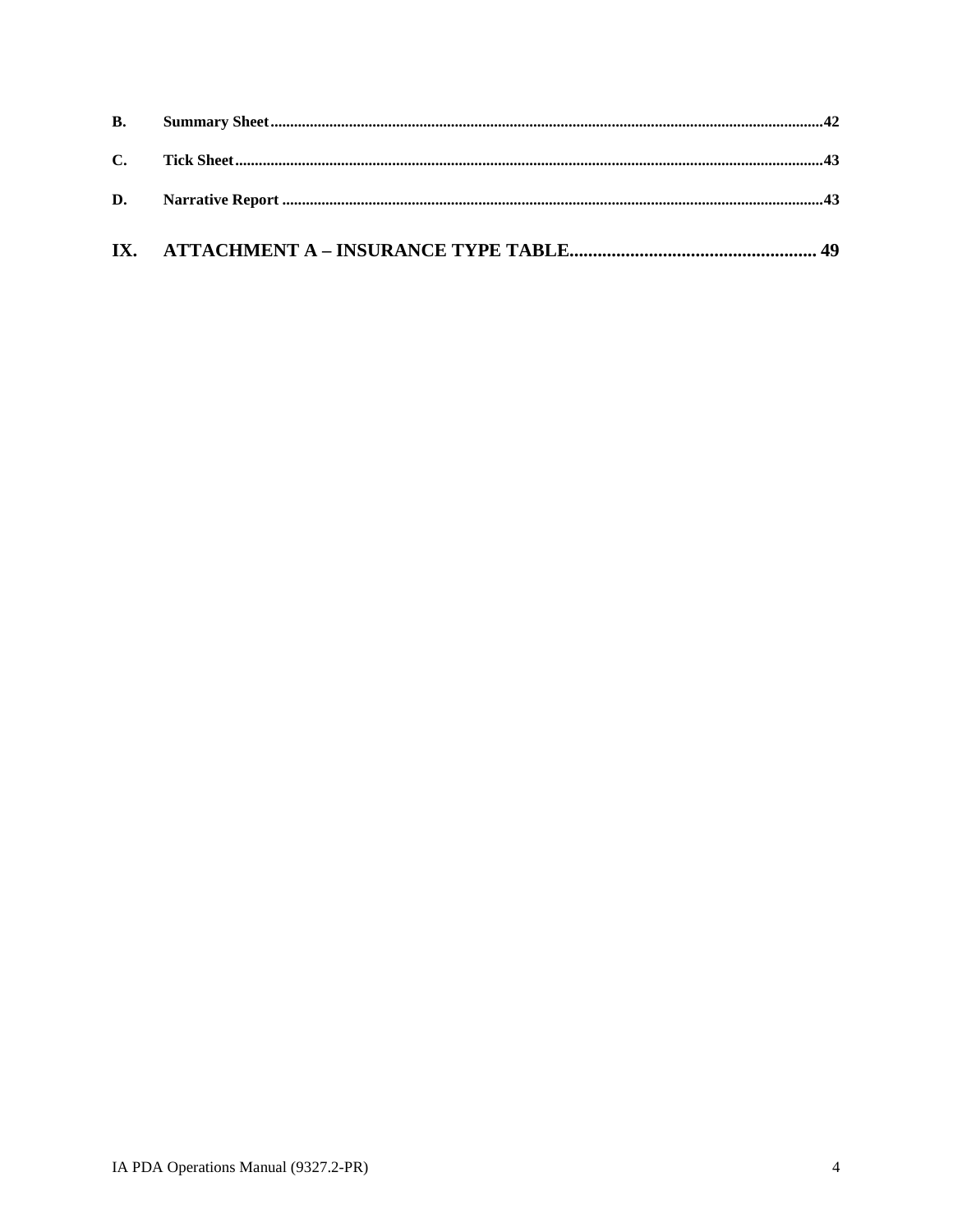B. **Summary Sheet**....................................................................................................................42

C. **Tick Sheet**..............................................................................................................................43

D. **Narrative Report** ....................................................................................................................43

**IX. ATTACHMENT A – INSURANCE TYPE TABLE**.................................................... 49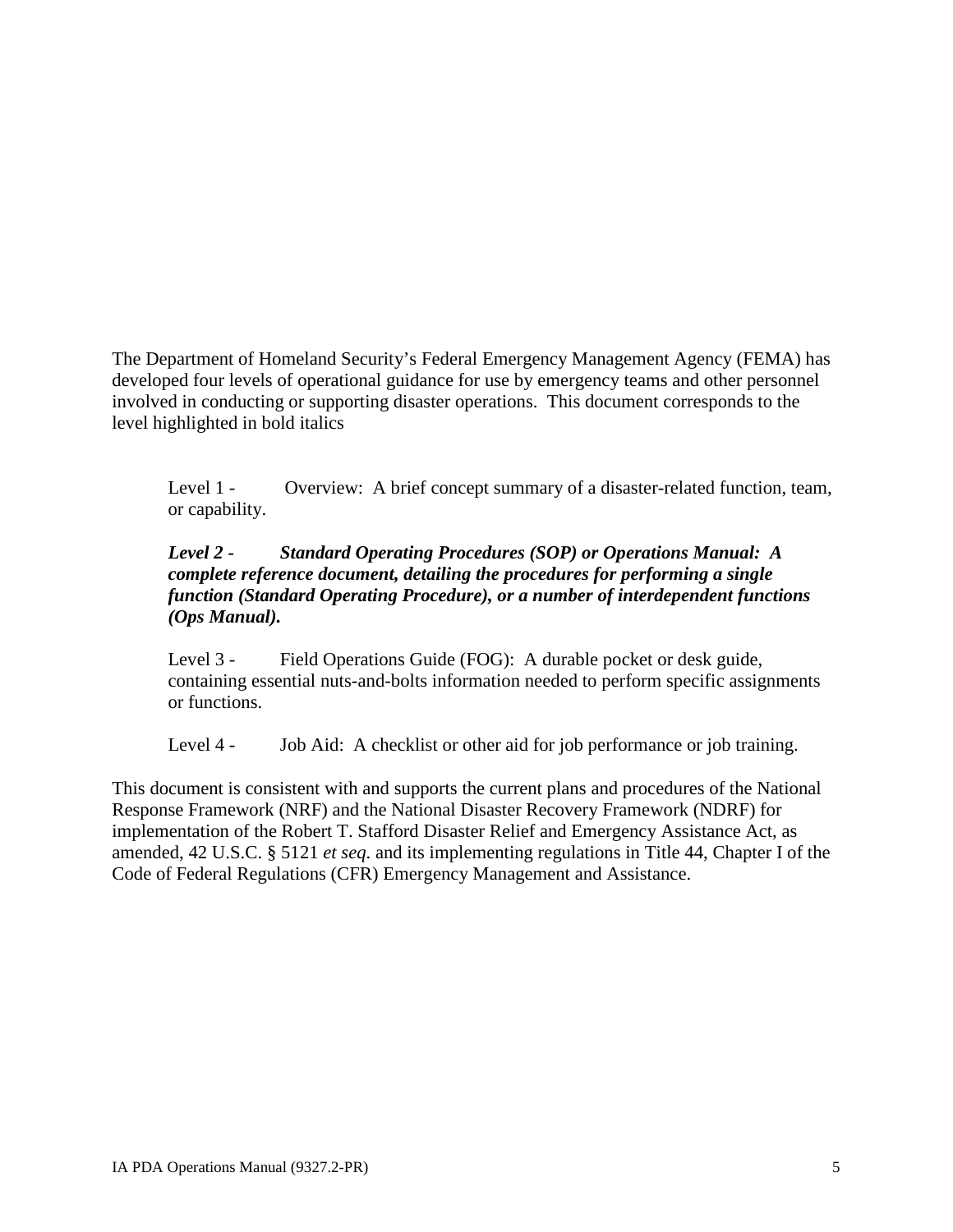The Department of Homeland Security's Federal Emergency Management Agency (FEMA) has developed four levels of operational guidance for use by emergency teams and other personnel involved in conducting or supporting disaster operations. This document corresponds to the level highlighted in bold italics

Level 1 - Overview: A brief concept summary of a disaster-related function, team, or capability.

***Level 2 - Standard Operating Procedures (SOP) or Operations Manual: A complete reference document, detailing the procedures for performing a single function (Standard Operating Procedure), or a number of interdependent functions (Ops Manual).***

Level 3 - Field Operations Guide (FOG): A durable pocket or desk guide, containing essential nuts-and-bolts information needed to perform specific assignments or functions.

Level 4 - Job Aid: A checklist or other aid for job performance or job training.

This document is consistent with and supports the current plans and procedures of the National Response Framework (NRF) and the National Disaster Recovery Framework (NDRF) for implementation of the Robert T. Stafford Disaster Relief and Emergency Assistance Act, as amended, 42 U.S.C. § 5121 *et seq.* and its implementing regulations in Title 44, Chapter I of the Code of Federal Regulations (CFR) Emergency Management and Assistance.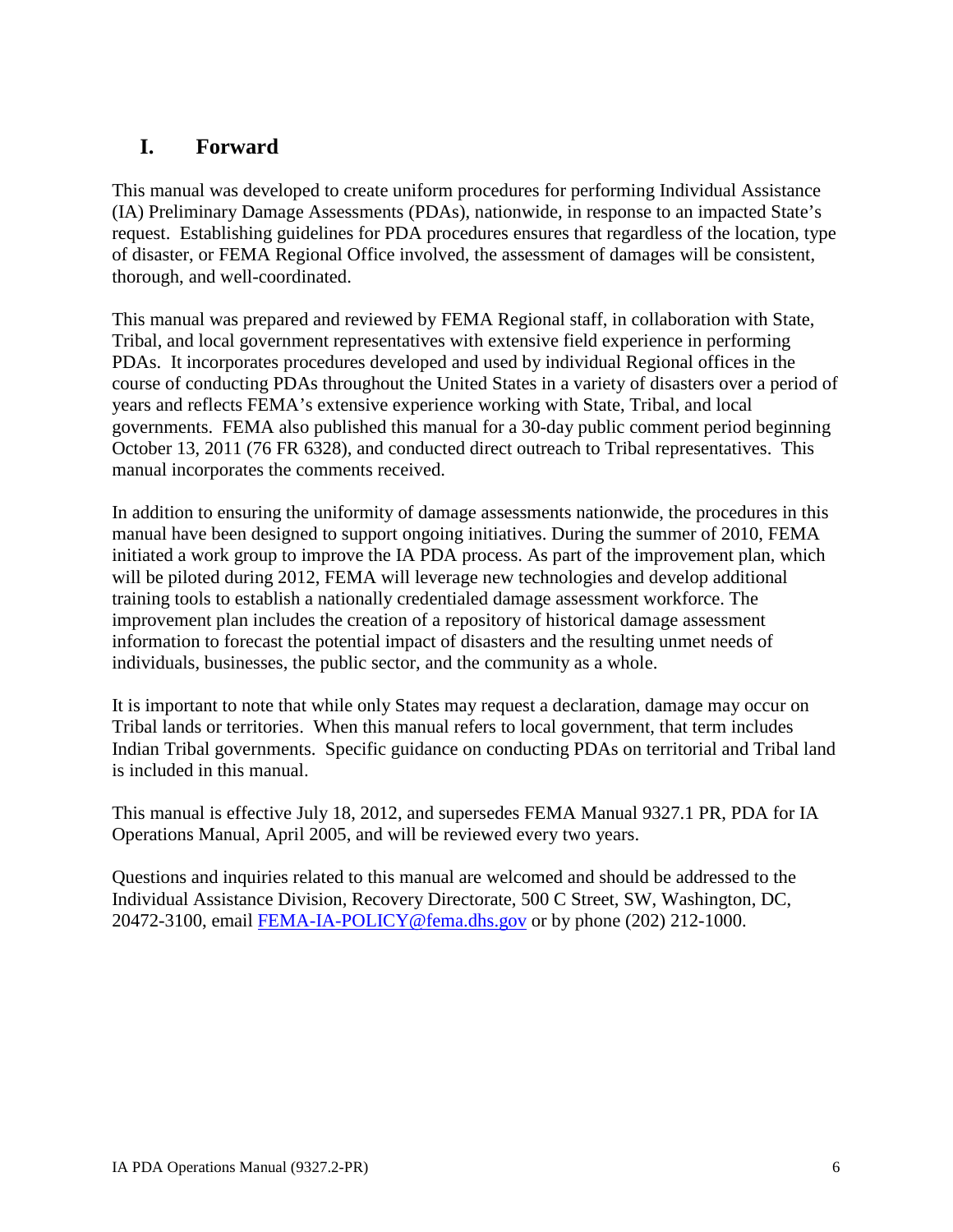# I. Forward

This manual was developed to create uniform procedures for performing Individual Assistance (IA) Preliminary Damage Assessments (PDAs), nationwide, in response to an impacted State's request. Establishing guidelines for PDA procedures ensures that regardless of the location, type of disaster, or FEMA Regional Office involved, the assessment of damages will be consistent, thorough, and well-coordinated.

This manual was prepared and reviewed by FEMA Regional staff, in collaboration with State, Tribal, and local government representatives with extensive field experience in performing PDAs. It incorporates procedures developed and used by individual Regional offices in the course of conducting PDAs throughout the United States in a variety of disasters over a period of years and reflects FEMA's extensive experience working with State, Tribal, and local governments. FEMA also published this manual for a 30-day public comment period beginning October 13, 2011 (76 FR 6328), and conducted direct outreach to Tribal representatives. This manual incorporates the comments received.

In addition to ensuring the uniformity of damage assessments nationwide, the procedures in this manual have been designed to support ongoing initiatives. During the summer of 2010, FEMA initiated a work group to improve the IA PDA process. As part of the improvement plan, which will be piloted during 2012, FEMA will leverage new technologies and develop additional training tools to establish a nationally credentialed damage assessment workforce. The improvement plan includes the creation of a repository of historical damage assessment information to forecast the potential impact of disasters and the resulting unmet needs of individuals, businesses, the public sector, and the community as a whole.

It is important to note that while only States may request a declaration, damage may occur on Tribal lands or territories. When this manual refers to local government, that term includes Indian Tribal governments. Specific guidance on conducting PDAs on territorial and Tribal land is included in this manual.

This manual is effective July 18, 2012, and supersedes FEMA Manual 9327.1 PR, PDA for IA Operations Manual, April 2005, and will be reviewed every two years.

Questions and inquiries related to this manual are welcomed and should be addressed to the Individual Assistance Division, Recovery Directorate, 500 C Street, SW, Washington, DC, 20472-3100, email FEMA-IA-POLICY@fema.dhs.gov or by phone (202) 212-1000.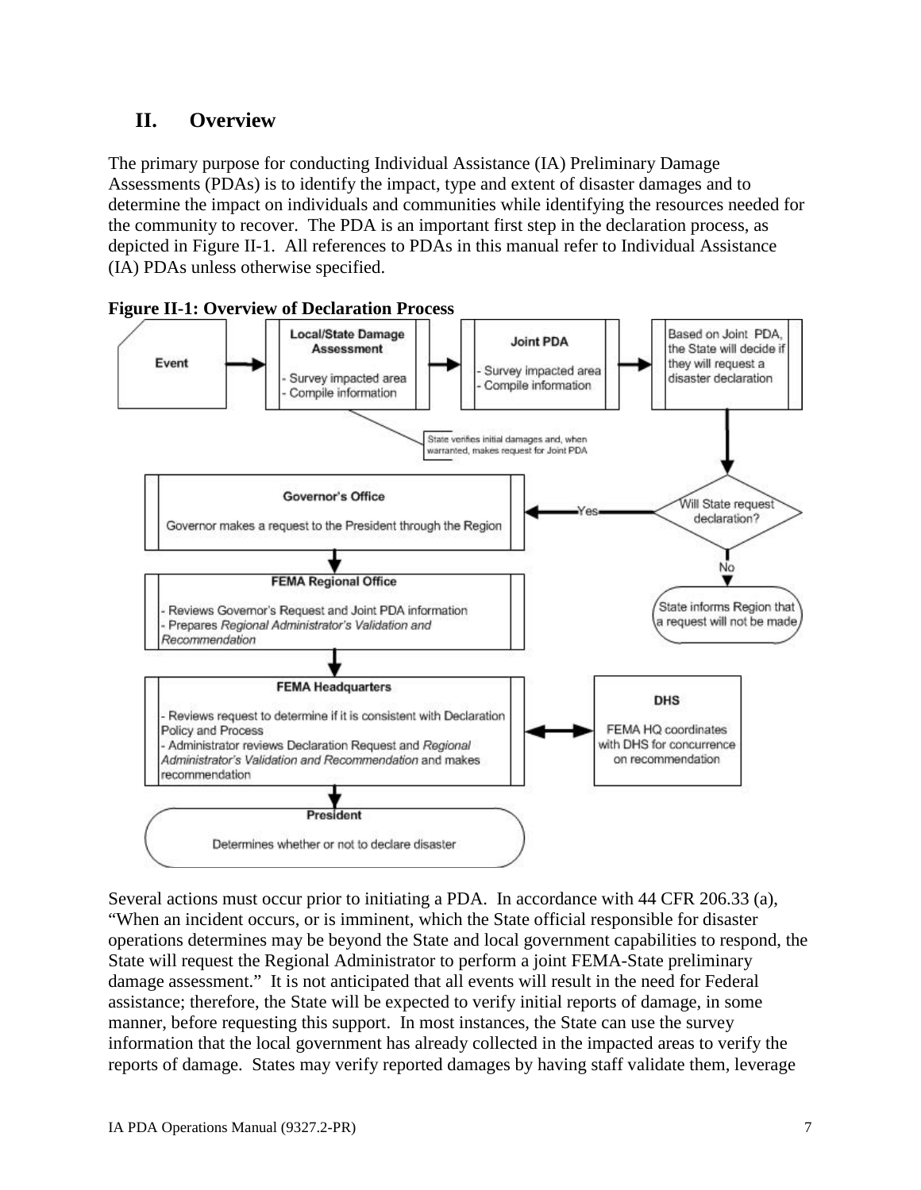## II. Overview

The primary purpose for conducting Individual Assistance (IA) Preliminary Damage Assessments (PDAs) is to identify the impact, type and extent of disaster damages and to determine the impact on individuals and communities while identifying the resources needed for the community to recover. The PDA is an important first step in the declaration process, as depicted in Figure II-1. All references to PDAs in this manual refer to Individual Assistance (IA) PDAs unless otherwise specified.

**Figure II-1: Overview of Declaration Process**

- **Event**
- **Local/State Damage Assessment**
  - Survey impacted area
  - Compile information
  - *State verifies initial damages and, when warranted, makes request for Joint PDA*
- **Joint PDA**
  - Survey impacted area
  - Compile information
- Based on Joint PDA, the State will decide if they will request a disaster declaration
- **Will State request declaration?**
  - No: State informs Region that a request will not be made
  - Yes:
- **Governor's Office**
  - Governor makes a request to the President through the Region
- **FEMA Regional Office**
  - Reviews Governor's Request and Joint PDA information
  - Prepares *Regional Administrator's Validation and Recommendation*
- **FEMA Headquarters**
  - Reviews request to determine if it is consistent with Declaration Policy and Process
  - Administrator reviews Declaration Request and *Regional Administrator's Validation and Recommendation* and makes recommendation
- **DHS**
  - FEMA HQ coordinates with DHS for concurrence on recommendation
- **President**
  - Determines whether or not to declare disaster

Several actions must occur prior to initiating a PDA. In accordance with 44 CFR 206.33 (a), "When an incident occurs, or is imminent, which the State official responsible for disaster operations determines may be beyond the State and local government capabilities to respond, the State will request the Regional Administrator to perform a joint FEMA-State preliminary damage assessment." It is not anticipated that all events will result in the need for Federal assistance; therefore, the State will be expected to verify initial reports of damage, in some manner, before requesting this support. In most instances, the State can use the survey information that the local government has already collected in the impacted areas to verify the reports of damage. States may verify reported damages by having staff validate them, leverage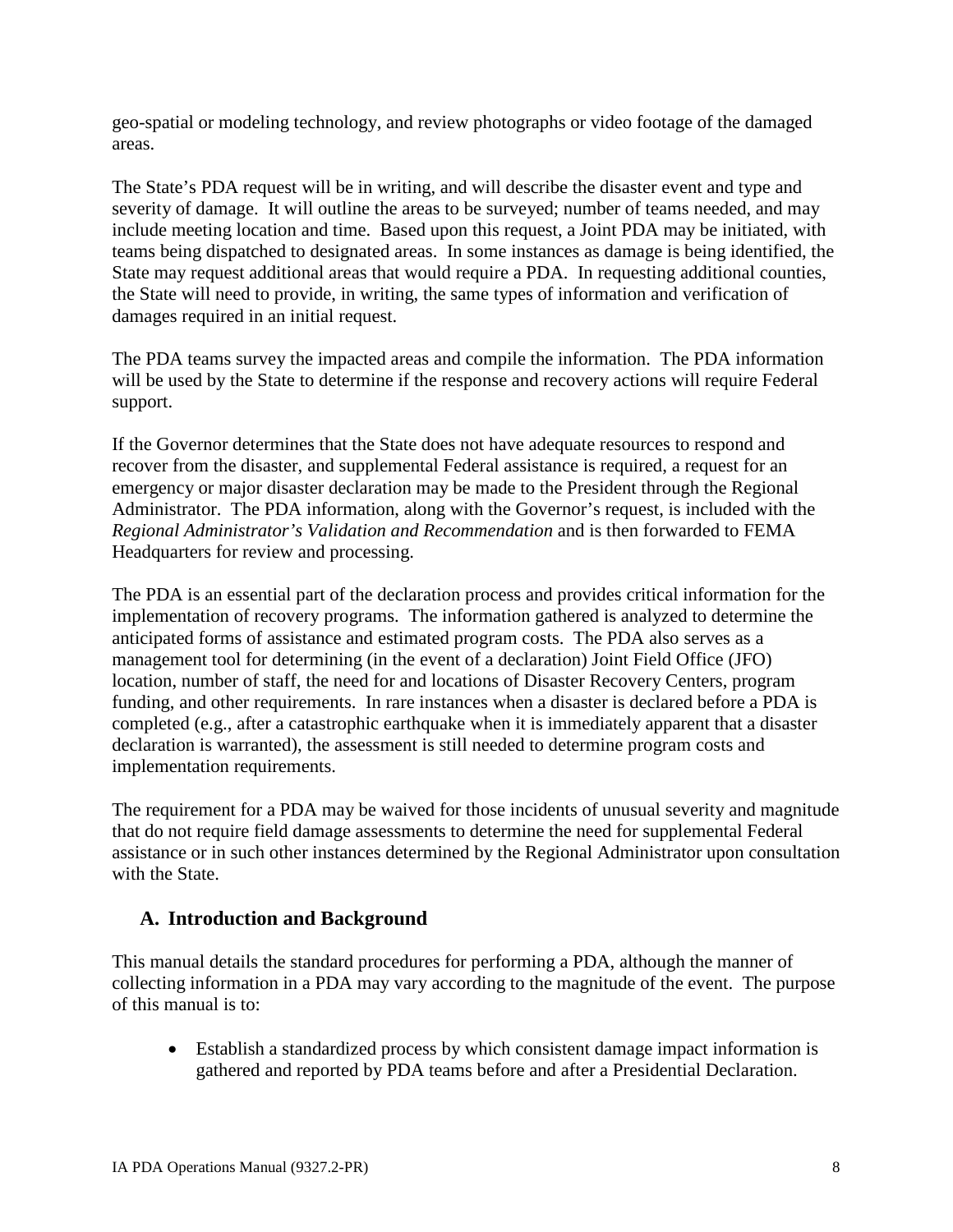geo-spatial or modeling technology, and review photographs or video footage of the damaged areas.

The State's PDA request will be in writing, and will describe the disaster event and type and severity of damage. It will outline the areas to be surveyed; number of teams needed, and may include meeting location and time. Based upon this request, a Joint PDA may be initiated, with teams being dispatched to designated areas. In some instances as damage is being identified, the State may request additional areas that would require a PDA. In requesting additional counties, the State will need to provide, in writing, the same types of information and verification of damages required in an initial request.

The PDA teams survey the impacted areas and compile the information. The PDA information will be used by the State to determine if the response and recovery actions will require Federal support.

If the Governor determines that the State does not have adequate resources to respond and recover from the disaster, and supplemental Federal assistance is required, a request for an emergency or major disaster declaration may be made to the President through the Regional Administrator. The PDA information, along with the Governor's request, is included with the *Regional Administrator's Validation and Recommendation* and is then forwarded to FEMA Headquarters for review and processing.

The PDA is an essential part of the declaration process and provides critical information for the implementation of recovery programs. The information gathered is analyzed to determine the anticipated forms of assistance and estimated program costs. The PDA also serves as a management tool for determining (in the event of a declaration) Joint Field Office (JFO) location, number of staff, the need for and locations of Disaster Recovery Centers, program funding, and other requirements. In rare instances when a disaster is declared before a PDA is completed (e.g., after a catastrophic earthquake when it is immediately apparent that a disaster declaration is warranted), the assessment is still needed to determine program costs and implementation requirements.

The requirement for a PDA may be waived for those incidents of unusual severity and magnitude that do not require field damage assessments to determine the need for supplemental Federal assistance or in such other instances determined by the Regional Administrator upon consultation with the State.

## A. Introduction and Background

This manual details the standard procedures for performing a PDA, although the manner of collecting information in a PDA may vary according to the magnitude of the event. The purpose of this manual is to:

- Establish a standardized process by which consistent damage impact information is gathered and reported by PDA teams before and after a Presidential Declaration.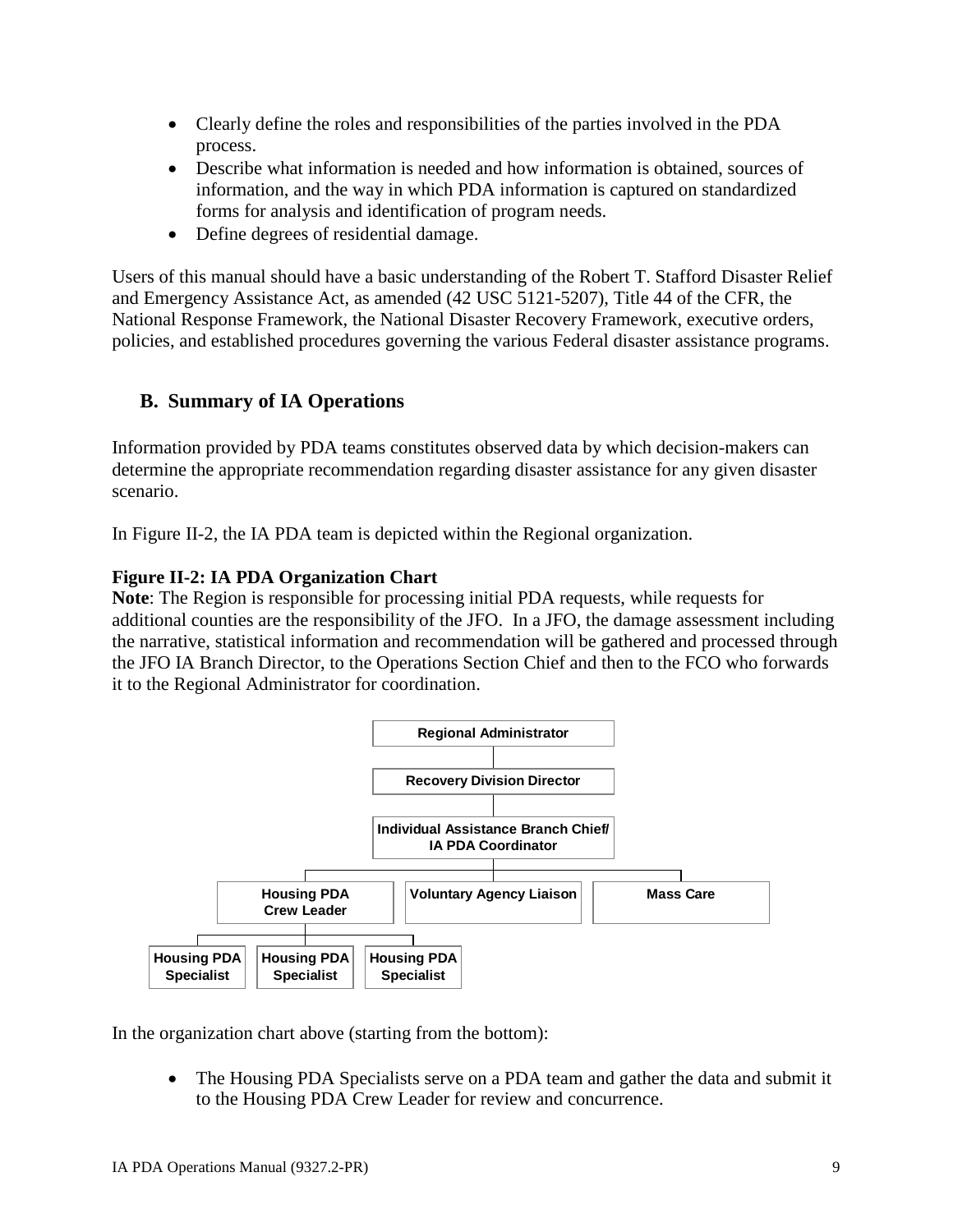- Clearly define the roles and responsibilities of the parties involved in the PDA process.
- Describe what information is needed and how information is obtained, sources of information, and the way in which PDA information is captured on standardized forms for analysis and identification of program needs.
- Define degrees of residential damage.

Users of this manual should have a basic understanding of the Robert T. Stafford Disaster Relief and Emergency Assistance Act, as amended (42 USC 5121-5207), Title 44 of the CFR, the National Response Framework, the National Disaster Recovery Framework, executive orders, policies, and established procedures governing the various Federal disaster assistance programs.

## B. Summary of IA Operations

Information provided by PDA teams constitutes observed data by which decision-makers can determine the appropriate recommendation regarding disaster assistance for any given disaster scenario.

In Figure II-2, the IA PDA team is depicted within the Regional organization.

**Figure II-2: IA PDA Organization Chart**

**Note**: The Region is responsible for processing initial PDA requests, while requests for additional counties are the responsibility of the JFO. In a JFO, the damage assessment including the narrative, statistical information and recommendation will be gathered and processed through the JFO IA Branch Director, to the Operations Section Chief and then to the FCO who forwards it to the Regional Administrator for coordination.

- **Regional Administrator**
  - **Recovery Division Director**
    - **Individual Assistance Branch Chief/ IA PDA Coordinator**
      - **Housing PDA Crew Leader**
        - **Housing PDA Specialist**
        - **Housing PDA Specialist**
        - **Housing PDA Specialist**
      - **Voluntary Agency Liaison**
      - **Mass Care**

In the organization chart above (starting from the bottom):

- The Housing PDA Specialists serve on a PDA team and gather the data and submit it to the Housing PDA Crew Leader for review and concurrence.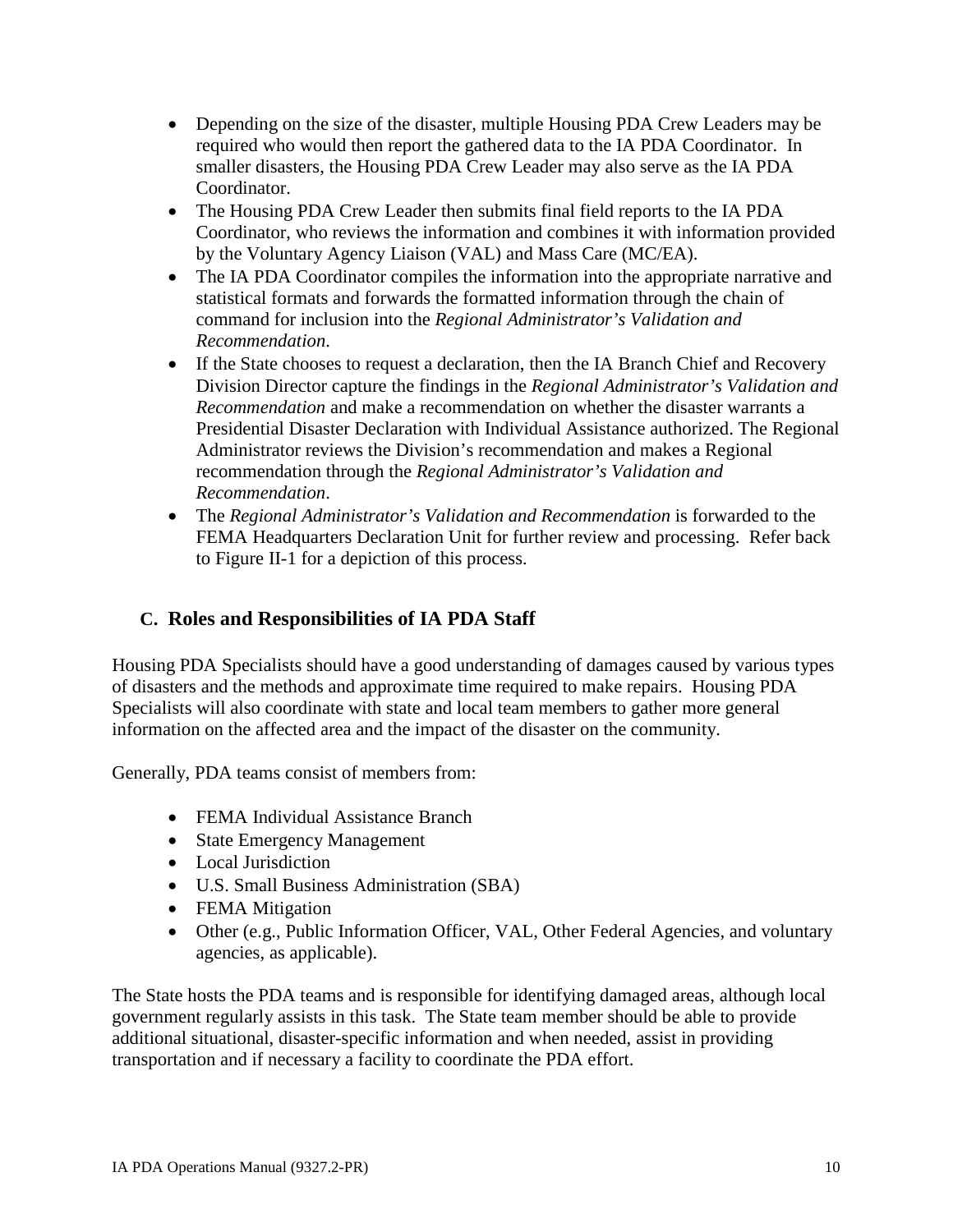- Depending on the size of the disaster, multiple Housing PDA Crew Leaders may be required who would then report the gathered data to the IA PDA Coordinator. In smaller disasters, the Housing PDA Crew Leader may also serve as the IA PDA Coordinator.
- The Housing PDA Crew Leader then submits final field reports to the IA PDA Coordinator, who reviews the information and combines it with information provided by the Voluntary Agency Liaison (VAL) and Mass Care (MC/EA).
- The IA PDA Coordinator compiles the information into the appropriate narrative and statistical formats and forwards the formatted information through the chain of command for inclusion into the *Regional Administrator's Validation and Recommendation*.
- If the State chooses to request a declaration, then the IA Branch Chief and Recovery Division Director capture the findings in the *Regional Administrator's Validation and Recommendation* and make a recommendation on whether the disaster warrants a Presidential Disaster Declaration with Individual Assistance authorized. The Regional Administrator reviews the Division's recommendation and makes a Regional recommendation through the *Regional Administrator's Validation and Recommendation*.
- The *Regional Administrator's Validation and Recommendation* is forwarded to the FEMA Headquarters Declaration Unit for further review and processing. Refer back to Figure II-1 for a depiction of this process.

## C. Roles and Responsibilities of IA PDA Staff

Housing PDA Specialists should have a good understanding of damages caused by various types of disasters and the methods and approximate time required to make repairs. Housing PDA Specialists will also coordinate with state and local team members to gather more general information on the affected area and the impact of the disaster on the community.

Generally, PDA teams consist of members from:

- FEMA Individual Assistance Branch
- State Emergency Management
- Local Jurisdiction
- U.S. Small Business Administration (SBA)
- FEMA Mitigation
- Other (e.g., Public Information Officer, VAL, Other Federal Agencies, and voluntary agencies, as applicable).

The State hosts the PDA teams and is responsible for identifying damaged areas, although local government regularly assists in this task. The State team member should be able to provide additional situational, disaster-specific information and when needed, assist in providing transportation and if necessary a facility to coordinate the PDA effort.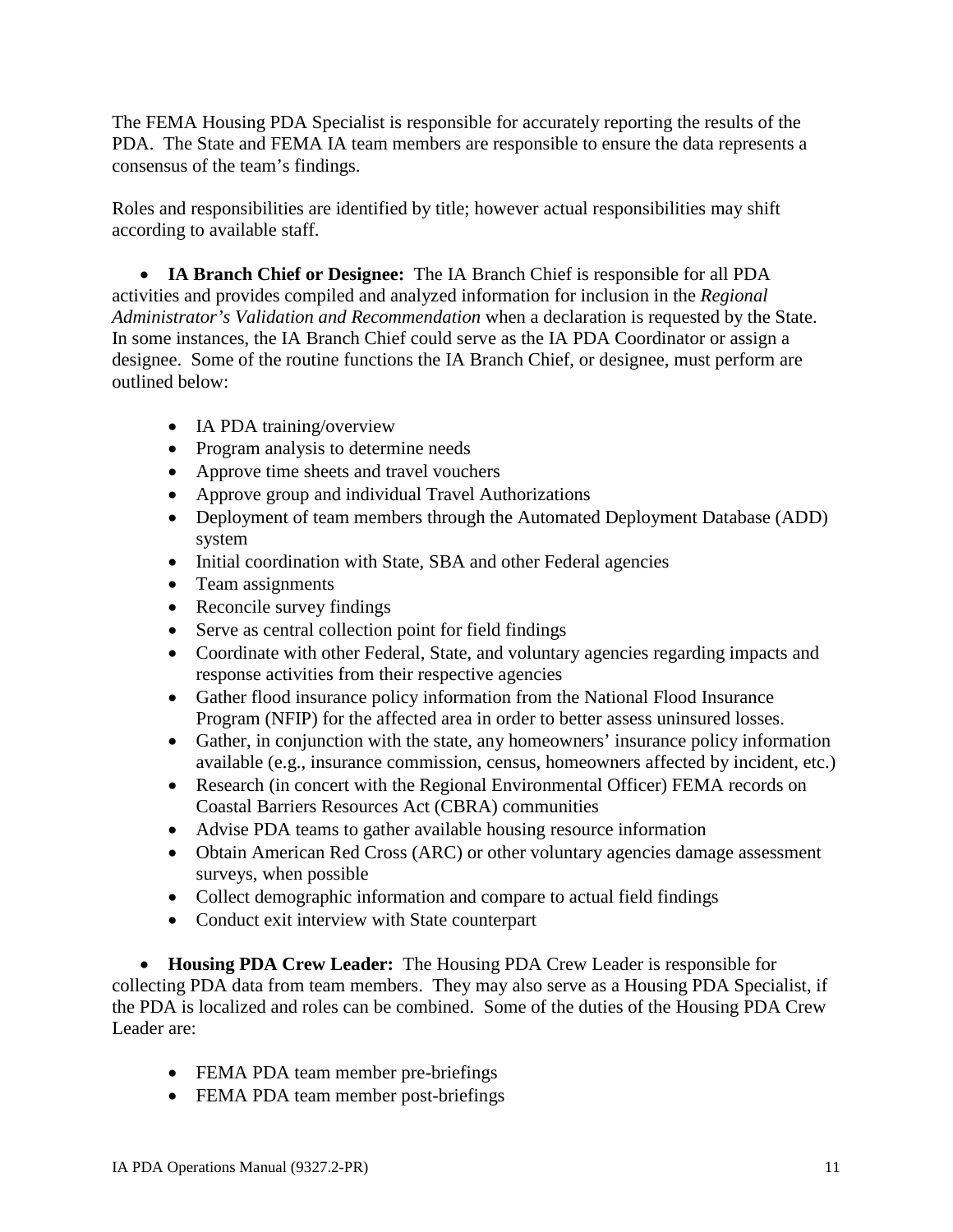The FEMA Housing PDA Specialist is responsible for accurately reporting the results of the PDA. The State and FEMA IA team members are responsible to ensure the data represents a consensus of the team's findings.

Roles and responsibilities are identified by title; however actual responsibilities may shift according to available staff.

- **IA Branch Chief or Designee:** The IA Branch Chief is responsible for all PDA activities and provides compiled and analyzed information for inclusion in the *Regional Administrator's Validation and Recommendation* when a declaration is requested by the State. In some instances, the IA Branch Chief could serve as the IA PDA Coordinator or assign a designee. Some of the routine functions the IA Branch Chief, or designee, must perform are outlined below:

    - IA PDA training/overview
    - Program analysis to determine needs
    - Approve time sheets and travel vouchers
    - Approve group and individual Travel Authorizations
    - Deployment of team members through the Automated Deployment Database (ADD) system
    - Initial coordination with State, SBA and other Federal agencies
    - Team assignments
    - Reconcile survey findings
    - Serve as central collection point for field findings
    - Coordinate with other Federal, State, and voluntary agencies regarding impacts and response activities from their respective agencies
    - Gather flood insurance policy information from the National Flood Insurance Program (NFIP) for the affected area in order to better assess uninsured losses.
    - Gather, in conjunction with the state, any homeowners' insurance policy information available (e.g., insurance commission, census, homeowners affected by incident, etc.)
    - Research (in concert with the Regional Environmental Officer) FEMA records on Coastal Barriers Resources Act (CBRA) communities
    - Advise PDA teams to gather available housing resource information
    - Obtain American Red Cross (ARC) or other voluntary agencies damage assessment surveys, when possible
    - Collect demographic information and compare to actual field findings
    - Conduct exit interview with State counterpart

- **Housing PDA Crew Leader:** The Housing PDA Crew Leader is responsible for collecting PDA data from team members. They may also serve as a Housing PDA Specialist, if the PDA is localized and roles can be combined. Some of the duties of the Housing PDA Crew Leader are:

    - FEMA PDA team member pre-briefings
    - FEMA PDA team member post-briefings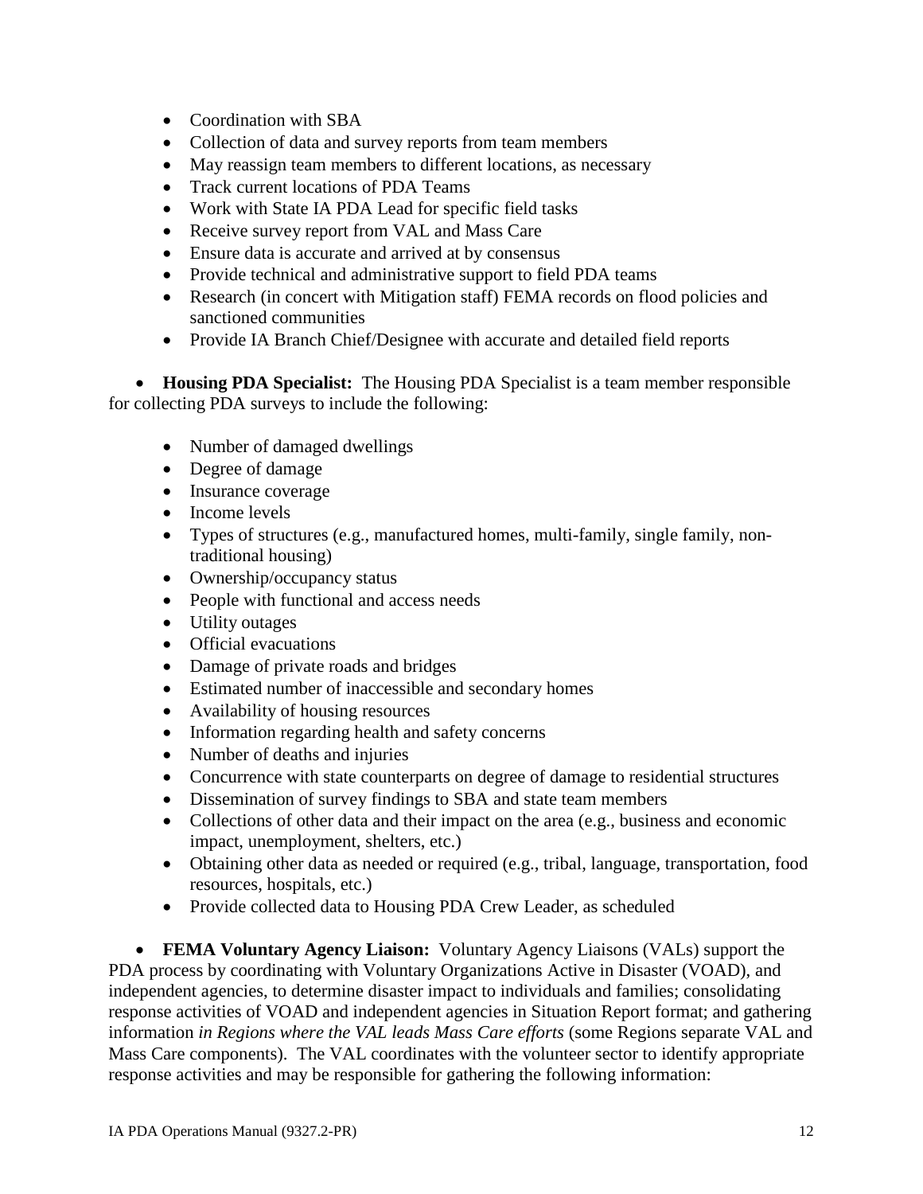- Coordination with SBA
- Collection of data and survey reports from team members
- May reassign team members to different locations, as necessary
- Track current locations of PDA Teams
- Work with State IA PDA Lead for specific field tasks
- Receive survey report from VAL and Mass Care
- Ensure data is accurate and arrived at by consensus
- Provide technical and administrative support to field PDA teams
- Research (in concert with Mitigation staff) FEMA records on flood policies and sanctioned communities
- Provide IA Branch Chief/Designee with accurate and detailed field reports

- **Housing PDA Specialist:** The Housing PDA Specialist is a team member responsible for collecting PDA surveys to include the following:

  - Number of damaged dwellings
  - Degree of damage
  - Insurance coverage
  - Income levels
  - Types of structures (e.g., manufactured homes, multi-family, single family, non-traditional housing)
  - Ownership/occupancy status
  - People with functional and access needs
  - Utility outages
  - Official evacuations
  - Damage of private roads and bridges
  - Estimated number of inaccessible and secondary homes
  - Availability of housing resources
  - Information regarding health and safety concerns
  - Number of deaths and injuries
  - Concurrence with state counterparts on degree of damage to residential structures
  - Dissemination of survey findings to SBA and state team members
  - Collections of other data and their impact on the area (e.g., business and economic impact, unemployment, shelters, etc.)
  - Obtaining other data as needed or required (e.g., tribal, language, transportation, food resources, hospitals, etc.)
  - Provide collected data to Housing PDA Crew Leader, as scheduled

- **FEMA Voluntary Agency Liaison:** Voluntary Agency Liaisons (VALs) support the PDA process by coordinating with Voluntary Organizations Active in Disaster (VOAD), and independent agencies, to determine disaster impact to individuals and families; consolidating response activities of VOAD and independent agencies in Situation Report format; and gathering information *in Regions where the VAL leads Mass Care efforts* (some Regions separate VAL and Mass Care components). The VAL coordinates with the volunteer sector to identify appropriate response activities and may be responsible for gathering the following information: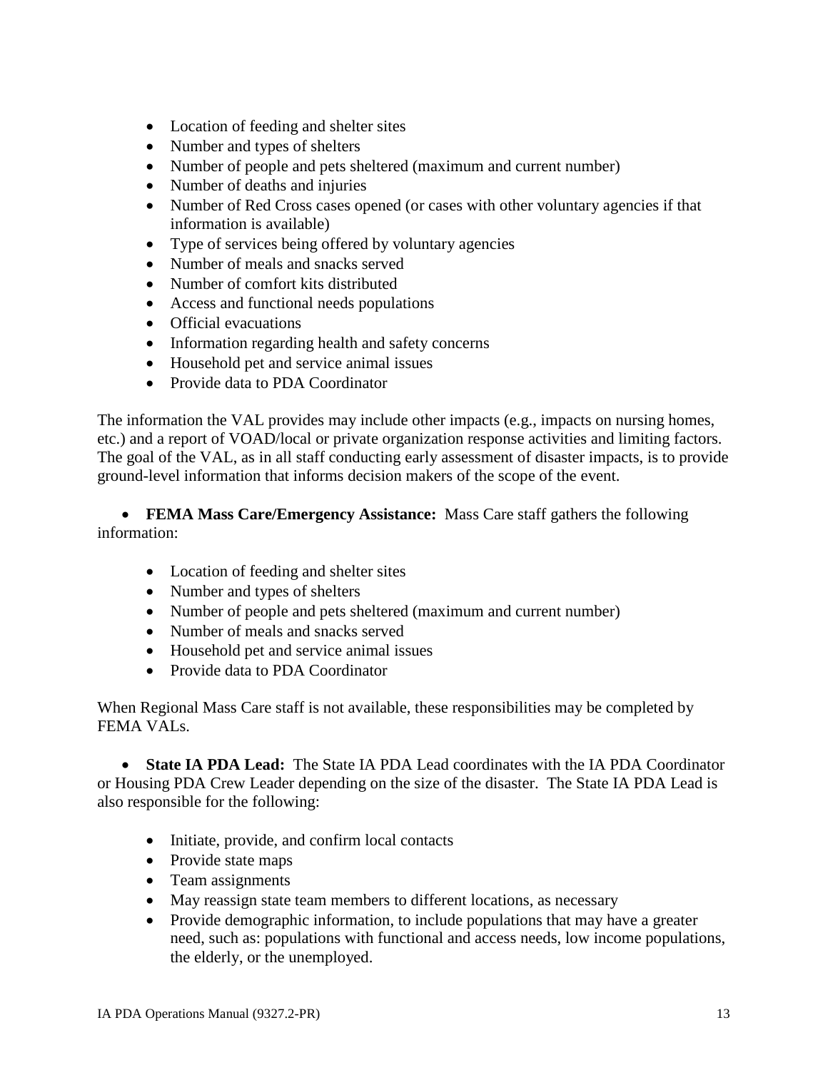- Location of feeding and shelter sites
- Number and types of shelters
- Number of people and pets sheltered (maximum and current number)
- Number of deaths and injuries
- Number of Red Cross cases opened (or cases with other voluntary agencies if that information is available)
- Type of services being offered by voluntary agencies
- Number of meals and snacks served
- Number of comfort kits distributed
- Access and functional needs populations
- Official evacuations
- Information regarding health and safety concerns
- Household pet and service animal issues
- Provide data to PDA Coordinator

The information the VAL provides may include other impacts (e.g., impacts on nursing homes, etc.) and a report of VOAD/local or private organization response activities and limiting factors. The goal of the VAL, as in all staff conducting early assessment of disaster impacts, is to provide ground-level information that informs decision makers of the scope of the event.

- **FEMA Mass Care/Emergency Assistance:** Mass Care staff gathers the following information:

  - Location of feeding and shelter sites
  - Number and types of shelters
  - Number of people and pets sheltered (maximum and current number)
  - Number of meals and snacks served
  - Household pet and service animal issues
  - Provide data to PDA Coordinator

When Regional Mass Care staff is not available, these responsibilities may be completed by FEMA VALs.

- **State IA PDA Lead:** The State IA PDA Lead coordinates with the IA PDA Coordinator or Housing PDA Crew Leader depending on the size of the disaster. The State IA PDA Lead is also responsible for the following:

  - Initiate, provide, and confirm local contacts
  - Provide state maps
  - Team assignments
  - May reassign state team members to different locations, as necessary
  - Provide demographic information, to include populations that may have a greater need, such as: populations with functional and access needs, low income populations, the elderly, or the unemployed.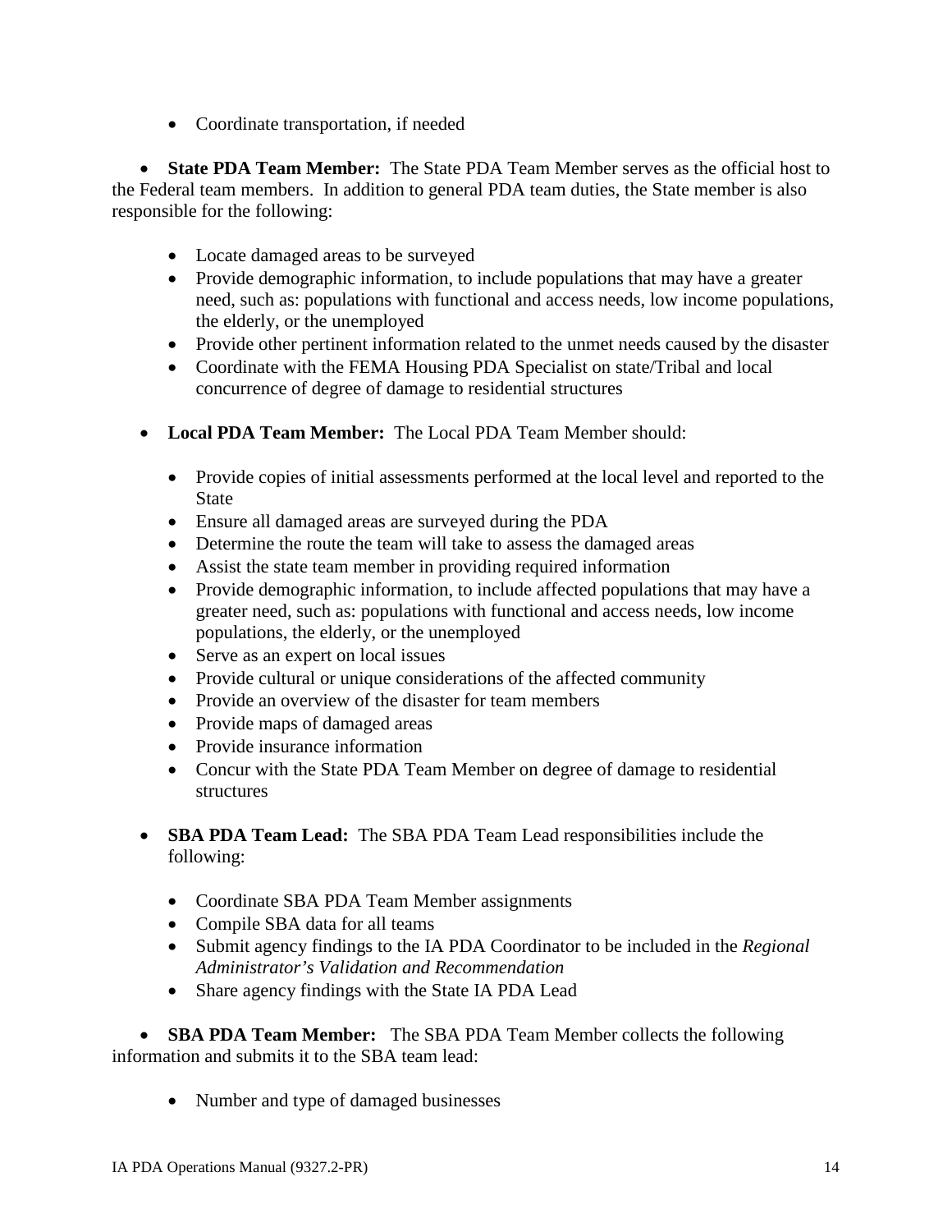- Coordinate transportation, if needed

- **State PDA Team Member:** The State PDA Team Member serves as the official host to the Federal team members. In addition to general PDA team duties, the State member is also responsible for the following:

  - Locate damaged areas to be surveyed
  - Provide demographic information, to include populations that may have a greater need, such as: populations with functional and access needs, low income populations, the elderly, or the unemployed
  - Provide other pertinent information related to the unmet needs caused by the disaster
  - Coordinate with the FEMA Housing PDA Specialist on state/Tribal and local concurrence of degree of damage to residential structures

- **Local PDA Team Member:** The Local PDA Team Member should:

  - Provide copies of initial assessments performed at the local level and reported to the State
  - Ensure all damaged areas are surveyed during the PDA
  - Determine the route the team will take to assess the damaged areas
  - Assist the state team member in providing required information
  - Provide demographic information, to include affected populations that may have a greater need, such as: populations with functional and access needs, low income populations, the elderly, or the unemployed
  - Serve as an expert on local issues
  - Provide cultural or unique considerations of the affected community
  - Provide an overview of the disaster for team members
  - Provide maps of damaged areas
  - Provide insurance information
  - Concur with the State PDA Team Member on degree of damage to residential structures

- **SBA PDA Team Lead:** The SBA PDA Team Lead responsibilities include the following:

  - Coordinate SBA PDA Team Member assignments
  - Compile SBA data for all teams
  - Submit agency findings to the IA PDA Coordinator to be included in the *Regional Administrator's Validation and Recommendation*
  - Share agency findings with the State IA PDA Lead

- **SBA PDA Team Member:** The SBA PDA Team Member collects the following information and submits it to the SBA team lead:

  - Number and type of damaged businesses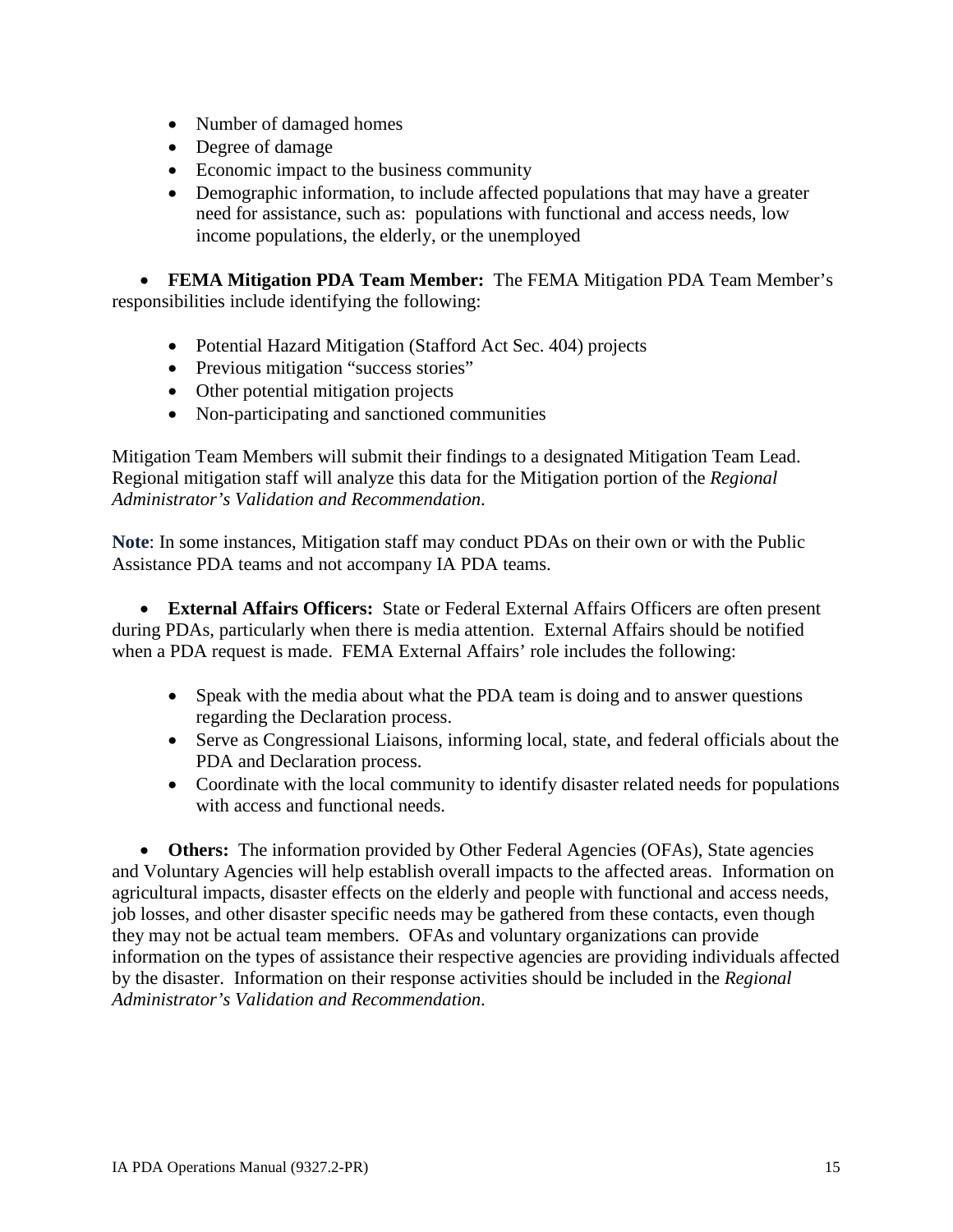- Number of damaged homes
- Degree of damage
- Economic impact to the business community
- Demographic information, to include affected populations that may have a greater need for assistance, such as: populations with functional and access needs, low income populations, the elderly, or the unemployed

- **FEMA Mitigation PDA Team Member:** The FEMA Mitigation PDA Team Member's responsibilities include identifying the following:

  - Potential Hazard Mitigation (Stafford Act Sec. 404) projects
  - Previous mitigation "success stories"
  - Other potential mitigation projects
  - Non-participating and sanctioned communities

Mitigation Team Members will submit their findings to a designated Mitigation Team Lead. Regional mitigation staff will analyze this data for the Mitigation portion of the *Regional Administrator's Validation and Recommendation*.

**Note**: In some instances, Mitigation staff may conduct PDAs on their own or with the Public Assistance PDA teams and not accompany IA PDA teams.

- **External Affairs Officers:** State or Federal External Affairs Officers are often present during PDAs, particularly when there is media attention. External Affairs should be notified when a PDA request is made. FEMA External Affairs' role includes the following:

  - Speak with the media about what the PDA team is doing and to answer questions regarding the Declaration process.
  - Serve as Congressional Liaisons, informing local, state, and federal officials about the PDA and Declaration process.
  - Coordinate with the local community to identify disaster related needs for populations with access and functional needs.

- **Others:** The information provided by Other Federal Agencies (OFAs), State agencies and Voluntary Agencies will help establish overall impacts to the affected areas. Information on agricultural impacts, disaster effects on the elderly and people with functional and access needs, job losses, and other disaster specific needs may be gathered from these contacts, even though they may not be actual team members. OFAs and voluntary organizations can provide information on the types of assistance their respective agencies are providing individuals affected by the disaster. Information on their response activities should be included in the *Regional Administrator's Validation and Recommendation*.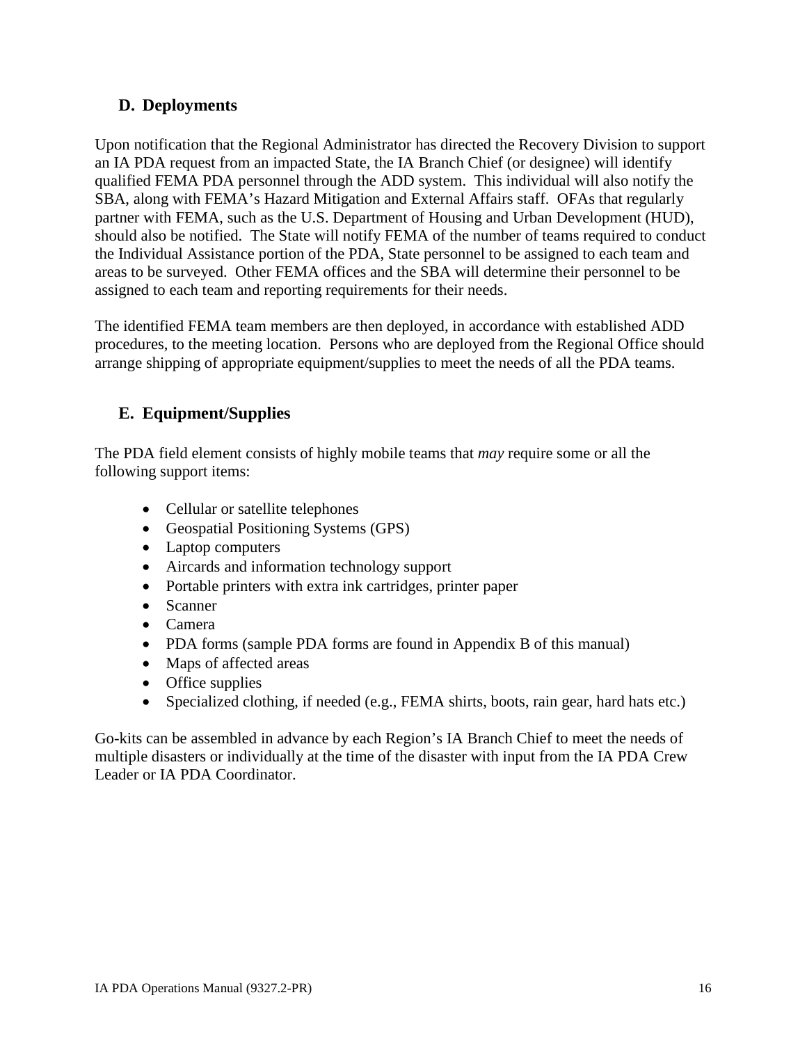## D. Deployments

Upon notification that the Regional Administrator has directed the Recovery Division to support an IA PDA request from an impacted State, the IA Branch Chief (or designee) will identify qualified FEMA PDA personnel through the ADD system. This individual will also notify the SBA, along with FEMA's Hazard Mitigation and External Affairs staff. OFAs that regularly partner with FEMA, such as the U.S. Department of Housing and Urban Development (HUD), should also be notified. The State will notify FEMA of the number of teams required to conduct the Individual Assistance portion of the PDA, State personnel to be assigned to each team and areas to be surveyed. Other FEMA offices and the SBA will determine their personnel to be assigned to each team and reporting requirements for their needs.

The identified FEMA team members are then deployed, in accordance with established ADD procedures, to the meeting location. Persons who are deployed from the Regional Office should arrange shipping of appropriate equipment/supplies to meet the needs of all the PDA teams.

## E. Equipment/Supplies

The PDA field element consists of highly mobile teams that *may* require some or all the following support items:

- Cellular or satellite telephones
- Geospatial Positioning Systems (GPS)
- Laptop computers
- Aircards and information technology support
- Portable printers with extra ink cartridges, printer paper
- Scanner
- Camera
- PDA forms (sample PDA forms are found in Appendix B of this manual)
- Maps of affected areas
- Office supplies
- Specialized clothing, if needed (e.g., FEMA shirts, boots, rain gear, hard hats etc.)

Go-kits can be assembled in advance by each Region's IA Branch Chief to meet the needs of multiple disasters or individually at the time of the disaster with input from the IA PDA Crew Leader or IA PDA Coordinator.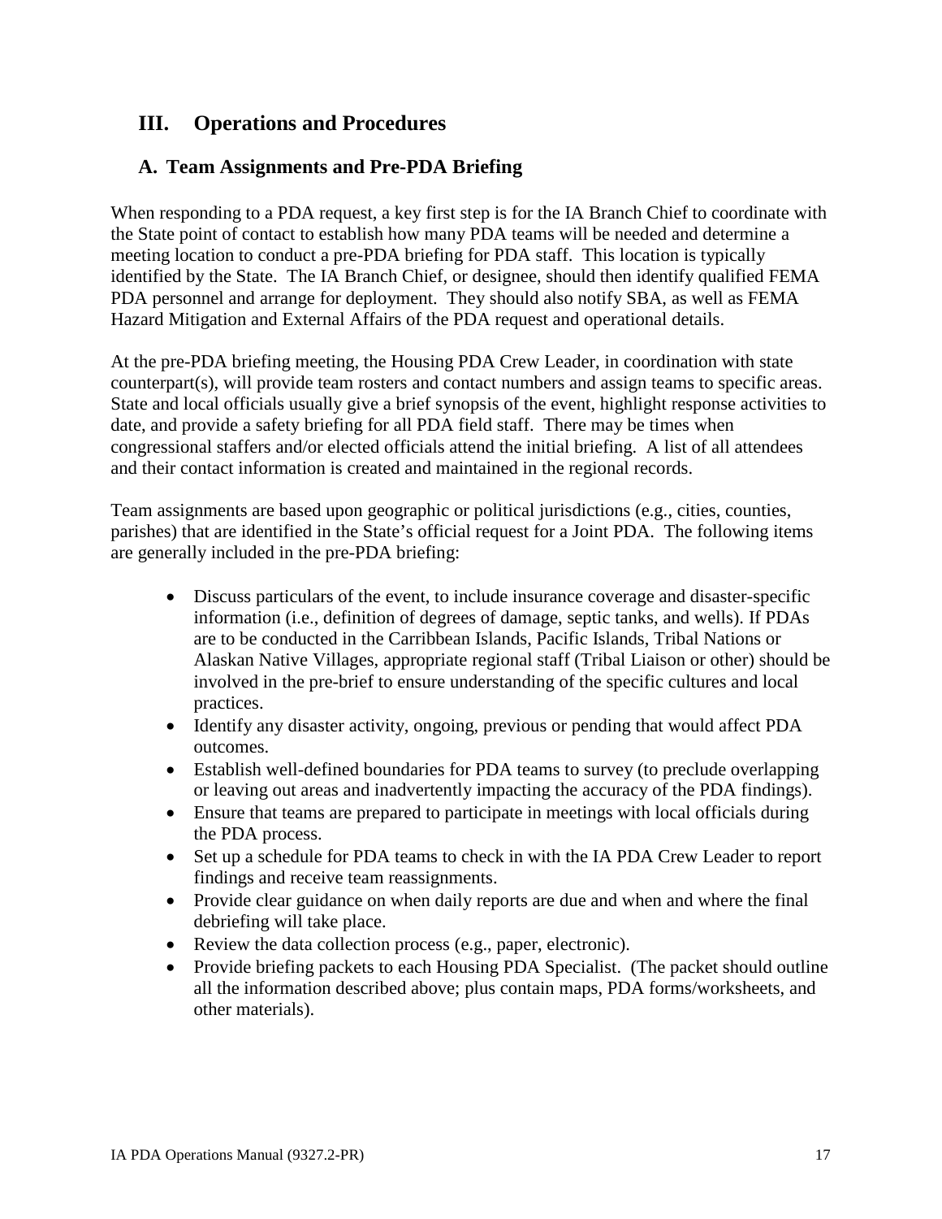## III. Operations and Procedures

### A. Team Assignments and Pre-PDA Briefing

When responding to a PDA request, a key first step is for the IA Branch Chief to coordinate with the State point of contact to establish how many PDA teams will be needed and determine a meeting location to conduct a pre-PDA briefing for PDA staff. This location is typically identified by the State. The IA Branch Chief, or designee, should then identify qualified FEMA PDA personnel and arrange for deployment. They should also notify SBA, as well as FEMA Hazard Mitigation and External Affairs of the PDA request and operational details.

At the pre-PDA briefing meeting, the Housing PDA Crew Leader, in coordination with state counterpart(s), will provide team rosters and contact numbers and assign teams to specific areas. State and local officials usually give a brief synopsis of the event, highlight response activities to date, and provide a safety briefing for all PDA field staff. There may be times when congressional staffers and/or elected officials attend the initial briefing. A list of all attendees and their contact information is created and maintained in the regional records.

Team assignments are based upon geographic or political jurisdictions (e.g., cities, counties, parishes) that are identified in the State's official request for a Joint PDA. The following items are generally included in the pre-PDA briefing:

- Discuss particulars of the event, to include insurance coverage and disaster-specific information (i.e., definition of degrees of damage, septic tanks, and wells). If PDAs are to be conducted in the Carribbean Islands, Pacific Islands, Tribal Nations or Alaskan Native Villages, appropriate regional staff (Tribal Liaison or other) should be involved in the pre-brief to ensure understanding of the specific cultures and local practices.
- Identify any disaster activity, ongoing, previous or pending that would affect PDA outcomes.
- Establish well-defined boundaries for PDA teams to survey (to preclude overlapping or leaving out areas and inadvertently impacting the accuracy of the PDA findings).
- Ensure that teams are prepared to participate in meetings with local officials during the PDA process.
- Set up a schedule for PDA teams to check in with the IA PDA Crew Leader to report findings and receive team reassignments.
- Provide clear guidance on when daily reports are due and when and where the final debriefing will take place.
- Review the data collection process (e.g., paper, electronic).
- Provide briefing packets to each Housing PDA Specialist. (The packet should outline all the information described above; plus contain maps, PDA forms/worksheets, and other materials).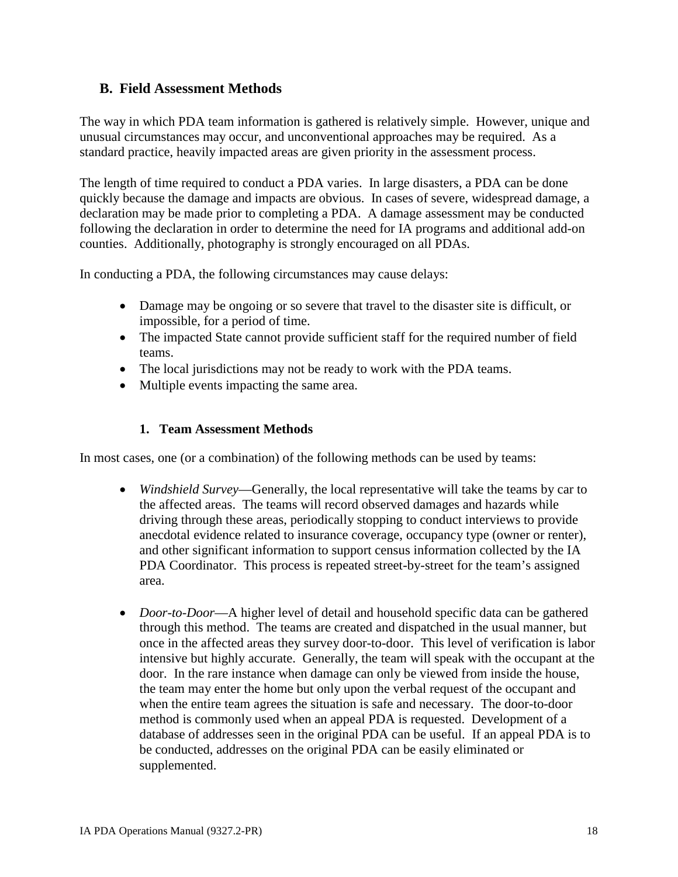## B. Field Assessment Methods

The way in which PDA team information is gathered is relatively simple. However, unique and unusual circumstances may occur, and unconventional approaches may be required. As a standard practice, heavily impacted areas are given priority in the assessment process.

The length of time required to conduct a PDA varies. In large disasters, a PDA can be done quickly because the damage and impacts are obvious. In cases of severe, widespread damage, a declaration may be made prior to completing a PDA. A damage assessment may be conducted following the declaration in order to determine the need for IA programs and additional add-on counties. Additionally, photography is strongly encouraged on all PDAs.

In conducting a PDA, the following circumstances may cause delays:

- Damage may be ongoing or so severe that travel to the disaster site is difficult, or impossible, for a period of time.
- The impacted State cannot provide sufficient staff for the required number of field teams.
- The local jurisdictions may not be ready to work with the PDA teams.
- Multiple events impacting the same area.

### 1. Team Assessment Methods

In most cases, one (or a combination) of the following methods can be used by teams:

- *Windshield Survey*—Generally, the local representative will take the teams by car to the affected areas. The teams will record observed damages and hazards while driving through these areas, periodically stopping to conduct interviews to provide anecdotal evidence related to insurance coverage, occupancy type (owner or renter), and other significant information to support census information collected by the IA PDA Coordinator. This process is repeated street-by-street for the team's assigned area.

- *Door-to-Door*—A higher level of detail and household specific data can be gathered through this method. The teams are created and dispatched in the usual manner, but once in the affected areas they survey door-to-door. This level of verification is labor intensive but highly accurate. Generally, the team will speak with the occupant at the door. In the rare instance when damage can only be viewed from inside the house, the team may enter the home but only upon the verbal request of the occupant and when the entire team agrees the situation is safe and necessary. The door-to-door method is commonly used when an appeal PDA is requested. Development of a database of addresses seen in the original PDA can be useful. If an appeal PDA is to be conducted, addresses on the original PDA can be easily eliminated or supplemented.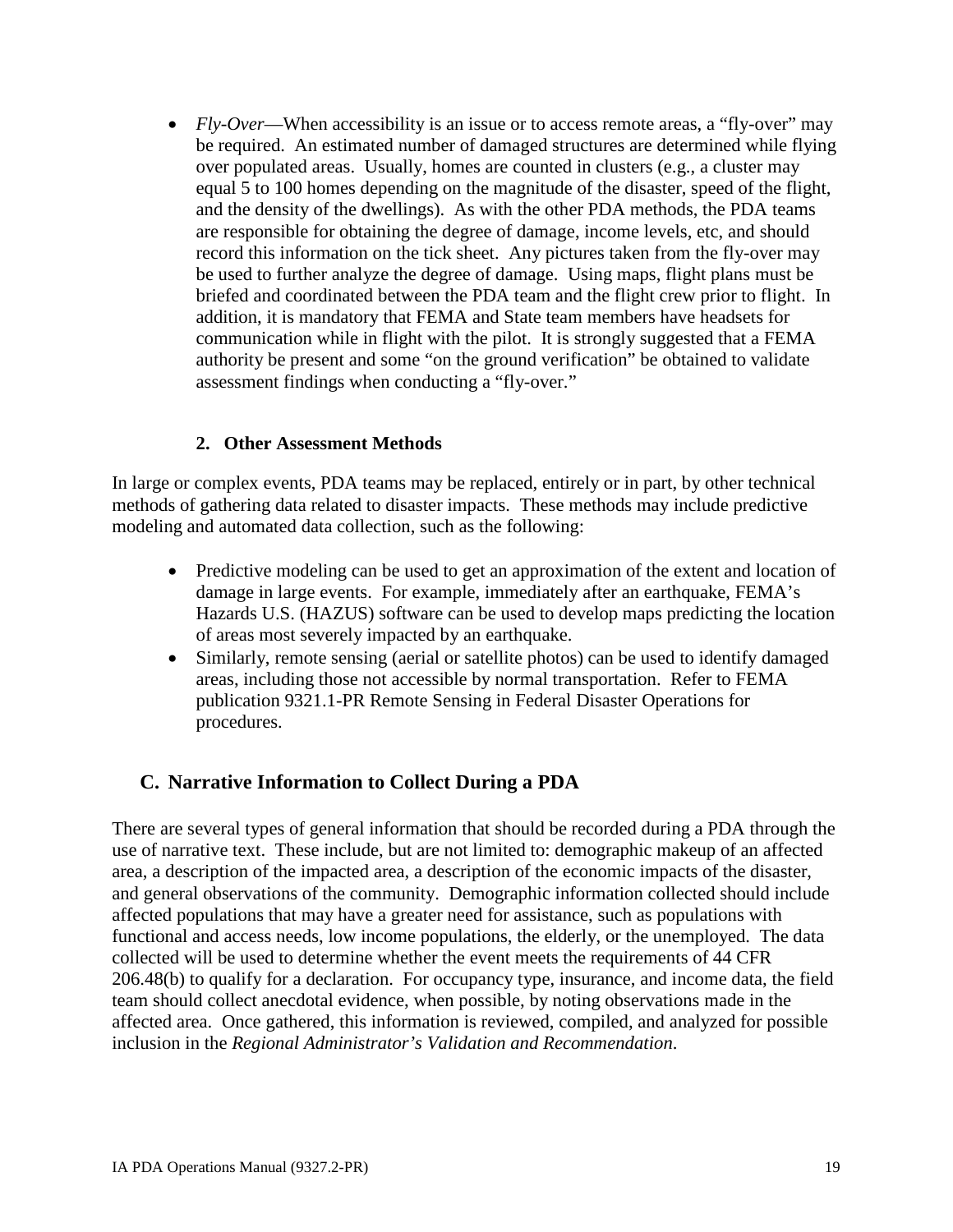- *Fly-Over*—When accessibility is an issue or to access remote areas, a "fly-over" may be required. An estimated number of damaged structures are determined while flying over populated areas. Usually, homes are counted in clusters (e.g., a cluster may equal 5 to 100 homes depending on the magnitude of the disaster, speed of the flight, and the density of the dwellings). As with the other PDA methods, the PDA teams are responsible for obtaining the degree of damage, income levels, etc, and should record this information on the tick sheet. Any pictures taken from the fly-over may be used to further analyze the degree of damage. Using maps, flight plans must be briefed and coordinated between the PDA team and the flight crew prior to flight. In addition, it is mandatory that FEMA and State team members have headsets for communication while in flight with the pilot. It is strongly suggested that a FEMA authority be present and some "on the ground verification" be obtained to validate assessment findings when conducting a "fly-over."

### 2. Other Assessment Methods

In large or complex events, PDA teams may be replaced, entirely or in part, by other technical methods of gathering data related to disaster impacts. These methods may include predictive modeling and automated data collection, such as the following:

- Predictive modeling can be used to get an approximation of the extent and location of damage in large events. For example, immediately after an earthquake, FEMA's Hazards U.S. (HAZUS) software can be used to develop maps predicting the location of areas most severely impacted by an earthquake.
- Similarly, remote sensing (aerial or satellite photos) can be used to identify damaged areas, including those not accessible by normal transportation. Refer to FEMA publication 9321.1-PR Remote Sensing in Federal Disaster Operations for procedures.

## C. Narrative Information to Collect During a PDA

There are several types of general information that should be recorded during a PDA through the use of narrative text. These include, but are not limited to: demographic makeup of an affected area, a description of the impacted area, a description of the economic impacts of the disaster, and general observations of the community. Demographic information collected should include affected populations that may have a greater need for assistance, such as populations with functional and access needs, low income populations, the elderly, or the unemployed. The data collected will be used to determine whether the event meets the requirements of 44 CFR 206.48(b) to qualify for a declaration. For occupancy type, insurance, and income data, the field team should collect anecdotal evidence, when possible, by noting observations made in the affected area. Once gathered, this information is reviewed, compiled, and analyzed for possible inclusion in the *Regional Administrator's Validation and Recommendation*.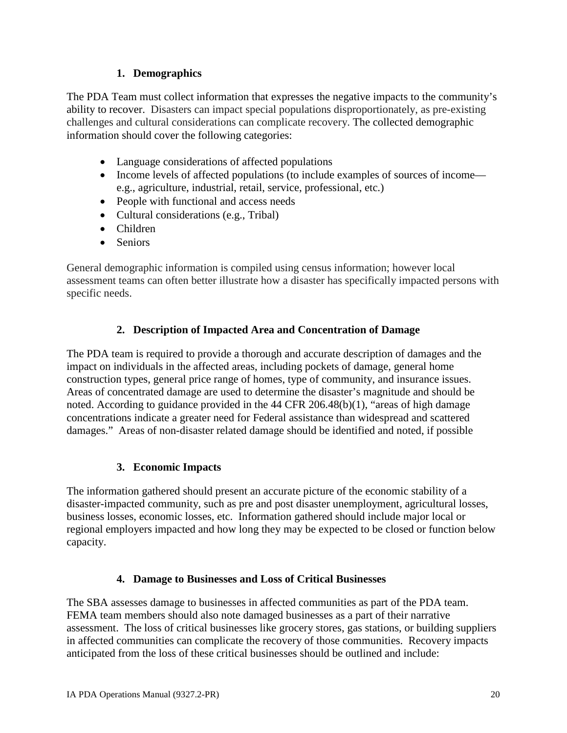### 1. Demographics

The PDA Team must collect information that expresses the negative impacts to the community's ability to recover. Disasters can impact special populations disproportionately, as pre-existing challenges and cultural considerations can complicate recovery. The collected demographic information should cover the following categories:

- Language considerations of affected populations
- Income levels of affected populations (to include examples of sources of income—e.g., agriculture, industrial, retail, service, professional, etc.)
- People with functional and access needs
- Cultural considerations (e.g., Tribal)
- Children
- Seniors

General demographic information is compiled using census information; however local assessment teams can often better illustrate how a disaster has specifically impacted persons with specific needs.

### 2. Description of Impacted Area and Concentration of Damage

The PDA team is required to provide a thorough and accurate description of damages and the impact on individuals in the affected areas, including pockets of damage, general home construction types, general price range of homes, type of community, and insurance issues. Areas of concentrated damage are used to determine the disaster's magnitude and should be noted. According to guidance provided in the 44 CFR 206.48(b)(1), "areas of high damage concentrations indicate a greater need for Federal assistance than widespread and scattered damages." Areas of non-disaster related damage should be identified and noted, if possible

### 3. Economic Impacts

The information gathered should present an accurate picture of the economic stability of a disaster-impacted community, such as pre and post disaster unemployment, agricultural losses, business losses, economic losses, etc. Information gathered should include major local or regional employers impacted and how long they may be expected to be closed or function below capacity.

### 4. Damage to Businesses and Loss of Critical Businesses

The SBA assesses damage to businesses in affected communities as part of the PDA team. FEMA team members should also note damaged businesses as a part of their narrative assessment. The loss of critical businesses like grocery stores, gas stations, or building suppliers in affected communities can complicate the recovery of those communities. Recovery impacts anticipated from the loss of these critical businesses should be outlined and include: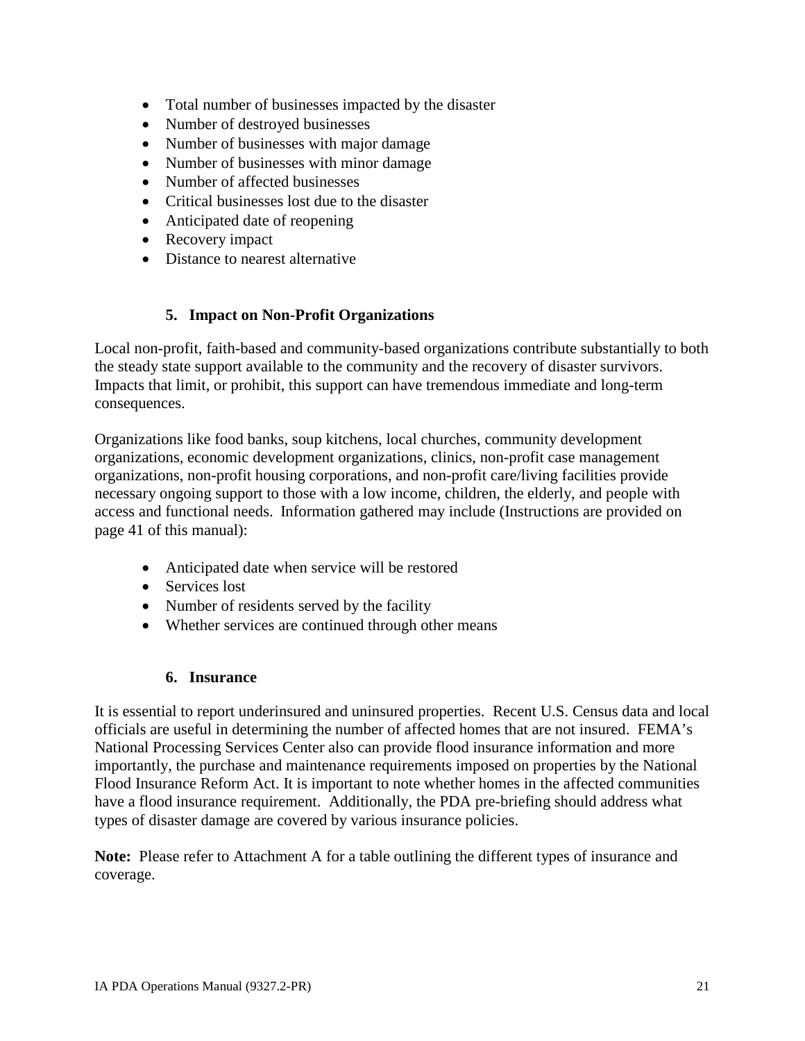- Total number of businesses impacted by the disaster
- Number of destroyed businesses
- Number of businesses with major damage
- Number of businesses with minor damage
- Number of affected businesses
- Critical businesses lost due to the disaster
- Anticipated date of reopening
- Recovery impact
- Distance to nearest alternative

### 5. Impact on Non-Profit Organizations

Local non-profit, faith-based and community-based organizations contribute substantially to both the steady state support available to the community and the recovery of disaster survivors. Impacts that limit, or prohibit, this support can have tremendous immediate and long-term consequences.

Organizations like food banks, soup kitchens, local churches, community development organizations, economic development organizations, clinics, non-profit case management organizations, non-profit housing corporations, and non-profit care/living facilities provide necessary ongoing support to those with a low income, children, the elderly, and people with access and functional needs. Information gathered may include (Instructions are provided on page 41 of this manual):

- Anticipated date when service will be restored
- Services lost
- Number of residents served by the facility
- Whether services are continued through other means

### 6. Insurance

It is essential to report underinsured and uninsured properties. Recent U.S. Census data and local officials are useful in determining the number of affected homes that are not insured. FEMA's National Processing Services Center also can provide flood insurance information and more importantly, the purchase and maintenance requirements imposed on properties by the National Flood Insurance Reform Act. It is important to note whether homes in the affected communities have a flood insurance requirement. Additionally, the PDA pre-briefing should address what types of disaster damage are covered by various insurance policies.

**Note:** Please refer to Attachment A for a table outlining the different types of insurance and coverage.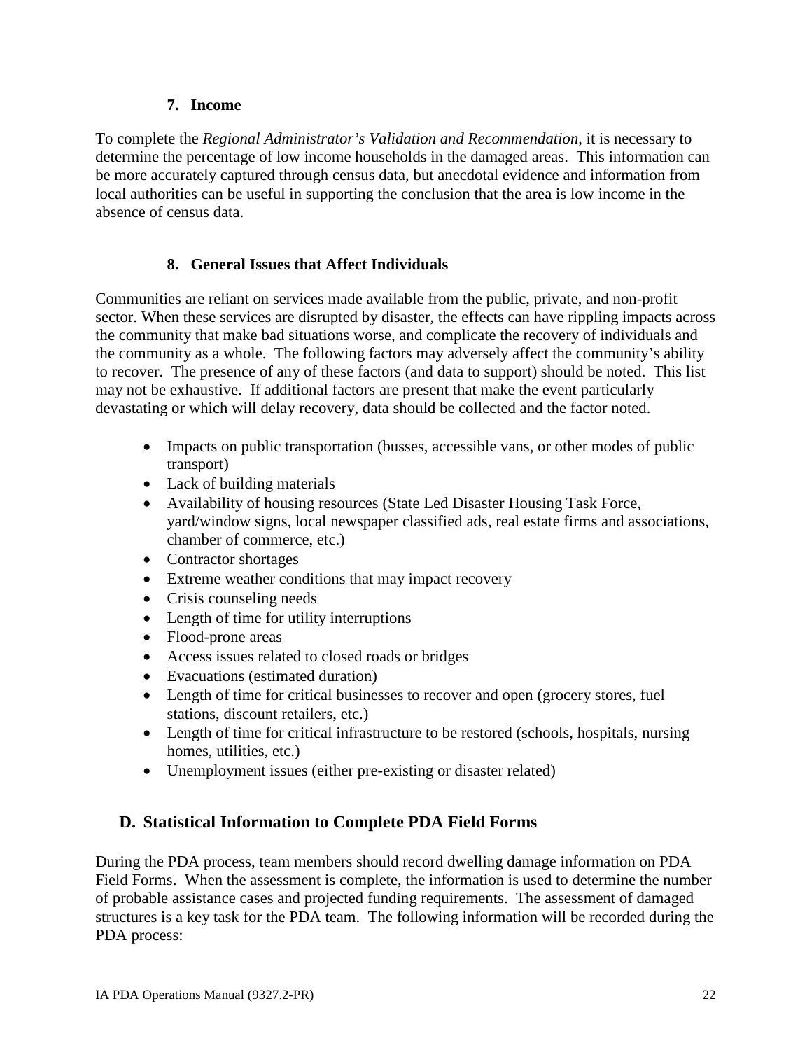#### 7. Income

To complete the *Regional Administrator's Validation and Recommendation*, it is necessary to determine the percentage of low income households in the damaged areas. This information can be more accurately captured through census data, but anecdotal evidence and information from local authorities can be useful in supporting the conclusion that the area is low income in the absence of census data.

#### 8. General Issues that Affect Individuals

Communities are reliant on services made available from the public, private, and non-profit sector. When these services are disrupted by disaster, the effects can have rippling impacts across the community that make bad situations worse, and complicate the recovery of individuals and the community as a whole. The following factors may adversely affect the community's ability to recover. The presence of any of these factors (and data to support) should be noted. This list may not be exhaustive. If additional factors are present that make the event particularly devastating or which will delay recovery, data should be collected and the factor noted.

- Impacts on public transportation (busses, accessible vans, or other modes of public transport)
- Lack of building materials
- Availability of housing resources (State Led Disaster Housing Task Force, yard/window signs, local newspaper classified ads, real estate firms and associations, chamber of commerce, etc.)
- Contractor shortages
- Extreme weather conditions that may impact recovery
- Crisis counseling needs
- Length of time for utility interruptions
- Flood-prone areas
- Access issues related to closed roads or bridges
- Evacuations (estimated duration)
- Length of time for critical businesses to recover and open (grocery stores, fuel stations, discount retailers, etc.)
- Length of time for critical infrastructure to be restored (schools, hospitals, nursing homes, utilities, etc.)
- Unemployment issues (either pre-existing or disaster related)

### D. Statistical Information to Complete PDA Field Forms

During the PDA process, team members should record dwelling damage information on PDA Field Forms. When the assessment is complete, the information is used to determine the number of probable assistance cases and projected funding requirements. The assessment of damaged structures is a key task for the PDA team. The following information will be recorded during the PDA process: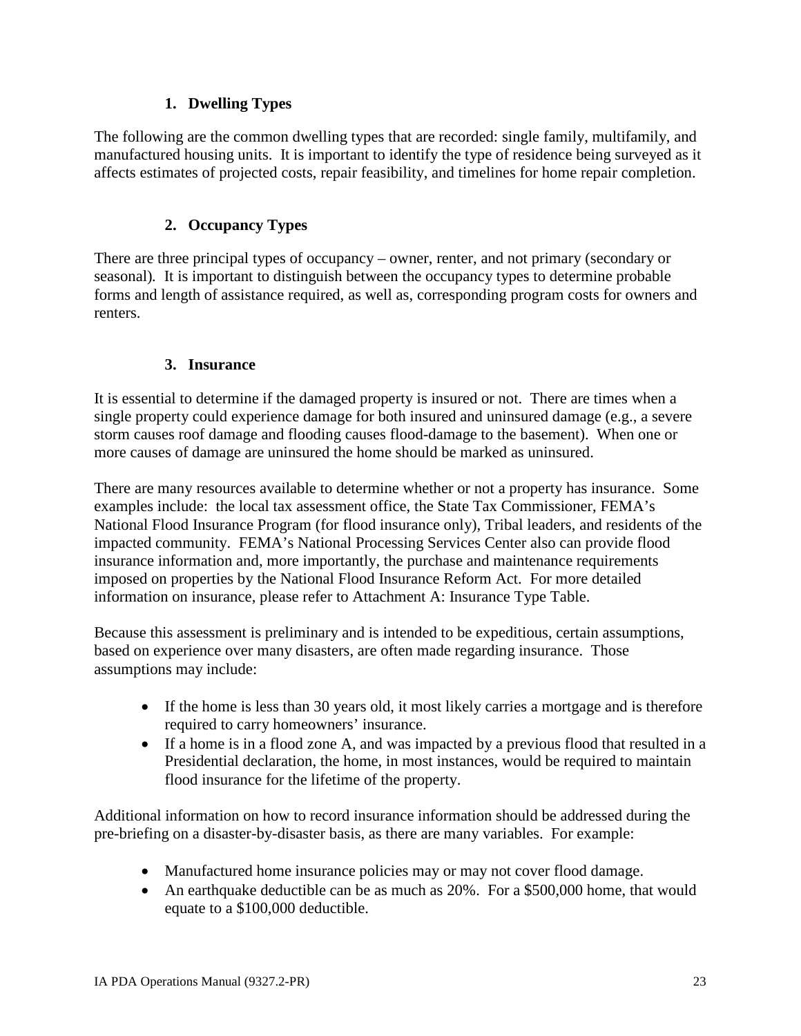### 1. Dwelling Types

The following are the common dwelling types that are recorded: single family, multifamily, and manufactured housing units. It is important to identify the type of residence being surveyed as it affects estimates of projected costs, repair feasibility, and timelines for home repair completion.

### 2. Occupancy Types

There are three principal types of occupancy – owner, renter, and not primary (secondary or seasonal). It is important to distinguish between the occupancy types to determine probable forms and length of assistance required, as well as, corresponding program costs for owners and renters.

### 3. Insurance

It is essential to determine if the damaged property is insured or not. There are times when a single property could experience damage for both insured and uninsured damage (e.g., a severe storm causes roof damage and flooding causes flood-damage to the basement). When one or more causes of damage are uninsured the home should be marked as uninsured.

There are many resources available to determine whether or not a property has insurance. Some examples include: the local tax assessment office, the State Tax Commissioner, FEMA's National Flood Insurance Program (for flood insurance only), Tribal leaders, and residents of the impacted community. FEMA's National Processing Services Center also can provide flood insurance information and, more importantly, the purchase and maintenance requirements imposed on properties by the National Flood Insurance Reform Act. For more detailed information on insurance, please refer to Attachment A: Insurance Type Table.

Because this assessment is preliminary and is intended to be expeditious, certain assumptions, based on experience over many disasters, are often made regarding insurance. Those assumptions may include:

- If the home is less than 30 years old, it most likely carries a mortgage and is therefore required to carry homeowners' insurance.
- If a home is in a flood zone A, and was impacted by a previous flood that resulted in a Presidential declaration, the home, in most instances, would be required to maintain flood insurance for the lifetime of the property.

Additional information on how to record insurance information should be addressed during the pre-briefing on a disaster-by-disaster basis, as there are many variables. For example:

- Manufactured home insurance policies may or may not cover flood damage.
- An earthquake deductible can be as much as 20%. For a $500,000 home, that would equate to a $100,000 deductible.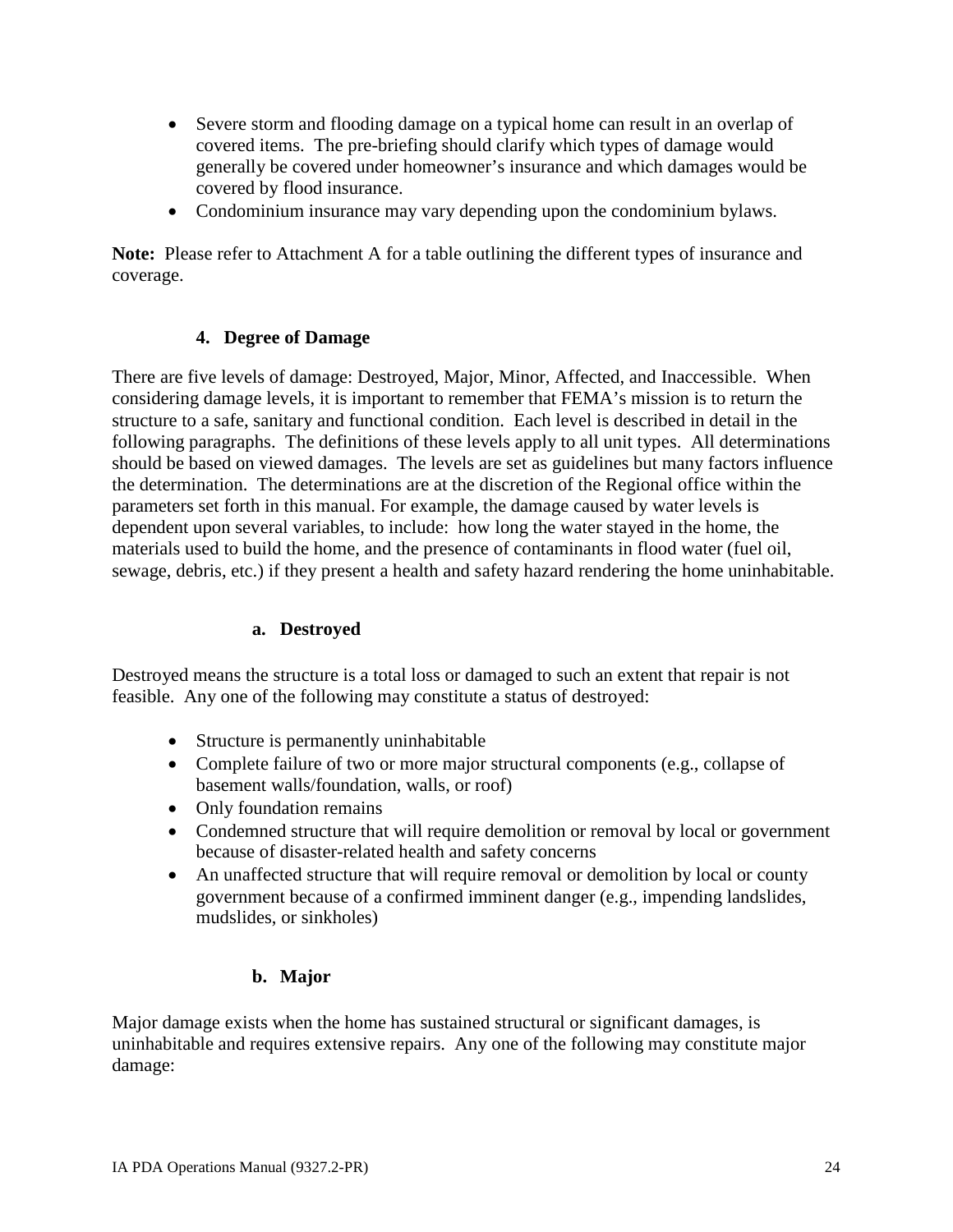- Severe storm and flooding damage on a typical home can result in an overlap of covered items. The pre-briefing should clarify which types of damage would generally be covered under homeowner's insurance and which damages would be covered by flood insurance.
- Condominium insurance may vary depending upon the condominium bylaws.

**Note:** Please refer to Attachment A for a table outlining the different types of insurance and coverage.

### 4. Degree of Damage

There are five levels of damage: Destroyed, Major, Minor, Affected, and Inaccessible. When considering damage levels, it is important to remember that FEMA's mission is to return the structure to a safe, sanitary and functional condition. Each level is described in detail in the following paragraphs. The definitions of these levels apply to all unit types. All determinations should be based on viewed damages. The levels are set as guidelines but many factors influence the determination. The determinations are at the discretion of the Regional office within the parameters set forth in this manual. For example, the damage caused by water levels is dependent upon several variables, to include: how long the water stayed in the home, the materials used to build the home, and the presence of contaminants in flood water (fuel oil, sewage, debris, etc.) if they present a health and safety hazard rendering the home uninhabitable.

#### a. Destroyed

Destroyed means the structure is a total loss or damaged to such an extent that repair is not feasible. Any one of the following may constitute a status of destroyed:

- Structure is permanently uninhabitable
- Complete failure of two or more major structural components (e.g., collapse of basement walls/foundation, walls, or roof)
- Only foundation remains
- Condemned structure that will require demolition or removal by local or government because of disaster-related health and safety concerns
- An unaffected structure that will require removal or demolition by local or county government because of a confirmed imminent danger (e.g., impending landslides, mudslides, or sinkholes)

#### b. Major

Major damage exists when the home has sustained structural or significant damages, is uninhabitable and requires extensive repairs. Any one of the following may constitute major damage: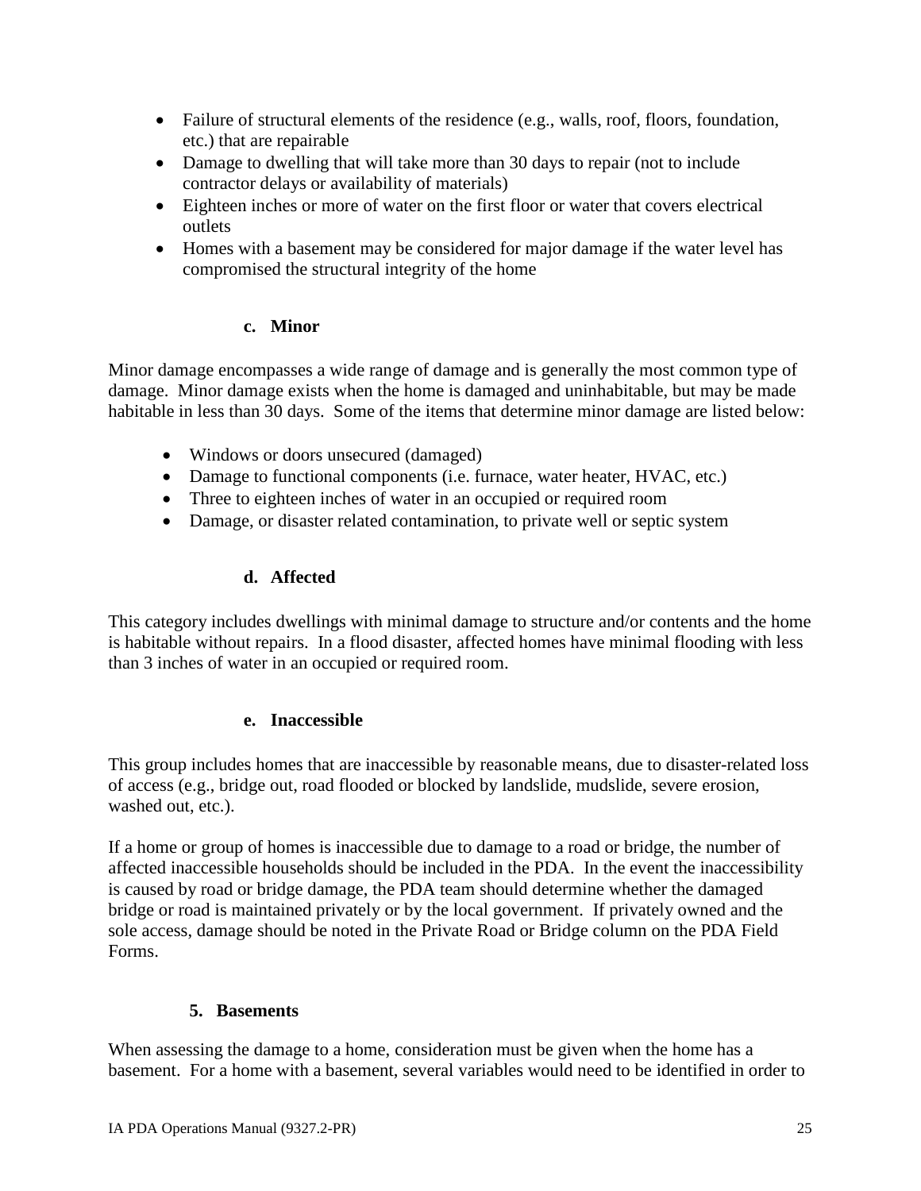- Failure of structural elements of the residence (e.g., walls, roof, floors, foundation, etc.) that are repairable
- Damage to dwelling that will take more than 30 days to repair (not to include contractor delays or availability of materials)
- Eighteen inches or more of water on the first floor or water that covers electrical outlets
- Homes with a basement may be considered for major damage if the water level has compromised the structural integrity of the home

#### c. Minor

Minor damage encompasses a wide range of damage and is generally the most common type of damage. Minor damage exists when the home is damaged and uninhabitable, but may be made habitable in less than 30 days. Some of the items that determine minor damage are listed below:

- Windows or doors unsecured (damaged)
- Damage to functional components (i.e. furnace, water heater, HVAC, etc.)
- Three to eighteen inches of water in an occupied or required room
- Damage, or disaster related contamination, to private well or septic system

#### d. Affected

This category includes dwellings with minimal damage to structure and/or contents and the home is habitable without repairs. In a flood disaster, affected homes have minimal flooding with less than 3 inches of water in an occupied or required room.

#### e. Inaccessible

This group includes homes that are inaccessible by reasonable means, due to disaster-related loss of access (e.g., bridge out, road flooded or blocked by landslide, mudslide, severe erosion, washed out, etc.).

If a home or group of homes is inaccessible due to damage to a road or bridge, the number of affected inaccessible households should be included in the PDA. In the event the inaccessibility is caused by road or bridge damage, the PDA team should determine whether the damaged bridge or road is maintained privately or by the local government. If privately owned and the sole access, damage should be noted in the Private Road or Bridge column on the PDA Field Forms.

### 5. Basements

When assessing the damage to a home, consideration must be given when the home has a basement. For a home with a basement, several variables would need to be identified in order to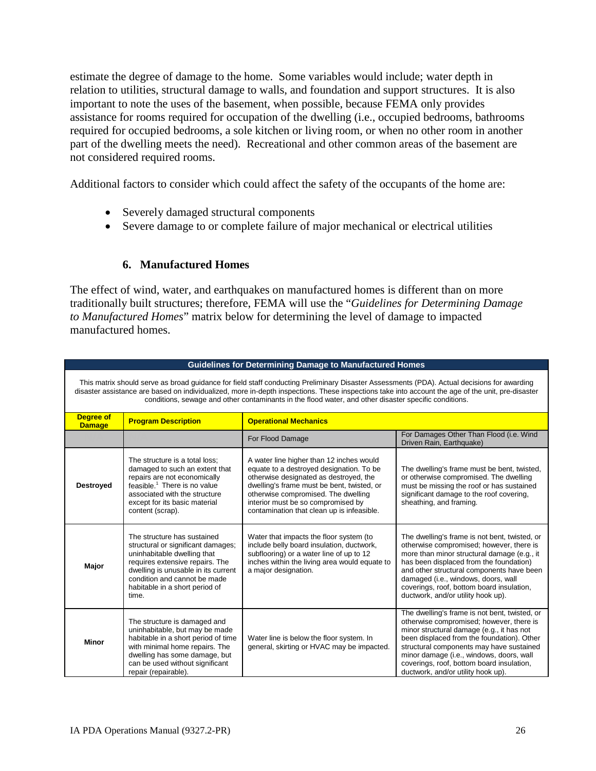estimate the degree of damage to the home. Some variables would include; water depth in relation to utilities, structural damage to walls, and foundation and support structures. It is also important to note the uses of the basement, when possible, because FEMA only provides assistance for rooms required for occupation of the dwelling (i.e., occupied bedrooms, bathrooms required for occupied bedrooms, a sole kitchen or living room, or when no other room in another part of the dwelling meets the need). Recreational and other common areas of the basement are not considered required rooms.

Additional factors to consider which could affect the safety of the occupants of the home are:

- Severely damaged structural components
- Severe damage to or complete failure of major mechanical or electrical utilities

### 6. Manufactured Homes

The effect of wind, water, and earthquakes on manufactured homes is different than on more traditionally built structures; therefore, FEMA will use the "*Guidelines for Determining Damage to Manufactured Homes*" matrix below for determining the level of damage to impacted manufactured homes.

**Guidelines for Determining Damage to Manufactured Homes**

This matrix should serve as broad guidance for field staff conducting Preliminary Disaster Assessments (PDA). Actual decisions for awarding disaster assistance are based on individualized, more in-depth inspections. These inspections take into account the age of the unit, pre-disaster conditions, sewage and other contaminants in the flood water, and other disaster specific conditions.

| Degree of Damage | Program Description | Operational Mechanics | |
|---|---|---|---|
| | | For Flood Damage | For Damages Other Than Flood (i.e. Wind Driven Rain, Earthquake) |
| **Destroyed** | The structure is a total loss; damaged to such an extent that repairs are not economically feasible.[1] There is no value associated with the structure except for its basic material content (scrap). | A water line higher than 12 inches would equate to a destroyed designation. To be otherwise designated as destroyed, the dwelling's frame must be bent, twisted, or otherwise compromised. The dwelling interior must be so compromised by contamination that clean up is infeasible. | The dwelling's frame must be bent, twisted, or otherwise compromised. The dwelling must be missing the roof or has sustained significant damage to the roof covering, sheathing, and framing. |
| **Major** | The structure has sustained structural or significant damages; uninhabitable dwelling that requires extensive repairs. The dwelling is unusable in its current condition and cannot be made habitable in a short period of time. | Water that impacts the floor system (to include belly board insulation, ductwork, subflooring) or a water line of up to 12 inches within the living area would equate to a major designation. | The dwelling's frame is not bent, twisted, or otherwise compromised; however, there is more than minor structural damage (e.g., it has been displaced from the foundation) and other structural components have been damaged (i.e., windows, doors, wall coverings, roof, bottom board insulation, ductwork, and/or utility hook up). |
| **Minor** | The structure is damaged and uninhabitable, but may be made habitable in a short period of time with minimal home repairs. The dwelling has some damage, but can be used without significant repair (repairable). | Water line is below the floor system. In general, skirting or HVAC may be impacted. | The dwelling's frame is not bent, twisted, or otherwise compromised; however, there is minor structural damage (e.g., it has not been displaced from the foundation). Other structural components may have sustained minor damage (i.e., windows, doors, wall coverings, roof, bottom board insulation, ductwork, and/or utility hook up). |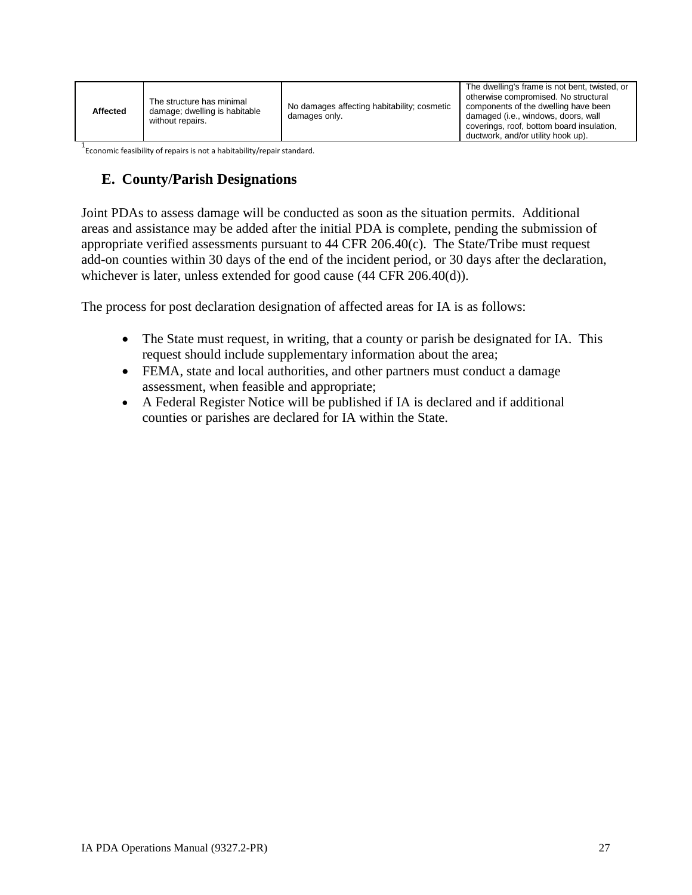| Affected | The structure has minimal damage; dwelling is habitable without repairs. | No damages affecting habitability; cosmetic damages only. | The dwelling's frame is not bent, twisted, or otherwise compromised. No structural components of the dwelling have been damaged (i.e., windows, doors, wall coverings, roof, bottom board insulation, ductwork, and/or utility hook up). |
|---|---|---|---|

[1] Economic feasibility of repairs is not a habitability/repair standard.

## E. County/Parish Designations

Joint PDAs to assess damage will be conducted as soon as the situation permits. Additional areas and assistance may be added after the initial PDA is complete, pending the submission of appropriate verified assessments pursuant to 44 CFR 206.40(c). The State/Tribe must request add-on counties within 30 days of the end of the incident period, or 30 days after the declaration, whichever is later, unless extended for good cause (44 CFR 206.40(d)).

The process for post declaration designation of affected areas for IA is as follows:

- The State must request, in writing, that a county or parish be designated for IA. This request should include supplementary information about the area;
- FEMA, state and local authorities, and other partners must conduct a damage assessment, when feasible and appropriate;
- A Federal Register Notice will be published if IA is declared and if additional counties or parishes are declared for IA within the State.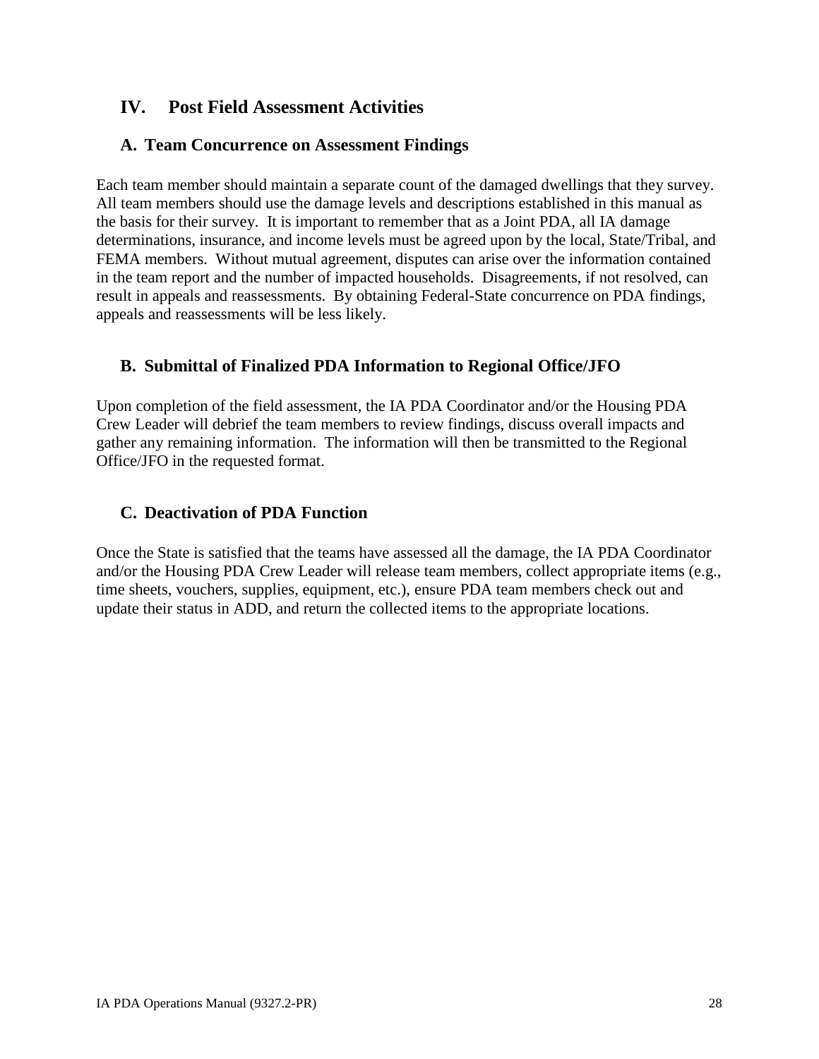# IV. Post Field Assessment Activities

## A. Team Concurrence on Assessment Findings

Each team member should maintain a separate count of the damaged dwellings that they survey. All team members should use the damage levels and descriptions established in this manual as the basis for their survey. It is important to remember that as a Joint PDA, all IA damage determinations, insurance, and income levels must be agreed upon by the local, State/Tribal, and FEMA members. Without mutual agreement, disputes can arise over the information contained in the team report and the number of impacted households. Disagreements, if not resolved, can result in appeals and reassessments. By obtaining Federal-State concurrence on PDA findings, appeals and reassessments will be less likely.

## B. Submittal of Finalized PDA Information to Regional Office/JFO

Upon completion of the field assessment, the IA PDA Coordinator and/or the Housing PDA Crew Leader will debrief the team members to review findings, discuss overall impacts and gather any remaining information. The information will then be transmitted to the Regional Office/JFO in the requested format.

## C. Deactivation of PDA Function

Once the State is satisfied that the teams have assessed all the damage, the IA PDA Coordinator and/or the Housing PDA Crew Leader will release team members, collect appropriate items (e.g., time sheets, vouchers, supplies, equipment, etc.), ensure PDA team members check out and update their status in ADD, and return the collected items to the appropriate locations.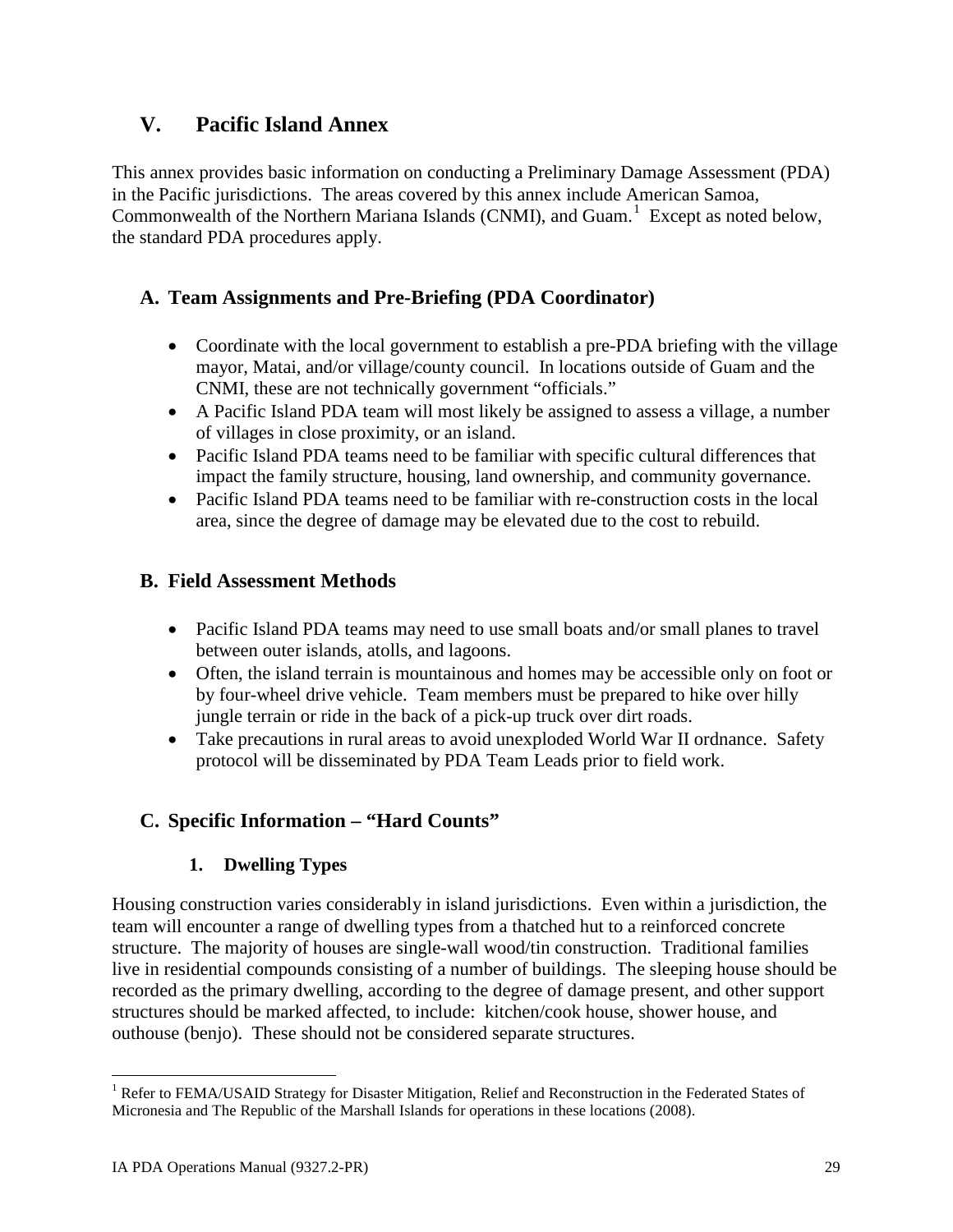## V. Pacific Island Annex

This annex provides basic information on conducting a Preliminary Damage Assessment (PDA) in the Pacific jurisdictions. The areas covered by this annex include American Samoa, Commonwealth of the Northern Mariana Islands (CNMI), and Guam.[1] Except as noted below, the standard PDA procedures apply.

### A. Team Assignments and Pre-Briefing (PDA Coordinator)

- Coordinate with the local government to establish a pre-PDA briefing with the village mayor, Matai, and/or village/county council. In locations outside of Guam and the CNMI, these are not technically government "officials."
- A Pacific Island PDA team will most likely be assigned to assess a village, a number of villages in close proximity, or an island.
- Pacific Island PDA teams need to be familiar with specific cultural differences that impact the family structure, housing, land ownership, and community governance.
- Pacific Island PDA teams need to be familiar with re-construction costs in the local area, since the degree of damage may be elevated due to the cost to rebuild.

### B. Field Assessment Methods

- Pacific Island PDA teams may need to use small boats and/or small planes to travel between outer islands, atolls, and lagoons.
- Often, the island terrain is mountainous and homes may be accessible only on foot or by four-wheel drive vehicle. Team members must be prepared to hike over hilly jungle terrain or ride in the back of a pick-up truck over dirt roads.
- Take precautions in rural areas to avoid unexploded World War II ordnance. Safety protocol will be disseminated by PDA Team Leads prior to field work.

### C. Specific Information – "Hard Counts"

#### 1. Dwelling Types

Housing construction varies considerably in island jurisdictions. Even within a jurisdiction, the team will encounter a range of dwelling types from a thatched hut to a reinforced concrete structure. The majority of houses are single-wall wood/tin construction. Traditional families live in residential compounds consisting of a number of buildings. The sleeping house should be recorded as the primary dwelling, according to the degree of damage present, and other support structures should be marked affected, to include: kitchen/cook house, shower house, and outhouse (benjo). These should not be considered separate structures.

---

[1] Refer to FEMA/USAID Strategy for Disaster Mitigation, Relief and Reconstruction in the Federated States of Micronesia and The Republic of the Marshall Islands for operations in these locations (2008).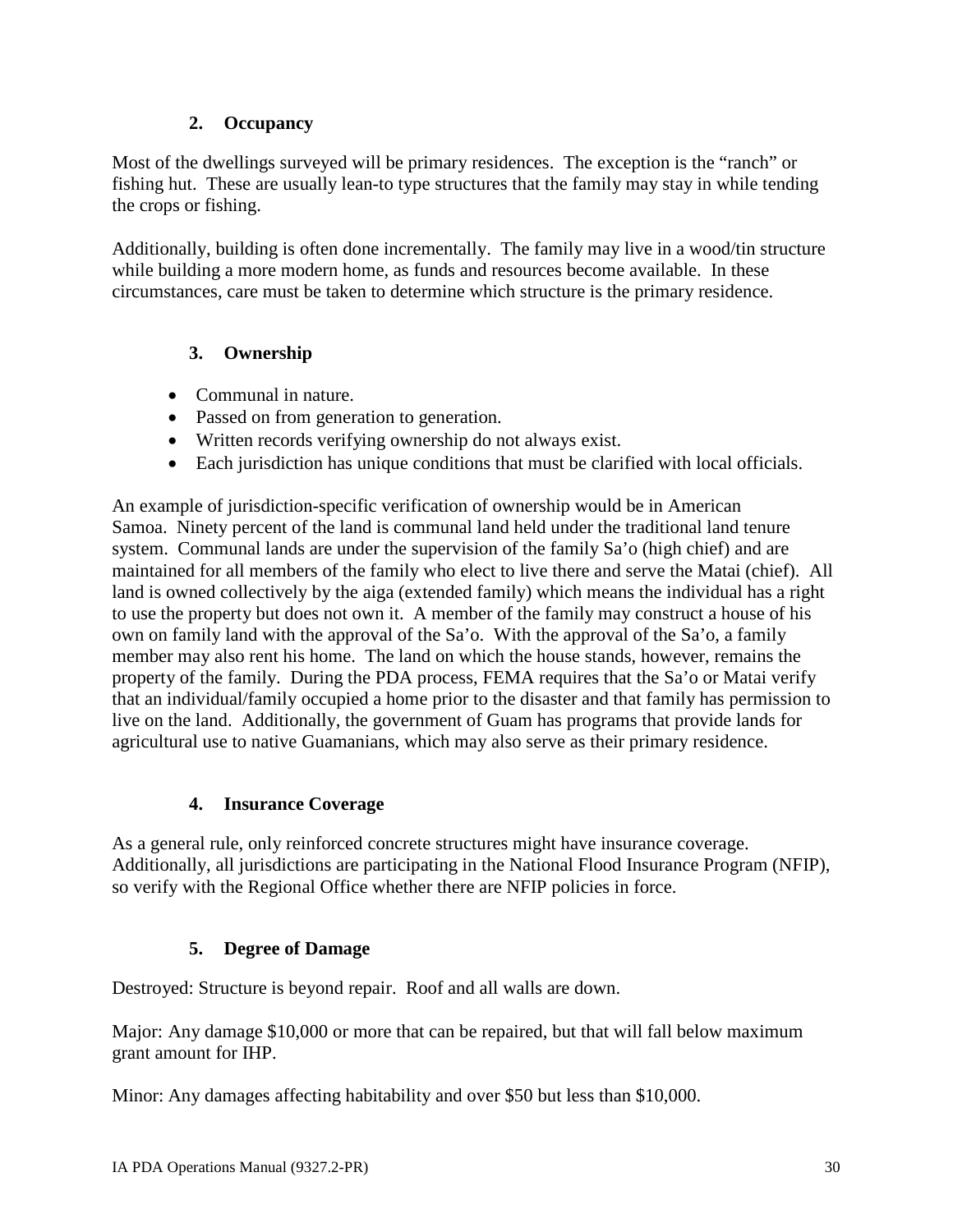### 2. Occupancy

Most of the dwellings surveyed will be primary residences. The exception is the "ranch" or fishing hut. These are usually lean-to type structures that the family may stay in while tending the crops or fishing.

Additionally, building is often done incrementally. The family may live in a wood/tin structure while building a more modern home, as funds and resources become available. In these circumstances, care must be taken to determine which structure is the primary residence.

### 3. Ownership

- Communal in nature.
- Passed on from generation to generation.
- Written records verifying ownership do not always exist.
- Each jurisdiction has unique conditions that must be clarified with local officials.

An example of jurisdiction-specific verification of ownership would be in American Samoa. Ninety percent of the land is communal land held under the traditional land tenure system. Communal lands are under the supervision of the family Sa'o (high chief) and are maintained for all members of the family who elect to live there and serve the Matai (chief). All land is owned collectively by the aiga (extended family) which means the individual has a right to use the property but does not own it. A member of the family may construct a house of his own on family land with the approval of the Sa'o. With the approval of the Sa'o, a family member may also rent his home. The land on which the house stands, however, remains the property of the family. During the PDA process, FEMA requires that the Sa'o or Matai verify that an individual/family occupied a home prior to the disaster and that family has permission to live on the land. Additionally, the government of Guam has programs that provide lands for agricultural use to native Guamanians, which may also serve as their primary residence.

### 4. Insurance Coverage

As a general rule, only reinforced concrete structures might have insurance coverage. Additionally, all jurisdictions are participating in the National Flood Insurance Program (NFIP), so verify with the Regional Office whether there are NFIP policies in force.

### 5. Degree of Damage

Destroyed: Structure is beyond repair. Roof and all walls are down.

Major: Any damage $10,000 or more that can be repaired, but that will fall below maximum grant amount for IHP.

Minor: Any damages affecting habitability and over $50 but less than $10,000.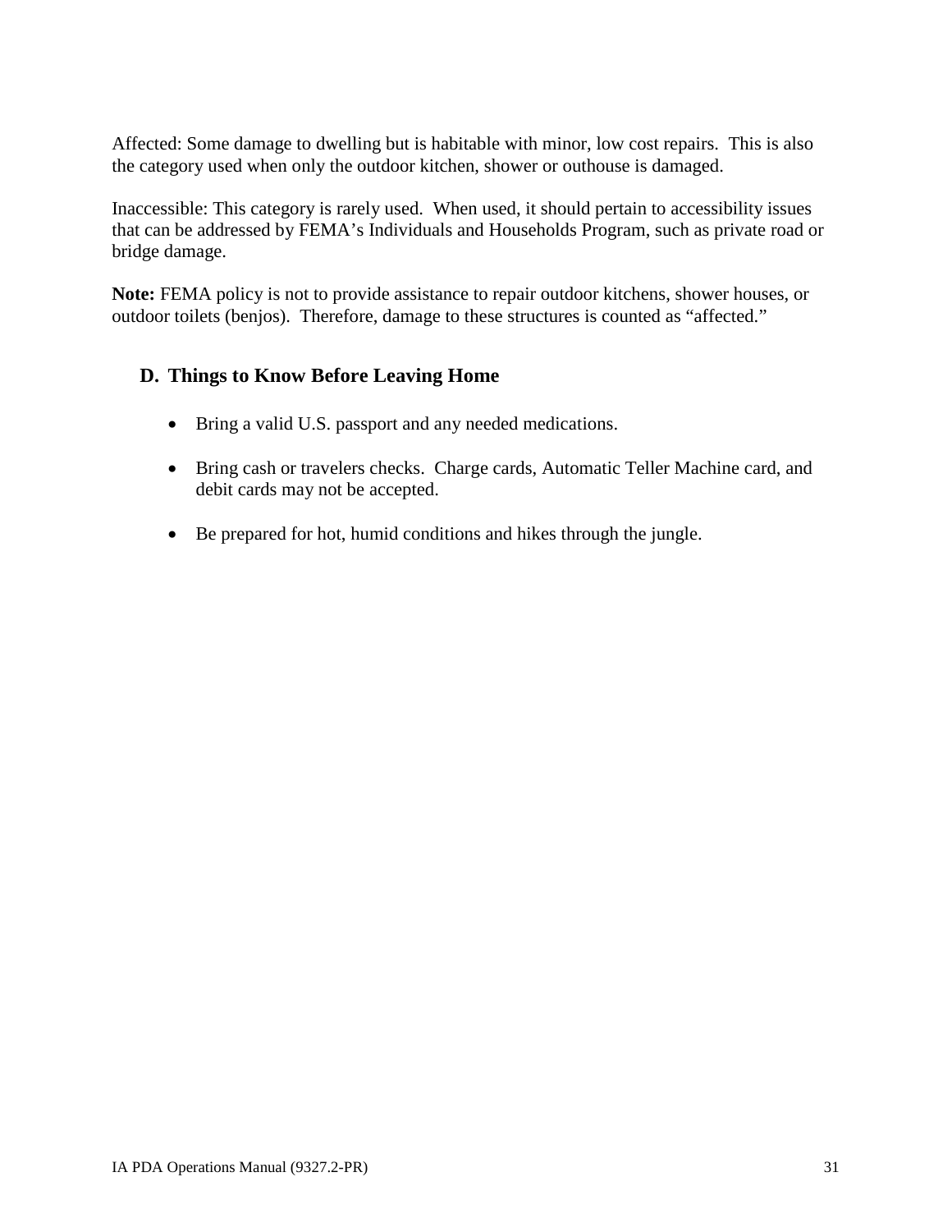Affected: Some damage to dwelling but is habitable with minor, low cost repairs. This is also the category used when only the outdoor kitchen, shower or outhouse is damaged.

Inaccessible: This category is rarely used. When used, it should pertain to accessibility issues that can be addressed by FEMA's Individuals and Households Program, such as private road or bridge damage.

**Note:** FEMA policy is not to provide assistance to repair outdoor kitchens, shower houses, or outdoor toilets (benjos). Therefore, damage to these structures is counted as "affected."

## D. Things to Know Before Leaving Home

- Bring a valid U.S. passport and any needed medications.

- Bring cash or travelers checks. Charge cards, Automatic Teller Machine card, and debit cards may not be accepted.

- Be prepared for hot, humid conditions and hikes through the jungle.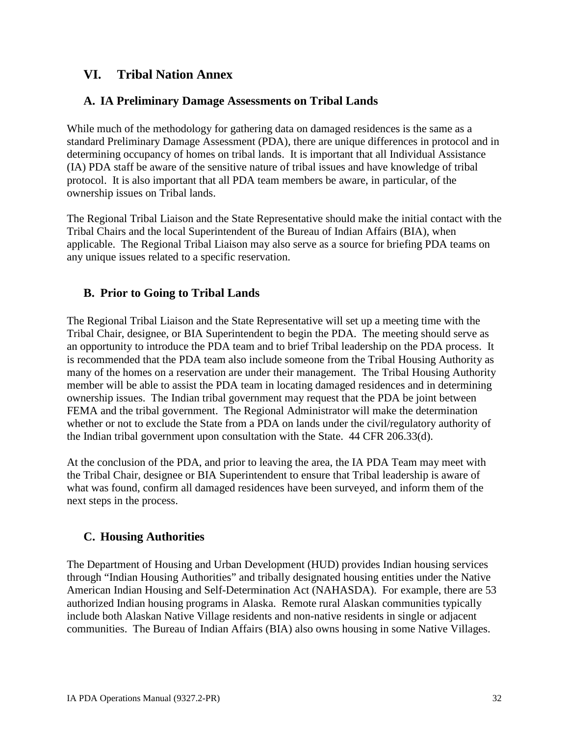# VI. Tribal Nation Annex

## A. IA Preliminary Damage Assessments on Tribal Lands

While much of the methodology for gathering data on damaged residences is the same as a standard Preliminary Damage Assessment (PDA), there are unique differences in protocol and in determining occupancy of homes on tribal lands. It is important that all Individual Assistance (IA) PDA staff be aware of the sensitive nature of tribal issues and have knowledge of tribal protocol. It is also important that all PDA team members be aware, in particular, of the ownership issues on Tribal lands.

The Regional Tribal Liaison and the State Representative should make the initial contact with the Tribal Chairs and the local Superintendent of the Bureau of Indian Affairs (BIA), when applicable. The Regional Tribal Liaison may also serve as a source for briefing PDA teams on any unique issues related to a specific reservation.

## B. Prior to Going to Tribal Lands

The Regional Tribal Liaison and the State Representative will set up a meeting time with the Tribal Chair, designee, or BIA Superintendent to begin the PDA. The meeting should serve as an opportunity to introduce the PDA team and to brief Tribal leadership on the PDA process. It is recommended that the PDA team also include someone from the Tribal Housing Authority as many of the homes on a reservation are under their management. The Tribal Housing Authority member will be able to assist the PDA team in locating damaged residences and in determining ownership issues. The Indian tribal government may request that the PDA be joint between FEMA and the tribal government. The Regional Administrator will make the determination whether or not to exclude the State from a PDA on lands under the civil/regulatory authority of the Indian tribal government upon consultation with the State. 44 CFR 206.33(d).

At the conclusion of the PDA, and prior to leaving the area, the IA PDA Team may meet with the Tribal Chair, designee or BIA Superintendent to ensure that Tribal leadership is aware of what was found, confirm all damaged residences have been surveyed, and inform them of the next steps in the process.

## C. Housing Authorities

The Department of Housing and Urban Development (HUD) provides Indian housing services through "Indian Housing Authorities" and tribally designated housing entities under the Native American Indian Housing and Self-Determination Act (NAHASDA). For example, there are 53 authorized Indian housing programs in Alaska. Remote rural Alaskan communities typically include both Alaskan Native Village residents and non-native residents in single or adjacent communities. The Bureau of Indian Affairs (BIA) also owns housing in some Native Villages.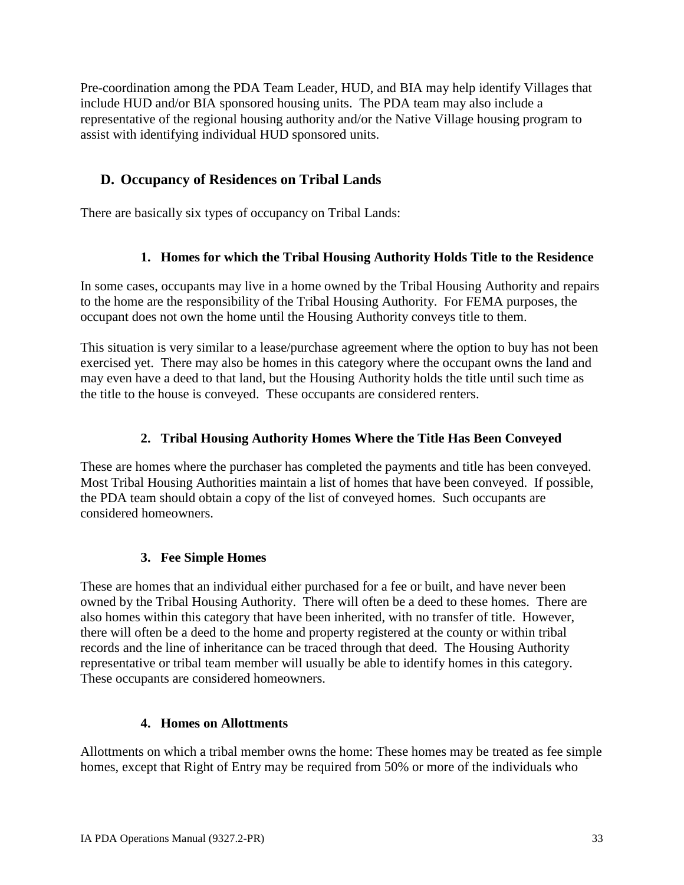Pre-coordination among the PDA Team Leader, HUD, and BIA may help identify Villages that include HUD and/or BIA sponsored housing units. The PDA team may also include a representative of the regional housing authority and/or the Native Village housing program to assist with identifying individual HUD sponsored units.

## D. Occupancy of Residences on Tribal Lands

There are basically six types of occupancy on Tribal Lands:

### 1. Homes for which the Tribal Housing Authority Holds Title to the Residence

In some cases, occupants may live in a home owned by the Tribal Housing Authority and repairs to the home are the responsibility of the Tribal Housing Authority. For FEMA purposes, the occupant does not own the home until the Housing Authority conveys title to them.

This situation is very similar to a lease/purchase agreement where the option to buy has not been exercised yet. There may also be homes in this category where the occupant owns the land and may even have a deed to that land, but the Housing Authority holds the title until such time as the title to the house is conveyed. These occupants are considered renters.

### 2. Tribal Housing Authority Homes Where the Title Has Been Conveyed

These are homes where the purchaser has completed the payments and title has been conveyed. Most Tribal Housing Authorities maintain a list of homes that have been conveyed. If possible, the PDA team should obtain a copy of the list of conveyed homes. Such occupants are considered homeowners.

### 3. Fee Simple Homes

These are homes that an individual either purchased for a fee or built, and have never been owned by the Tribal Housing Authority. There will often be a deed to these homes. There are also homes within this category that have been inherited, with no transfer of title. However, there will often be a deed to the home and property registered at the county or within tribal records and the line of inheritance can be traced through that deed. The Housing Authority representative or tribal team member will usually be able to identify homes in this category. These occupants are considered homeowners.

### 4. Homes on Allottments

Allottments on which a tribal member owns the home: These homes may be treated as fee simple homes, except that Right of Entry may be required from 50% or more of the individuals who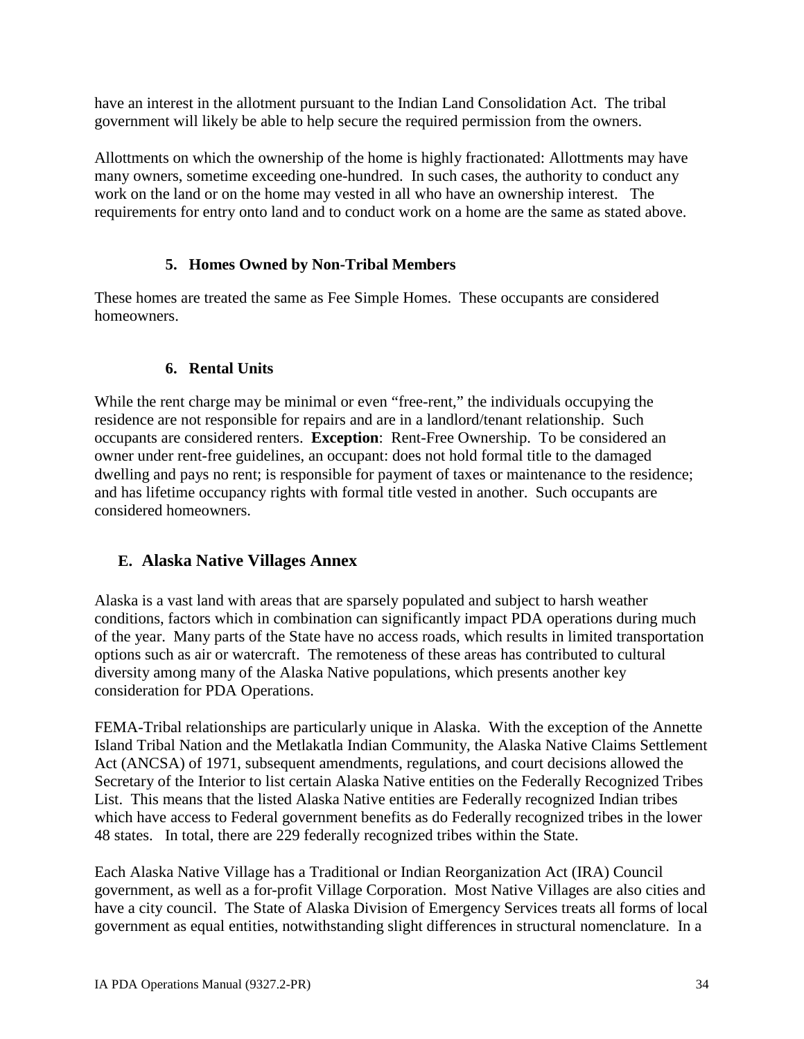have an interest in the allotment pursuant to the Indian Land Consolidation Act. The tribal government will likely be able to help secure the required permission from the owners.

Allottments on which the ownership of the home is highly fractionated: Allottments may have many owners, sometime exceeding one-hundred. In such cases, the authority to conduct any work on the land or on the home may vested in all who have an ownership interest. The requirements for entry onto land and to conduct work on a home are the same as stated above.

### 5. Homes Owned by Non-Tribal Members

These homes are treated the same as Fee Simple Homes. These occupants are considered homeowners.

### 6. Rental Units

While the rent charge may be minimal or even "free-rent," the individuals occupying the residence are not responsible for repairs and are in a landlord/tenant relationship. Such occupants are considered renters. **Exception**: Rent-Free Ownership. To be considered an owner under rent-free guidelines, an occupant: does not hold formal title to the damaged dwelling and pays no rent; is responsible for payment of taxes or maintenance to the residence; and has lifetime occupancy rights with formal title vested in another. Such occupants are considered homeowners.

## E. Alaska Native Villages Annex

Alaska is a vast land with areas that are sparsely populated and subject to harsh weather conditions, factors which in combination can significantly impact PDA operations during much of the year. Many parts of the State have no access roads, which results in limited transportation options such as air or watercraft. The remoteness of these areas has contributed to cultural diversity among many of the Alaska Native populations, which presents another key consideration for PDA Operations.

FEMA-Tribal relationships are particularly unique in Alaska. With the exception of the Annette Island Tribal Nation and the Metlakatla Indian Community, the Alaska Native Claims Settlement Act (ANCSA) of 1971, subsequent amendments, regulations, and court decisions allowed the Secretary of the Interior to list certain Alaska Native entities on the Federally Recognized Tribes List. This means that the listed Alaska Native entities are Federally recognized Indian tribes which have access to Federal government benefits as do Federally recognized tribes in the lower 48 states. In total, there are 229 federally recognized tribes within the State.

Each Alaska Native Village has a Traditional or Indian Reorganization Act (IRA) Council government, as well as a for-profit Village Corporation. Most Native Villages are also cities and have a city council. The State of Alaska Division of Emergency Services treats all forms of local government as equal entities, notwithstanding slight differences in structural nomenclature. In a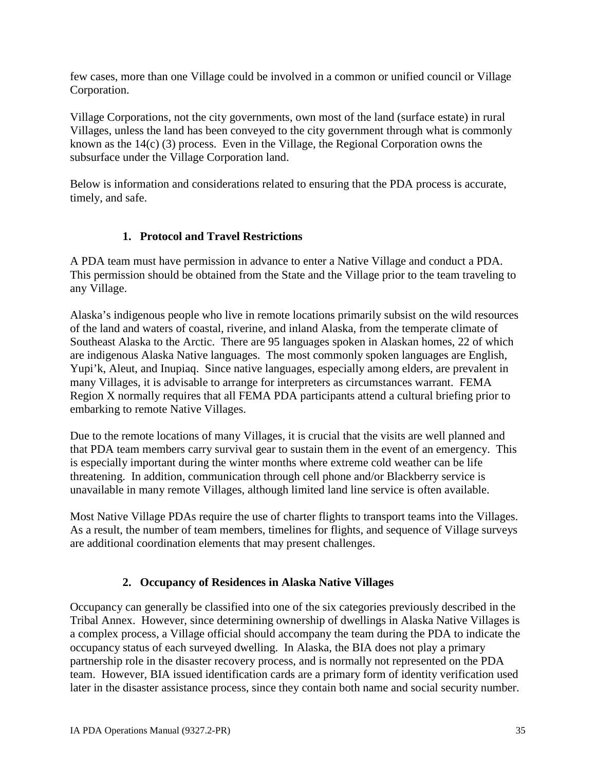few cases, more than one Village could be involved in a common or unified council or Village Corporation.

Village Corporations, not the city governments, own most of the land (surface estate) in rural Villages, unless the land has been conveyed to the city government through what is commonly known as the 14(c) (3) process. Even in the Village, the Regional Corporation owns the subsurface under the Village Corporation land.

Below is information and considerations related to ensuring that the PDA process is accurate, timely, and safe.

### 1. Protocol and Travel Restrictions

A PDA team must have permission in advance to enter a Native Village and conduct a PDA. This permission should be obtained from the State and the Village prior to the team traveling to any Village.

Alaska's indigenous people who live in remote locations primarily subsist on the wild resources of the land and waters of coastal, riverine, and inland Alaska, from the temperate climate of Southeast Alaska to the Arctic. There are 95 languages spoken in Alaskan homes, 22 of which are indigenous Alaska Native languages. The most commonly spoken languages are English, Yupi'k, Aleut, and Inupiaq. Since native languages, especially among elders, are prevalent in many Villages, it is advisable to arrange for interpreters as circumstances warrant. FEMA Region X normally requires that all FEMA PDA participants attend a cultural briefing prior to embarking to remote Native Villages.

Due to the remote locations of many Villages, it is crucial that the visits are well planned and that PDA team members carry survival gear to sustain them in the event of an emergency. This is especially important during the winter months where extreme cold weather can be life threatening. In addition, communication through cell phone and/or Blackberry service is unavailable in many remote Villages, although limited land line service is often available.

Most Native Village PDAs require the use of charter flights to transport teams into the Villages. As a result, the number of team members, timelines for flights, and sequence of Village surveys are additional coordination elements that may present challenges.

### 2. Occupancy of Residences in Alaska Native Villages

Occupancy can generally be classified into one of the six categories previously described in the Tribal Annex. However, since determining ownership of dwellings in Alaska Native Villages is a complex process, a Village official should accompany the team during the PDA to indicate the occupancy status of each surveyed dwelling. In Alaska, the BIA does not play a primary partnership role in the disaster recovery process, and is normally not represented on the PDA team. However, BIA issued identification cards are a primary form of identity verification used later in the disaster assistance process, since they contain both name and social security number.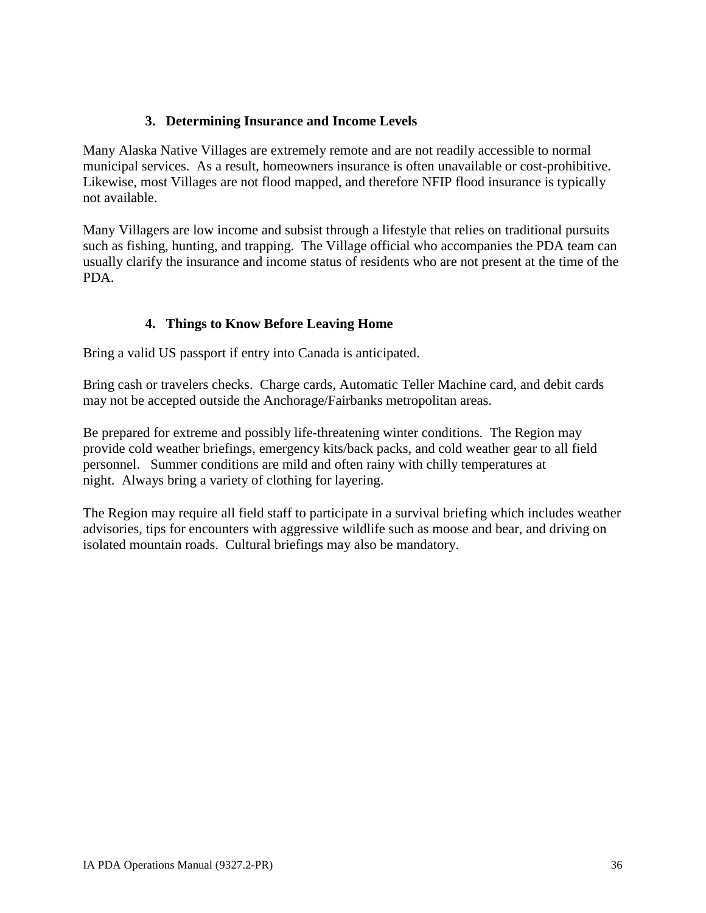### 3. Determining Insurance and Income Levels

Many Alaska Native Villages are extremely remote and are not readily accessible to normal municipal services. As a result, homeowners insurance is often unavailable or cost-prohibitive. Likewise, most Villages are not flood mapped, and therefore NFIP flood insurance is typically not available.

Many Villagers are low income and subsist through a lifestyle that relies on traditional pursuits such as fishing, hunting, and trapping. The Village official who accompanies the PDA team can usually clarify the insurance and income status of residents who are not present at the time of the PDA.

### 4. Things to Know Before Leaving Home

Bring a valid US passport if entry into Canada is anticipated.

Bring cash or travelers checks. Charge cards, Automatic Teller Machine card, and debit cards may not be accepted outside the Anchorage/Fairbanks metropolitan areas.

Be prepared for extreme and possibly life-threatening winter conditions. The Region may provide cold weather briefings, emergency kits/back packs, and cold weather gear to all field personnel. Summer conditions are mild and often rainy with chilly temperatures at night. Always bring a variety of clothing for layering.

The Region may require all field staff to participate in a survival briefing which includes weather advisories, tips for encounters with aggressive wildlife such as moose and bear, and driving on isolated mountain roads. Cultural briefings may also be mandatory.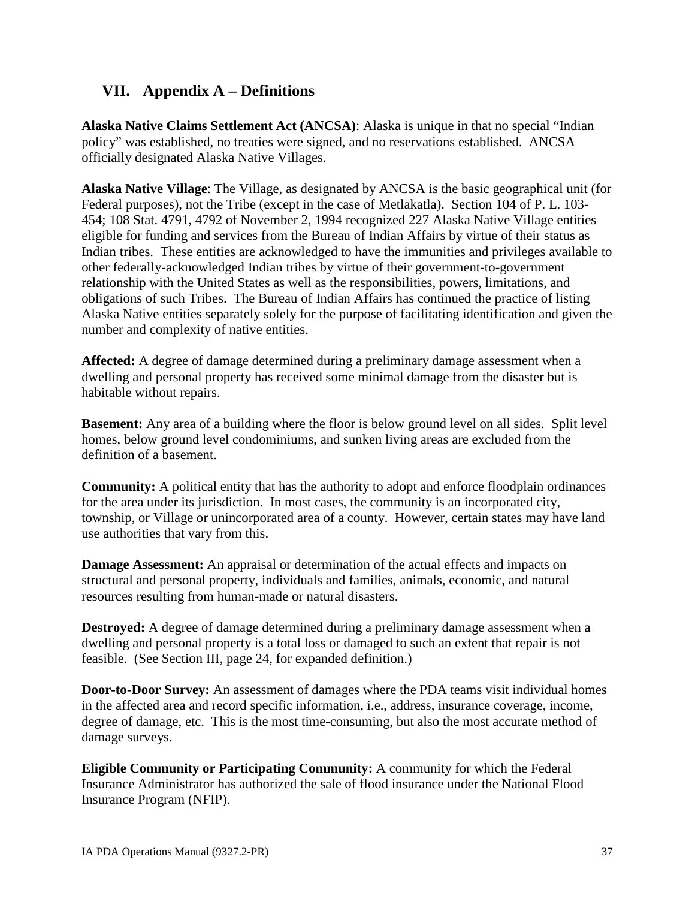## VII. Appendix A – Definitions

**Alaska Native Claims Settlement Act (ANCSA)**: Alaska is unique in that no special "Indian policy" was established, no treaties were signed, and no reservations established. ANCSA officially designated Alaska Native Villages.

**Alaska Native Village**: The Village, as designated by ANCSA is the basic geographical unit (for Federal purposes), not the Tribe (except in the case of Metlakatla). Section 104 of P. L. 103-454; 108 Stat. 4791, 4792 of November 2, 1994 recognized 227 Alaska Native Village entities eligible for funding and services from the Bureau of Indian Affairs by virtue of their status as Indian tribes. These entities are acknowledged to have the immunities and privileges available to other federally-acknowledged Indian tribes by virtue of their government-to-government relationship with the United States as well as the responsibilities, powers, limitations, and obligations of such Tribes. The Bureau of Indian Affairs has continued the practice of listing Alaska Native entities separately solely for the purpose of facilitating identification and given the number and complexity of native entities.

**Affected:** A degree of damage determined during a preliminary damage assessment when a dwelling and personal property has received some minimal damage from the disaster but is habitable without repairs.

**Basement:** Any area of a building where the floor is below ground level on all sides. Split level homes, below ground level condominiums, and sunken living areas are excluded from the definition of a basement.

**Community:** A political entity that has the authority to adopt and enforce floodplain ordinances for the area under its jurisdiction. In most cases, the community is an incorporated city, township, or Village or unincorporated area of a county. However, certain states may have land use authorities that vary from this.

**Damage Assessment:** An appraisal or determination of the actual effects and impacts on structural and personal property, individuals and families, animals, economic, and natural resources resulting from human-made or natural disasters.

**Destroyed:** A degree of damage determined during a preliminary damage assessment when a dwelling and personal property is a total loss or damaged to such an extent that repair is not feasible. (See Section III, page 24, for expanded definition.)

**Door-to-Door Survey:** An assessment of damages where the PDA teams visit individual homes in the affected area and record specific information, i.e., address, insurance coverage, income, degree of damage, etc. This is the most time-consuming, but also the most accurate method of damage surveys.

**Eligible Community or Participating Community:** A community for which the Federal Insurance Administrator has authorized the sale of flood insurance under the National Flood Insurance Program (NFIP).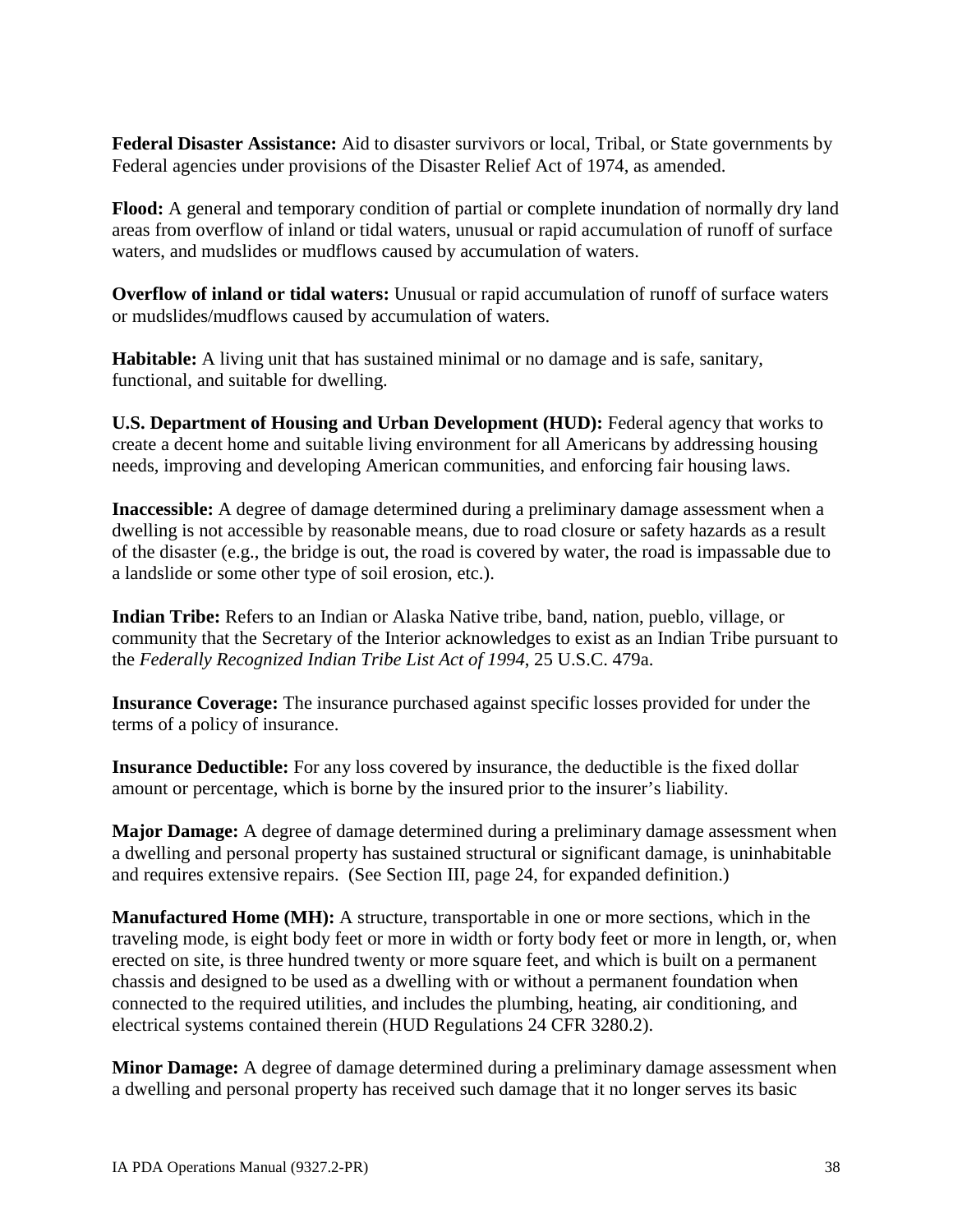**Federal Disaster Assistance:** Aid to disaster survivors or local, Tribal, or State governments by Federal agencies under provisions of the Disaster Relief Act of 1974, as amended.

**Flood:** A general and temporary condition of partial or complete inundation of normally dry land areas from overflow of inland or tidal waters, unusual or rapid accumulation of runoff of surface waters, and mudslides or mudflows caused by accumulation of waters.

**Overflow of inland or tidal waters:** Unusual or rapid accumulation of runoff of surface waters or mudslides/mudflows caused by accumulation of waters.

**Habitable:** A living unit that has sustained minimal or no damage and is safe, sanitary, functional, and suitable for dwelling.

**U.S. Department of Housing and Urban Development (HUD):** Federal agency that works to create a decent home and suitable living environment for all Americans by addressing housing needs, improving and developing American communities, and enforcing fair housing laws.

**Inaccessible:** A degree of damage determined during a preliminary damage assessment when a dwelling is not accessible by reasonable means, due to road closure or safety hazards as a result of the disaster (e.g., the bridge is out, the road is covered by water, the road is impassable due to a landslide or some other type of soil erosion, etc.).

**Indian Tribe:** Refers to an Indian or Alaska Native tribe, band, nation, pueblo, village, or community that the Secretary of the Interior acknowledges to exist as an Indian Tribe pursuant to the *Federally Recognized Indian Tribe List Act of 1994*, 25 U.S.C. 479a.

**Insurance Coverage:** The insurance purchased against specific losses provided for under the terms of a policy of insurance.

**Insurance Deductible:** For any loss covered by insurance, the deductible is the fixed dollar amount or percentage, which is borne by the insured prior to the insurer's liability.

**Major Damage:** A degree of damage determined during a preliminary damage assessment when a dwelling and personal property has sustained structural or significant damage, is uninhabitable and requires extensive repairs. (See Section III, page 24, for expanded definition.)

**Manufactured Home (MH):** A structure, transportable in one or more sections, which in the traveling mode, is eight body feet or more in width or forty body feet or more in length, or, when erected on site, is three hundred twenty or more square feet, and which is built on a permanent chassis and designed to be used as a dwelling with or without a permanent foundation when connected to the required utilities, and includes the plumbing, heating, air conditioning, and electrical systems contained therein (HUD Regulations 24 CFR 3280.2).

**Minor Damage:** A degree of damage determined during a preliminary damage assessment when a dwelling and personal property has received such damage that it no longer serves its basic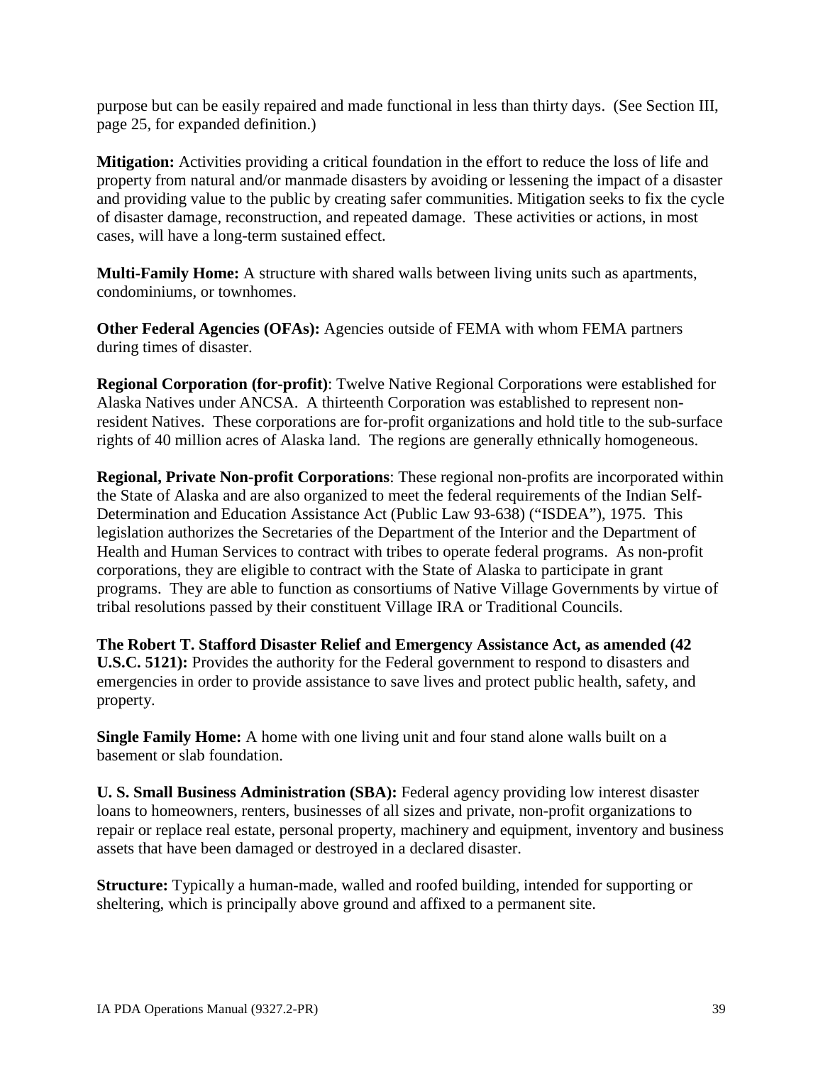purpose but can be easily repaired and made functional in less than thirty days. (See Section III, page 25, for expanded definition.)

**Mitigation:** Activities providing a critical foundation in the effort to reduce the loss of life and property from natural and/or manmade disasters by avoiding or lessening the impact of a disaster and providing value to the public by creating safer communities. Mitigation seeks to fix the cycle of disaster damage, reconstruction, and repeated damage. These activities or actions, in most cases, will have a long-term sustained effect.

**Multi-Family Home:** A structure with shared walls between living units such as apartments, condominiums, or townhomes.

**Other Federal Agencies (OFAs):** Agencies outside of FEMA with whom FEMA partners during times of disaster.

**Regional Corporation (for-profit)**: Twelve Native Regional Corporations were established for Alaska Natives under ANCSA. A thirteenth Corporation was established to represent non-resident Natives. These corporations are for-profit organizations and hold title to the sub-surface rights of 40 million acres of Alaska land. The regions are generally ethnically homogeneous.

**Regional, Private Non-profit Corporations**: These regional non-profits are incorporated within the State of Alaska and are also organized to meet the federal requirements of the Indian Self-Determination and Education Assistance Act (Public Law 93-638) ("ISDEA"), 1975. This legislation authorizes the Secretaries of the Department of the Interior and the Department of Health and Human Services to contract with tribes to operate federal programs. As non-profit corporations, they are eligible to contract with the State of Alaska to participate in grant programs. They are able to function as consortiums of Native Village Governments by virtue of tribal resolutions passed by their constituent Village IRA or Traditional Councils.

**The Robert T. Stafford Disaster Relief and Emergency Assistance Act, as amended (42 U.S.C. 5121):** Provides the authority for the Federal government to respond to disasters and emergencies in order to provide assistance to save lives and protect public health, safety, and property.

**Single Family Home:** A home with one living unit and four stand alone walls built on a basement or slab foundation.

**U. S. Small Business Administration (SBA):** Federal agency providing low interest disaster loans to homeowners, renters, businesses of all sizes and private, non-profit organizations to repair or replace real estate, personal property, machinery and equipment, inventory and business assets that have been damaged or destroyed in a declared disaster.

**Structure:** Typically a human-made, walled and roofed building, intended for supporting or sheltering, which is principally above ground and affixed to a permanent site.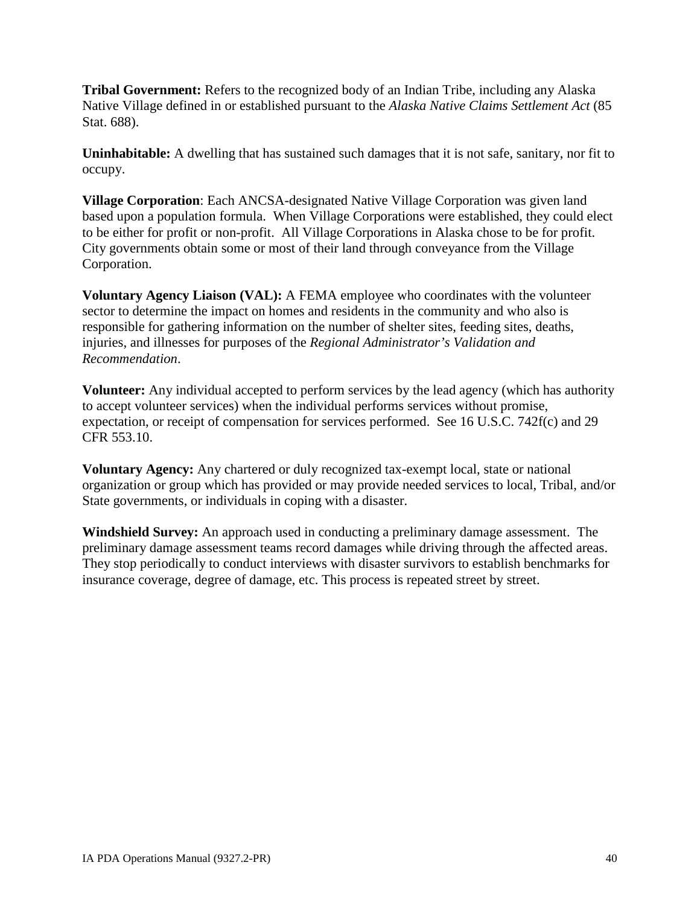**Tribal Government:** Refers to the recognized body of an Indian Tribe, including any Alaska Native Village defined in or established pursuant to the *Alaska Native Claims Settlement Act* (85 Stat. 688).

**Uninhabitable:** A dwelling that has sustained such damages that it is not safe, sanitary, nor fit to occupy.

**Village Corporation**: Each ANCSA-designated Native Village Corporation was given land based upon a population formula. When Village Corporations were established, they could elect to be either for profit or non-profit. All Village Corporations in Alaska chose to be for profit. City governments obtain some or most of their land through conveyance from the Village Corporation.

**Voluntary Agency Liaison (VAL):** A FEMA employee who coordinates with the volunteer sector to determine the impact on homes and residents in the community and who also is responsible for gathering information on the number of shelter sites, feeding sites, deaths, injuries, and illnesses for purposes of the *Regional Administrator's Validation and Recommendation*.

**Volunteer:** Any individual accepted to perform services by the lead agency (which has authority to accept volunteer services) when the individual performs services without promise, expectation, or receipt of compensation for services performed. See 16 U.S.C. 742f(c) and 29 CFR 553.10.

**Voluntary Agency:** Any chartered or duly recognized tax-exempt local, state or national organization or group which has provided or may provide needed services to local, Tribal, and/or State governments, or individuals in coping with a disaster.

**Windshield Survey:** An approach used in conducting a preliminary damage assessment. The preliminary damage assessment teams record damages while driving through the affected areas. They stop periodically to conduct interviews with disaster survivors to establish benchmarks for insurance coverage, degree of damage, etc. This process is repeated street by street.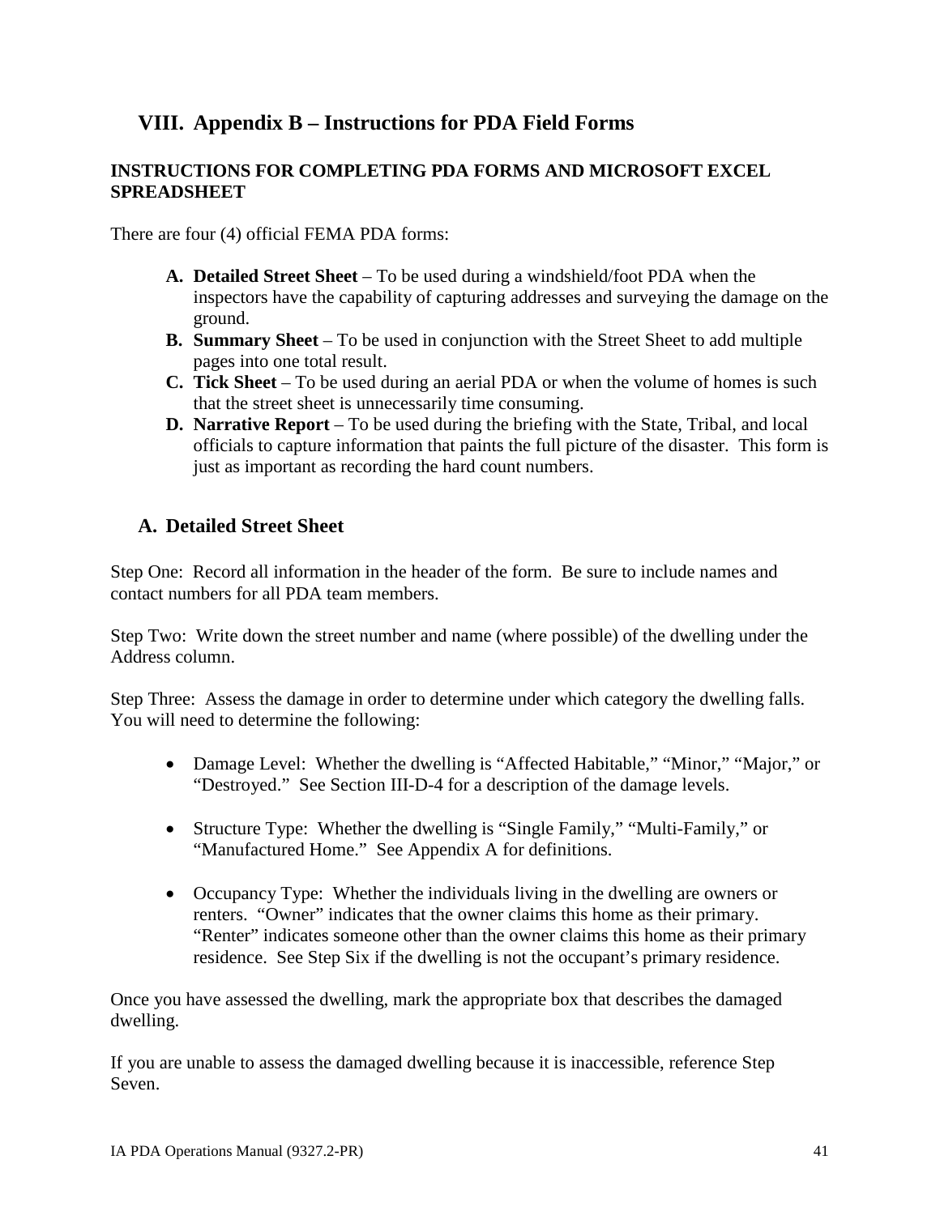## VIII. Appendix B – Instructions for PDA Field Forms

**INSTRUCTIONS FOR COMPLETING PDA FORMS AND MICROSOFT EXCEL SPREADSHEET**

There are four (4) official FEMA PDA forms:

- **A. Detailed Street Sheet** – To be used during a windshield/foot PDA when the inspectors have the capability of capturing addresses and surveying the damage on the ground.
- **B. Summary Sheet** – To be used in conjunction with the Street Sheet to add multiple pages into one total result.
- **C. Tick Sheet** – To be used during an aerial PDA or when the volume of homes is such that the street sheet is unnecessarily time consuming.
- **D. Narrative Report** – To be used during the briefing with the State, Tribal, and local officials to capture information that paints the full picture of the disaster. This form is just as important as recording the hard count numbers.

### A. Detailed Street Sheet

Step One: Record all information in the header of the form. Be sure to include names and contact numbers for all PDA team members.

Step Two: Write down the street number and name (where possible) of the dwelling under the Address column.

Step Three: Assess the damage in order to determine under which category the dwelling falls. You will need to determine the following:

- Damage Level: Whether the dwelling is "Affected Habitable," "Minor," "Major," or "Destroyed." See Section III-D-4 for a description of the damage levels.
- Structure Type: Whether the dwelling is "Single Family," "Multi-Family," or "Manufactured Home." See Appendix A for definitions.
- Occupancy Type: Whether the individuals living in the dwelling are owners or renters. "Owner" indicates that the owner claims this home as their primary. "Renter" indicates someone other than the owner claims this home as their primary residence. See Step Six if the dwelling is not the occupant's primary residence.

Once you have assessed the dwelling, mark the appropriate box that describes the damaged dwelling.

If you are unable to assess the damaged dwelling because it is inaccessible, reference Step Seven.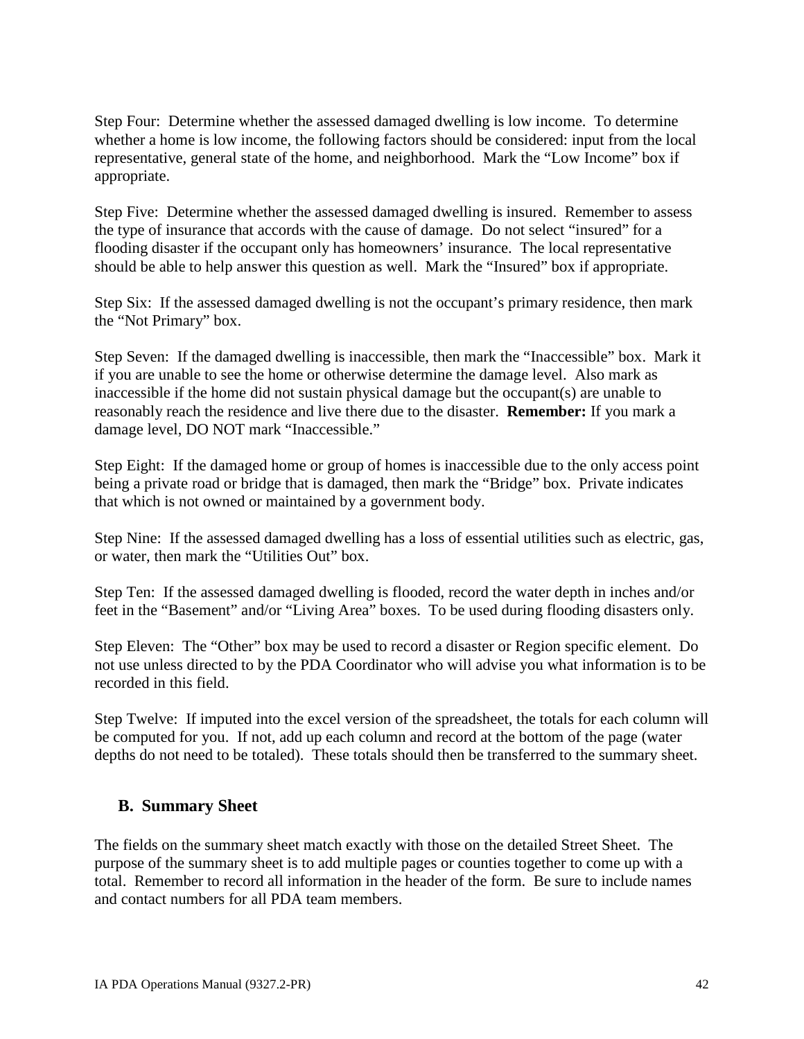Step Four: Determine whether the assessed damaged dwelling is low income. To determine whether a home is low income, the following factors should be considered: input from the local representative, general state of the home, and neighborhood. Mark the "Low Income" box if appropriate.

Step Five: Determine whether the assessed damaged dwelling is insured. Remember to assess the type of insurance that accords with the cause of damage. Do not select "insured" for a flooding disaster if the occupant only has homeowners' insurance. The local representative should be able to help answer this question as well. Mark the "Insured" box if appropriate.

Step Six: If the assessed damaged dwelling is not the occupant's primary residence, then mark the "Not Primary" box.

Step Seven: If the damaged dwelling is inaccessible, then mark the "Inaccessible" box. Mark it if you are unable to see the home or otherwise determine the damage level. Also mark as inaccessible if the home did not sustain physical damage but the occupant(s) are unable to reasonably reach the residence and live there due to the disaster. **Remember:** If you mark a damage level, DO NOT mark "Inaccessible."

Step Eight: If the damaged home or group of homes is inaccessible due to the only access point being a private road or bridge that is damaged, then mark the "Bridge" box. Private indicates that which is not owned or maintained by a government body.

Step Nine: If the assessed damaged dwelling has a loss of essential utilities such as electric, gas, or water, then mark the "Utilities Out" box.

Step Ten: If the assessed damaged dwelling is flooded, record the water depth in inches and/or feet in the "Basement" and/or "Living Area" boxes. To be used during flooding disasters only.

Step Eleven: The "Other" box may be used to record a disaster or Region specific element. Do not use unless directed to by the PDA Coordinator who will advise you what information is to be recorded in this field.

Step Twelve: If imputed into the excel version of the spreadsheet, the totals for each column will be computed for you. If not, add up each column and record at the bottom of the page (water depths do not need to be totaled). These totals should then be transferred to the summary sheet.

### B. Summary Sheet

The fields on the summary sheet match exactly with those on the detailed Street Sheet. The purpose of the summary sheet is to add multiple pages or counties together to come up with a total. Remember to record all information in the header of the form. Be sure to include names and contact numbers for all PDA team members.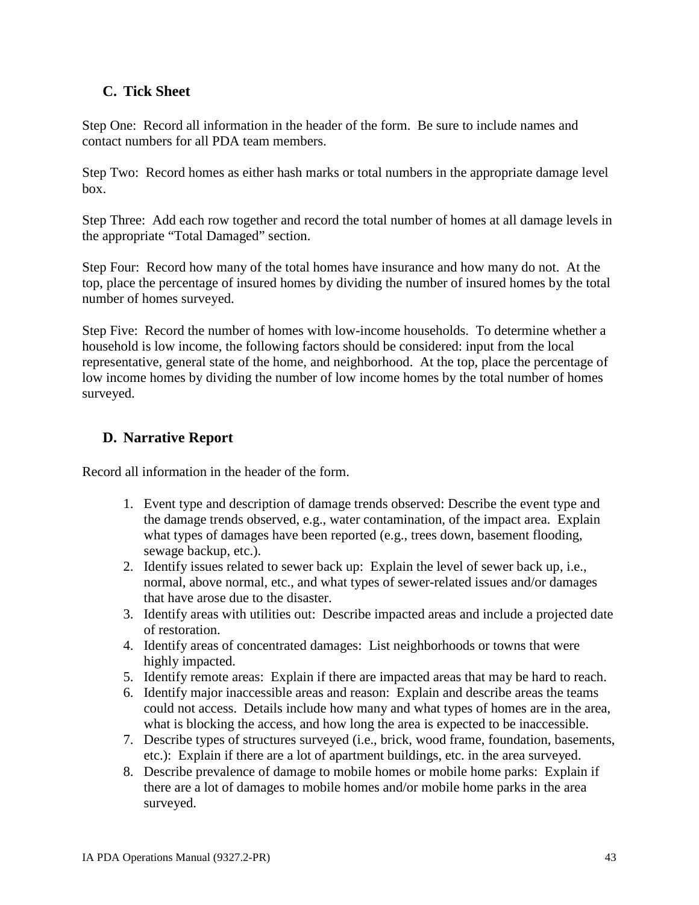## C. Tick Sheet

Step One: Record all information in the header of the form. Be sure to include names and contact numbers for all PDA team members.

Step Two: Record homes as either hash marks or total numbers in the appropriate damage level box.

Step Three: Add each row together and record the total number of homes at all damage levels in the appropriate "Total Damaged" section.

Step Four: Record how many of the total homes have insurance and how many do not. At the top, place the percentage of insured homes by dividing the number of insured homes by the total number of homes surveyed.

Step Five: Record the number of homes with low-income households. To determine whether a household is low income, the following factors should be considered: input from the local representative, general state of the home, and neighborhood. At the top, place the percentage of low income homes by dividing the number of low income homes by the total number of homes surveyed.

## D. Narrative Report

Record all information in the header of the form.

1. Event type and description of damage trends observed: Describe the event type and the damage trends observed, e.g., water contamination, of the impact area. Explain what types of damages have been reported (e.g., trees down, basement flooding, sewage backup, etc.).
2. Identify issues related to sewer back up: Explain the level of sewer back up, i.e., normal, above normal, etc., and what types of sewer-related issues and/or damages that have arose due to the disaster.
3. Identify areas with utilities out: Describe impacted areas and include a projected date of restoration.
4. Identify areas of concentrated damages: List neighborhoods or towns that were highly impacted.
5. Identify remote areas: Explain if there are impacted areas that may be hard to reach.
6. Identify major inaccessible areas and reason: Explain and describe areas the teams could not access. Details include how many and what types of homes are in the area, what is blocking the access, and how long the area is expected to be inaccessible.
7. Describe types of structures surveyed (i.e., brick, wood frame, foundation, basements, etc.): Explain if there are a lot of apartment buildings, etc. in the area surveyed.
8. Describe prevalence of damage to mobile homes or mobile home parks: Explain if there are a lot of damages to mobile homes and/or mobile home parks in the area surveyed.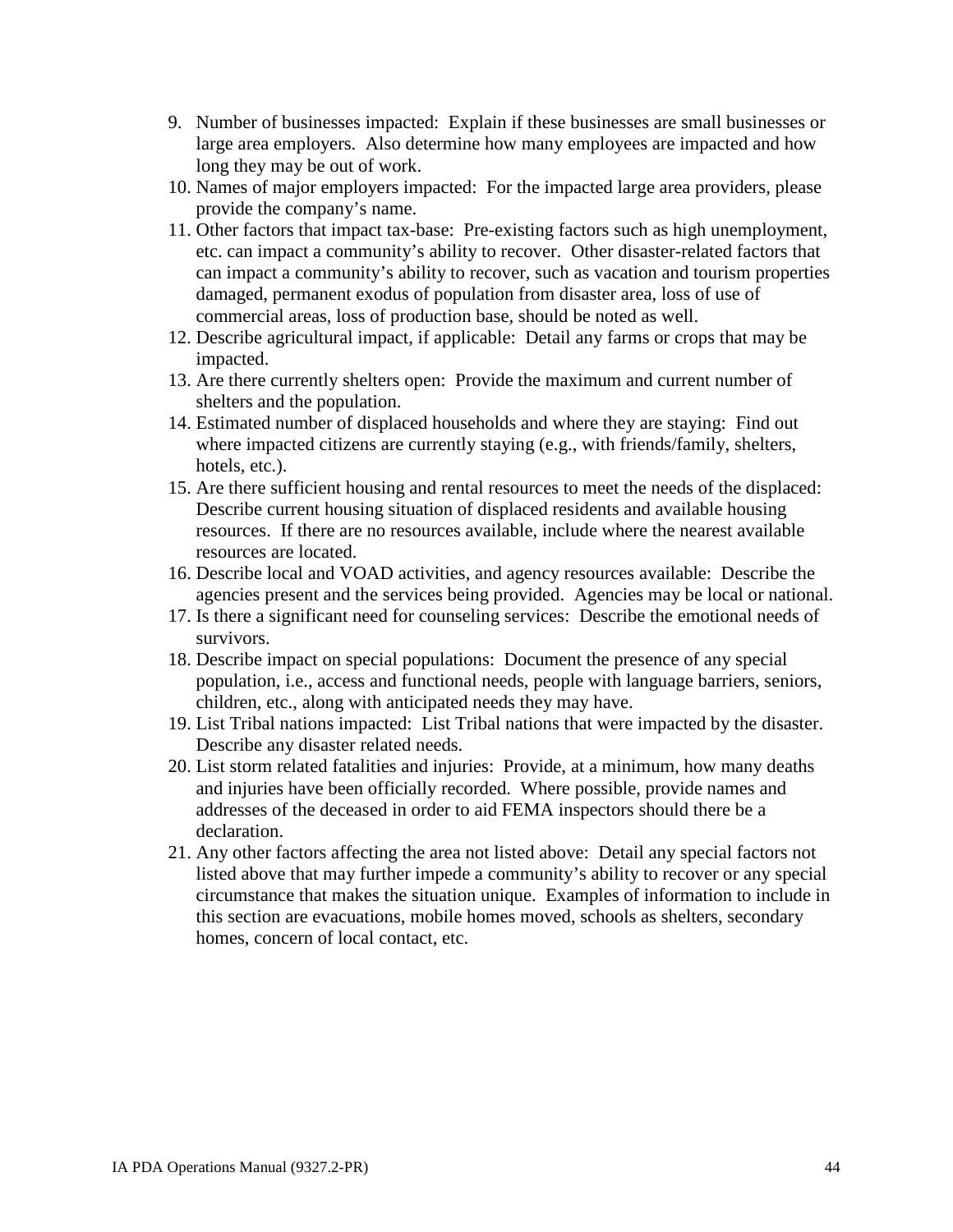9. Number of businesses impacted: Explain if these businesses are small businesses or large area employers. Also determine how many employees are impacted and how long they may be out of work.
10. Names of major employers impacted: For the impacted large area providers, please provide the company's name.
11. Other factors that impact tax-base: Pre-existing factors such as high unemployment, etc. can impact a community's ability to recover. Other disaster-related factors that can impact a community's ability to recover, such as vacation and tourism properties damaged, permanent exodus of population from disaster area, loss of use of commercial areas, loss of production base, should be noted as well.
12. Describe agricultural impact, if applicable: Detail any farms or crops that may be impacted.
13. Are there currently shelters open: Provide the maximum and current number of shelters and the population.
14. Estimated number of displaced households and where they are staying: Find out where impacted citizens are currently staying (e.g., with friends/family, shelters, hotels, etc.).
15. Are there sufficient housing and rental resources to meet the needs of the displaced: Describe current housing situation of displaced residents and available housing resources. If there are no resources available, include where the nearest available resources are located.
16. Describe local and VOAD activities, and agency resources available: Describe the agencies present and the services being provided. Agencies may be local or national.
17. Is there a significant need for counseling services: Describe the emotional needs of survivors.
18. Describe impact on special populations: Document the presence of any special population, i.e., access and functional needs, people with language barriers, seniors, children, etc., along with anticipated needs they may have.
19. List Tribal nations impacted: List Tribal nations that were impacted by the disaster. Describe any disaster related needs.
20. List storm related fatalities and injuries: Provide, at a minimum, how many deaths and injuries have been officially recorded. Where possible, provide names and addresses of the deceased in order to aid FEMA inspectors should there be a declaration.
21. Any other factors affecting the area not listed above: Detail any special factors not listed above that may further impede a community's ability to recover or any special circumstance that makes the situation unique. Examples of information to include in this section are evacuations, mobile homes moved, schools as shelters, secondary homes, concern of local contact, etc.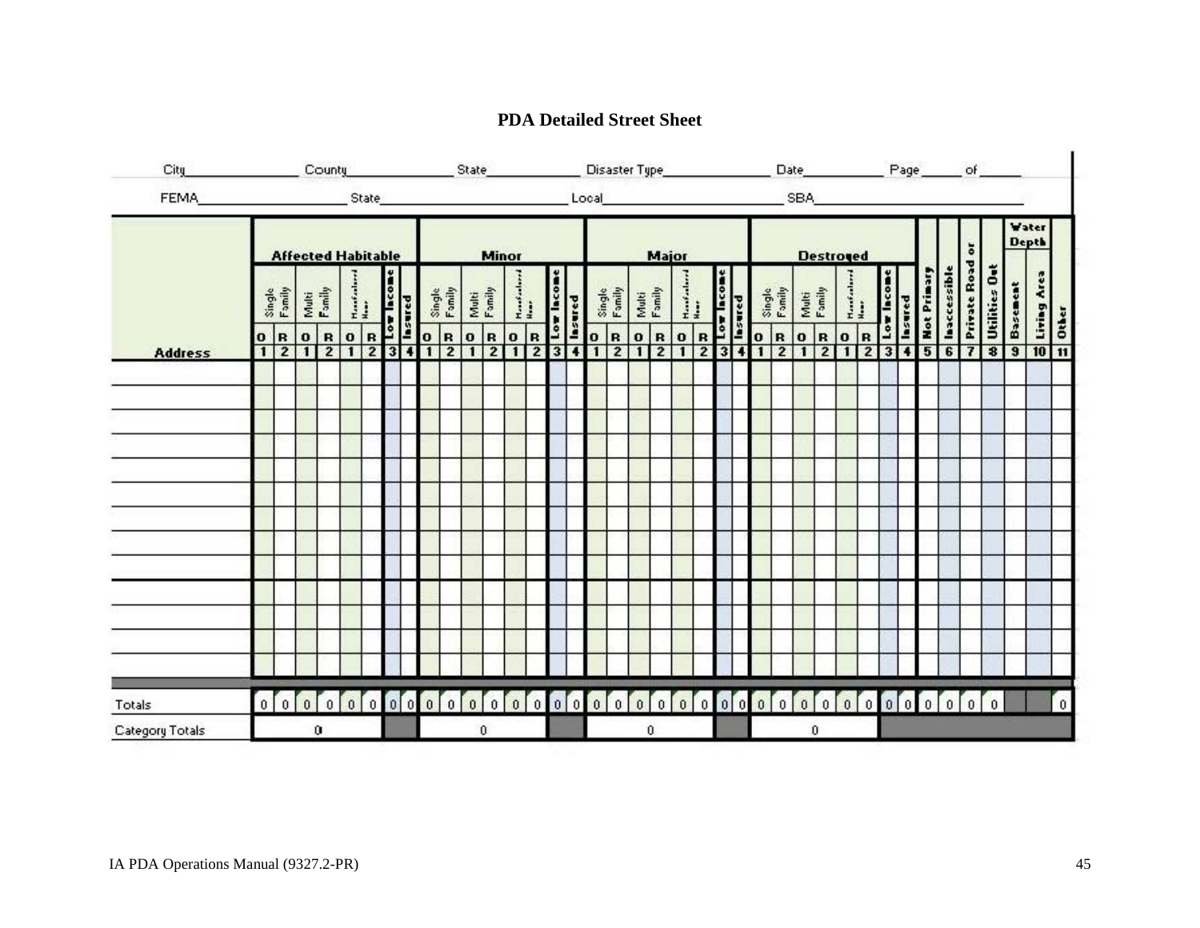# PDA Detailed Street Sheet

City\_\_\_\_\_\_\_\_\_\_\_\_\_\_\_ County\_\_\_\_\_\_\_\_\_\_\_\_\_\_\_ State\_\_\_\_\_\_\_\_\_\_\_\_\_ Disaster Type\_\_\_\_\_\_\_\_\_\_\_\_\_\_\_ Date\_\_\_\_\_\_\_\_\_\_\_ Page\_\_\_\_\_\_ of\_\_\_\_\_\_

FEMA\_\_\_\_\_\_\_\_\_\_\_\_\_\_\_\_\_\_\_\_ State\_\_\_\_\_\_\_\_\_\_\_\_\_\_\_\_\_\_\_\_\_\_\_\_ Local\_\_\_\_\_\_\_\_\_\_\_\_\_\_\_\_\_\_\_\_\_\_\_\_ SBA\_\_\_\_\_\_\_\_\_\_\_\_\_\_\_\_\_\_\_\_\_\_\_\_

| Address | Affected Habitable | | | | | | | | Minor | | | | | | | | Major | | | | | | | | Destroyed | | | | | | | | | | | | Water Depth | | |
|---|---|---|---|---|---|---|---|---|---|---|---|---|---|---|---|---|---|---|---|---|---|---|---|---|---|---|---|---|---|---|---|---|---|---|---|---|---|---|---|
| | Single Family | | Multi Family | | Manufactured Home | | Low Income | Insured | Single Family | | Multi Family | | Manufactured Home | | Low Income | Insured | Single Family | | Multi Family | | Manufactured Home | | Low Income | Insured | Single Family | | Multi Family | | Manufactured Home | | Low Income | Insured | Not Primary | Inaccessible | Private Road or | Utilities Out | Basement | Living Area | Other |
| | O | R | O | R | O | R | | | O | R | O | R | O | R | | | O | R | O | R | O | R | | | O | R | O | R | O | R | | | | | | | | | |
| | 1 | 2 | 1 | 2 | 1 | 2 | 3 | 4 | 1 | 2 | 1 | 2 | 1 | 2 | 3 | 4 | 1 | 2 | 1 | 2 | 1 | 2 | 3 | 4 | 1 | 2 | 1 | 2 | 1 | 2 | 3 | 4 | 5 | 6 | 7 | 8 | 9 | 10 | 11 |
| | | | | | | | | | | | | | | | | | | | | | | | | | | | | | | | | | | | | | | | |
| | | | | | | | | | | | | | | | | | | | | | | | | | | | | | | | | | | | | | | | |
| | | | | | | | | | | | | | | | | | | | | | | | | | | | | | | | | | | | | | | | |
| | | | | | | | | | | | | | | | | | | | | | | | | | | | | | | | | | | | | | | | |
| | | | | | | | | | | | | | | | | | | | | | | | | | | | | | | | | | | | | | | | |
| | | | | | | | | | | | | | | | | | | | | | | | | | | | | | | | | | | | | | | | |
| | | | | | | | | | | | | | | | | | | | | | | | | | | | | | | | | | | | | | | | |
| | | | | | | | | | | | | | | | | | | | | | | | | | | | | | | | | | | | | | | | |
| | | | | | | | | | | | | | | | | | | | | | | | | | | | | | | | | | | | | | | | |
| | | | | | | | | | | | | | | | | | | | | | | | | | | | | | | | | | | | | | | | |
| | | | | | | | | | | | | | | | | | | | | | | | | | | | | | | | | | | | | | | | |
| | | | | | | | | | | | | | | | | | | | | | | | | | | | | | | | | | | | | | | | |
| | | | | | | | | | | | | | | | | | | | | | | | | | | | | | | | | | | | | | | | |
| Totals | 0 | 0 | 0 | 0 | 0 | 0 | 0 | 0 | 0 | 0 | 0 | 0 | 0 | 0 | 0 | 0 | 0 | 0 | 0 | 0 | 0 | 0 | 0 | 0 | 0 | 0 | 0 | 0 | 0 | 0 | 0 | 0 | 0 | 0 | 0 | 0 | | | 0 |
| Category Totals | 0 | | | | | | | | 0 | | | | | | | | 0 | | | | | | | | 0 | | | | | | | | | | | | | | |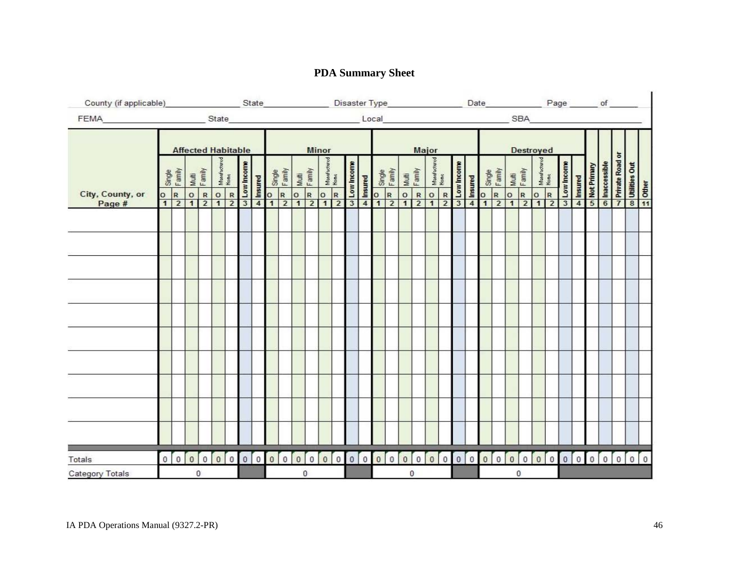# PDA Summary Sheet

County (if applicable)________________ State______________ Disaster Type________________ Date____________ Page ______ of ______

FEMA______________________ State______________________________ Local______________________________ SBA________________________

| City, County, or Page # | Affected Habitable | | | | | | | | Minor | | | | | | | | Major | | | | | | | | Destroyed | | | | | | | | | | | | |
|---|---|---|---|---|---|---|---|---|---|---|---|---|---|---|---|---|---|---|---|---|---|---|---|---|---|---|---|---|---|---|---|---|---|---|---|---|---|
| | Single Family | | Multi Family | | Manufactured Home | | Low Income | Insured | Single Family | | Multi Family | | Manufactured Home | | Low Income | Insured | Single Family | | Multi Family | | Manufactured Home | | Low Income | Insured | Single Family | | Multi Family | | Manufactured Home | | Low Income | Insured | Not Primary | Inaccessible | Private Road or | Utilities Out | Other |
| | O | R | O | R | O | R | | | O | R | O | R | O | R | | | O | R | O | R | O | R | | | O | R | O | R | O | R | | | | | | | |
| | 1 | 2 | 1 | 2 | 1 | 2 | 3 | 4 | 1 | 2 | 1 | 2 | 1 | 2 | 3 | 4 | 1 | 2 | 1 | 2 | 1 | 2 | 3 | 4 | 1 | 2 | 1 | 2 | 1 | 2 | 3 | 4 | 5 | 6 | 7 | 8 | 11 |
| | | | | | | | | | | | | | | | | | | | | | | | | | | | | | | | | | | | | | |
| | | | | | | | | | | | | | | | | | | | | | | | | | | | | | | | | | | | | | |
| | | | | | | | | | | | | | | | | | | | | | | | | | | | | | | | | | | | | | |
| | | | | | | | | | | | | | | | | | | | | | | | | | | | | | | | | | | | | | |
| | | | | | | | | | | | | | | | | | | | | | | | | | | | | | | | | | | | | | |
| | | | | | | | | | | | | | | | | | | | | | | | | | | | | | | | | | | | | | |
| | | | | | | | | | | | | | | | | | | | | | | | | | | | | | | | | | | | | | |
| | | | | | | | | | | | | | | | | | | | | | | | | | | | | | | | | | | | | | |
| | | | | | | | | | | | | | | | | | | | | | | | | | | | | | | | | | | | | | |
| | | | | | | | | | | | | | | | | | | | | | | | | | | | | | | | | | | | | | |
| Totals | 0 | 0 | 0 | 0 | 0 | 0 | 0 | 0 | 0 | 0 | 0 | 0 | 0 | 0 | 0 | 0 | 0 | 0 | 0 | 0 | 0 | 0 | 0 | 0 | 0 | 0 | 0 | 0 | 0 | 0 | 0 | 0 | 0 | 0 | 0 | 0 | 0 |
| Category Totals | 0 | | | | | | | | 0 | | | | | | | | 0 | | | | | | | | 0 | | | | | | | | | | | | |

IA PDA Operations Manual (9327.2-PR)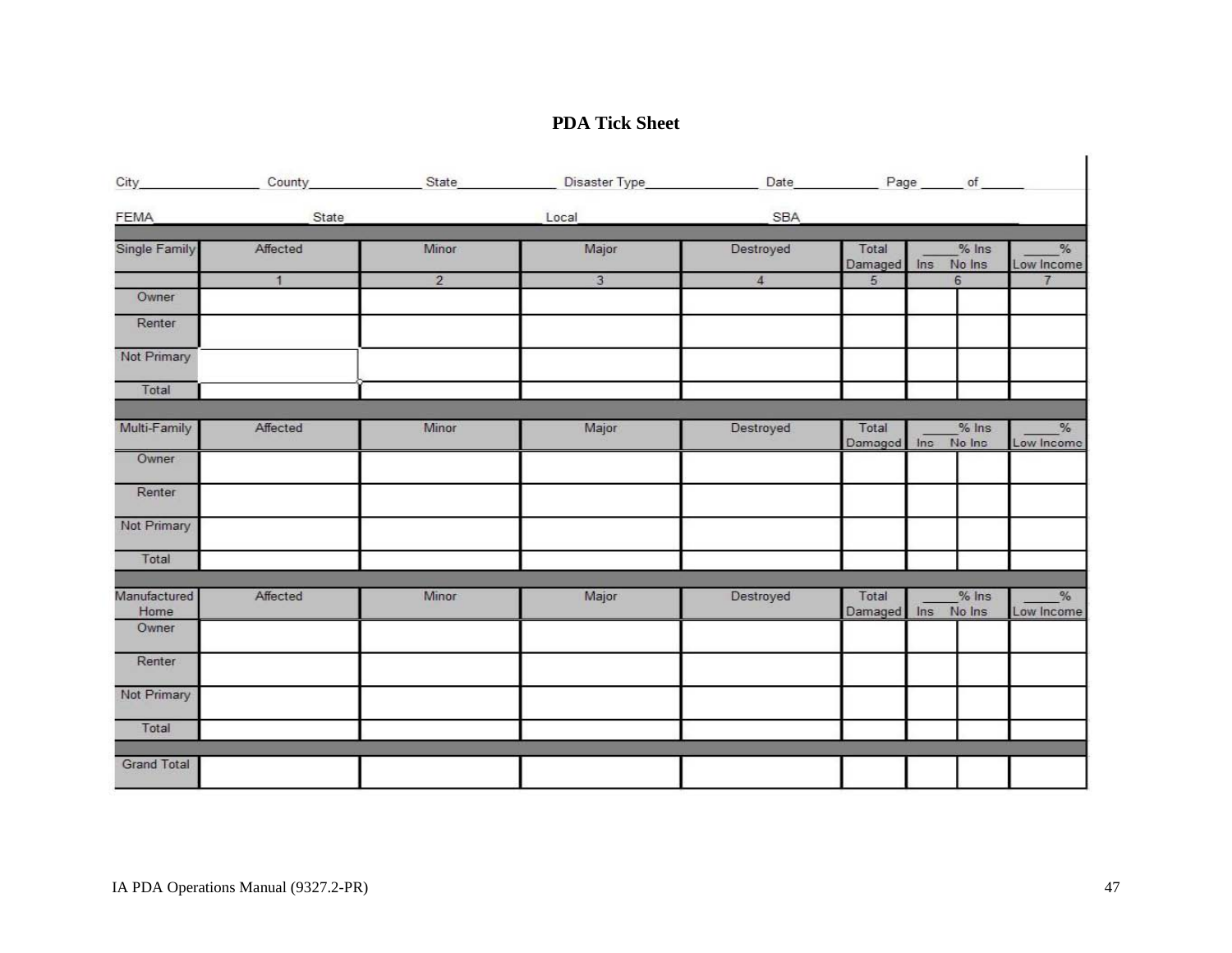# PDA Tick Sheet

City_______________ County_______________ State_____________ Disaster Type_______________ Date___________ Page ______ of ______

FEMA_______________ State_______________ Local_______________ SBA_______________

| Single Family | Affected | Minor | Major | Destroyed | Total Damaged | ____% Ins Ins | No Ins | ____% Low Income |
|---|---|---|---|---|---|---|---|---|
| | 1 | 2 | 3 | 4 | 5 | 6 | | 7 |
| Owner | | | | | | | | |
| Renter | | | | | | | | |
| Not Primary | | | | | | | | |
| Total | | | | | | | | |

| Multi-Family | Affected | Minor | Major | Destroyed | Total Damaged | ____% Ins Ins | No Ins | ____% Low Income |
|---|---|---|---|---|---|---|---|---|
| Owner | | | | | | | | |
| Renter | | | | | | | | |
| Not Primary | | | | | | | | |
| Total | | | | | | | | |

| Manufactured Home | Affected | Minor | Major | Destroyed | Total Damaged | ____% Ins Ins | No Ins | ____% Low Income |
|---|---|---|---|---|---|---|---|---|
| Owner | | | | | | | | |
| Renter | | | | | | | | |
| Not Primary | | | | | | | | |
| Total | | | | | | | | |
| Grand Total | | | | | | | | |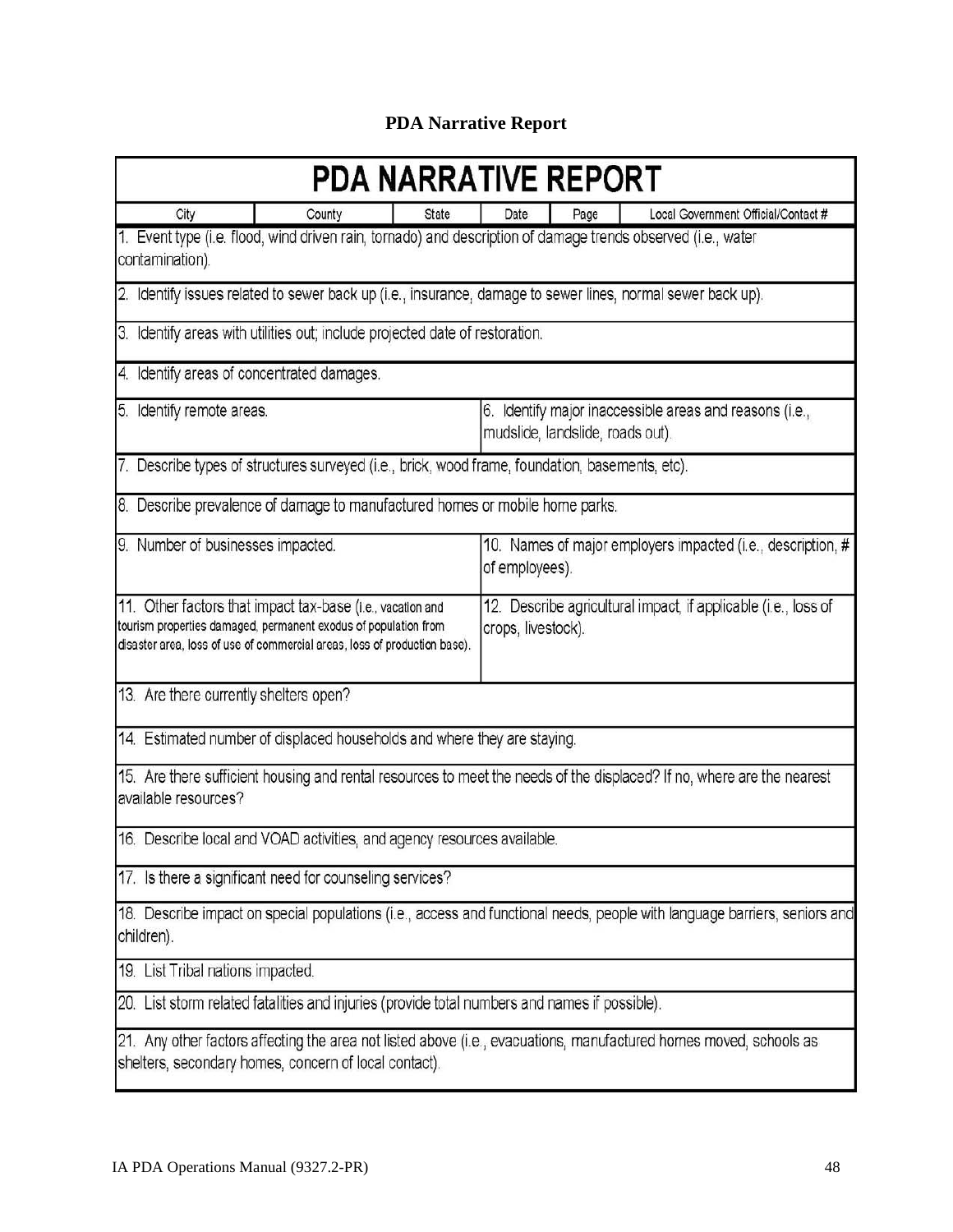# PDA Narrative Report

## PDA NARRATIVE REPORT

| City | County | State | Date | Page | Local Government Official/Contact # |
|---|---|---|---|---|---|
| | | | | | |

1. Event type (i.e. flood, wind driven rain, tornado) and description of damage trends observed (i.e., water contamination).

2. Identify issues related to sewer back up (i.e., insurance, damage to sewer lines, normal sewer back up).

3. Identify areas with utilities out; include projected date of restoration.

4. Identify areas of concentrated damages.

5. Identify remote areas.

6. Identify major inaccessible areas and reasons (i.e., mudslide, landslide, roads out).

7. Describe types of structures surveyed (i.e., brick, wood frame, foundation, basements, etc).

8. Describe prevalence of damage to manufactured homes or mobile home parks.

9. Number of businesses impacted.

10. Names of major employers impacted (i.e., description, # of employees).

11. Other factors that impact tax-base (i.e., vacation and tourism properties damaged, permanent exodus of population from disaster area, loss of use of commercial areas, loss of production base).

12. Describe agricultural impact, if applicable (i.e., loss of crops, livestock).

13. Are there currently shelters open?

14. Estimated number of displaced households and where they are staying.

15. Are there sufficient housing and rental resources to meet the needs of the displaced? If no, where are the nearest available resources?

16. Describe local and VOAD activities, and agency resources available.

17. Is there a significant need for counseling services?

18. Describe impact on special populations (i.e., access and functional needs, people with language barriers, seniors and children).

19. List Tribal nations impacted.

20. List storm related fatalities and injuries (provide total numbers and names if possible).

21. Any other factors affecting the area not listed above (i.e., evacuations, manufactured homes moved, schools as shelters, secondary homes, concern of local contact).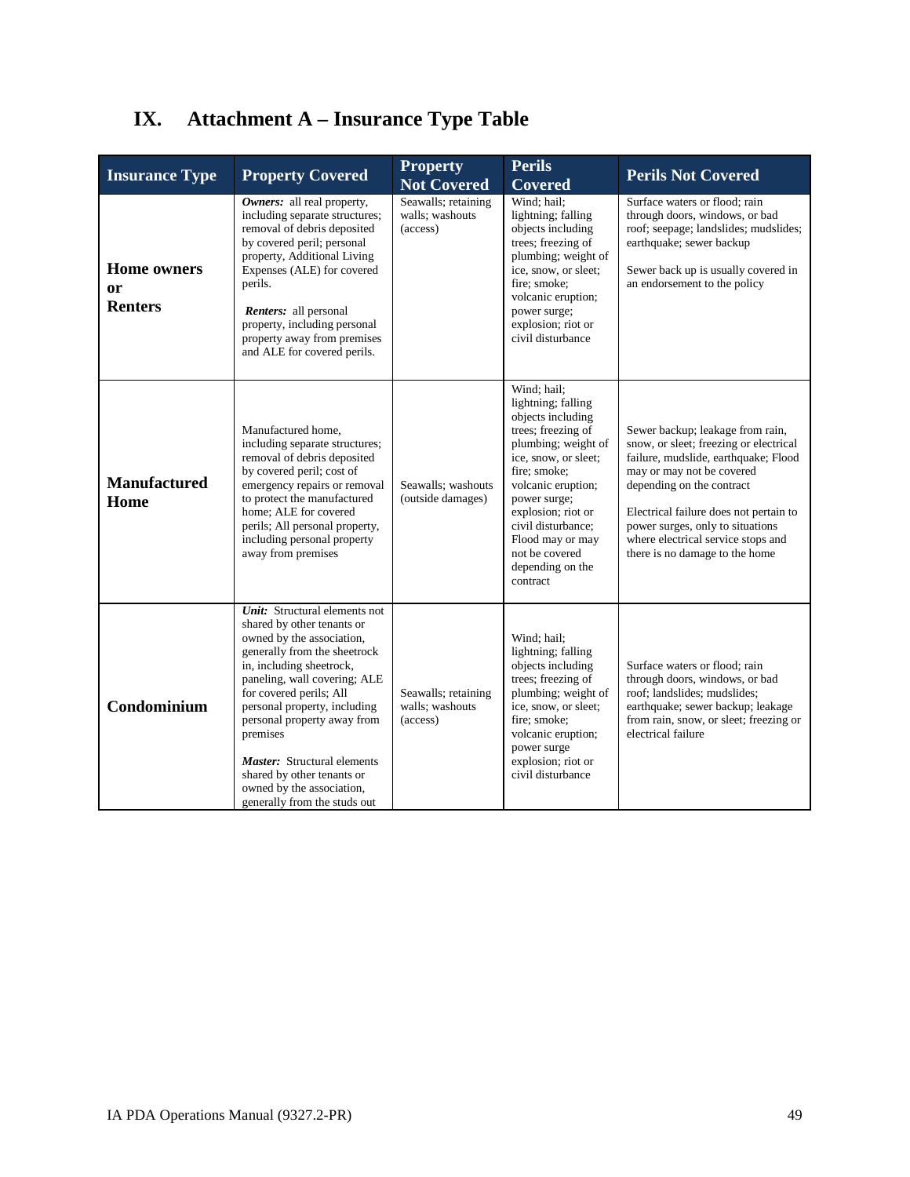# IX. Attachment A – Insurance Type Table

| Insurance Type | Property Covered | Property Not Covered | Perils Covered | Perils Not Covered |
|---|---|---|---|---|
| **Home owners or Renters** | ***Owners:*** all real property, including separate structures; removal of debris deposited by covered peril; personal property, Additional Living Expenses (ALE) for covered perils.<br><br>***Renters:*** all personal property, including personal property away from premises and ALE for covered perils. | Seawalls; retaining walls; washouts (access) | Wind; hail; lightning; falling objects including trees; freezing of plumbing; weight of ice, snow, or sleet; fire; smoke; volcanic eruption; power surge; explosion; riot or civil disturbance | Surface waters or flood; rain through doors, windows, or bad roof; seepage; landslides; mudslides; earthquake; sewer backup<br><br>Sewer back up is usually covered in an endorsement to the policy |
| **Manufactured Home** | Manufactured home, including separate structures; removal of debris deposited by covered peril; cost of emergency repairs or removal to protect the manufactured home; ALE for covered perils; All personal property, including personal property away from premises | Seawalls; washouts (outside damages) | Wind; hail; lightning; falling objects including trees; freezing of plumbing; weight of ice, snow, or sleet; fire; smoke; volcanic eruption; power surge; explosion; riot or civil disturbance; Flood may or may not be covered depending on the contract | Sewer backup; leakage from rain, snow, or sleet; freezing or electrical failure, mudslide, earthquake; Flood may or may not be covered depending on the contract<br><br>Electrical failure does not pertain to power surges, only to situations where electrical service stops and there is no damage to the home |
| **Condominium** | ***Unit:*** Structural elements not shared by other tenants or owned by the association, generally from the sheetrock in, including sheetrock, paneling, wall covering; ALE for covered perils; All personal property, including personal property away from premises<br><br>***Master:*** Structural elements shared by other tenants or owned by the association, generally from the studs out | Seawalls; retaining walls; washouts (access) | Wind; hail; lightning; falling objects including trees; freezing of plumbing; weight of ice, snow, or sleet; fire; smoke; volcanic eruption; power surge explosion; riot or civil disturbance | Surface waters or flood; rain through doors, windows, or bad roof; landslides; mudslides; earthquake; sewer backup; leakage from rain, snow, or sleet; freezing or electrical failure |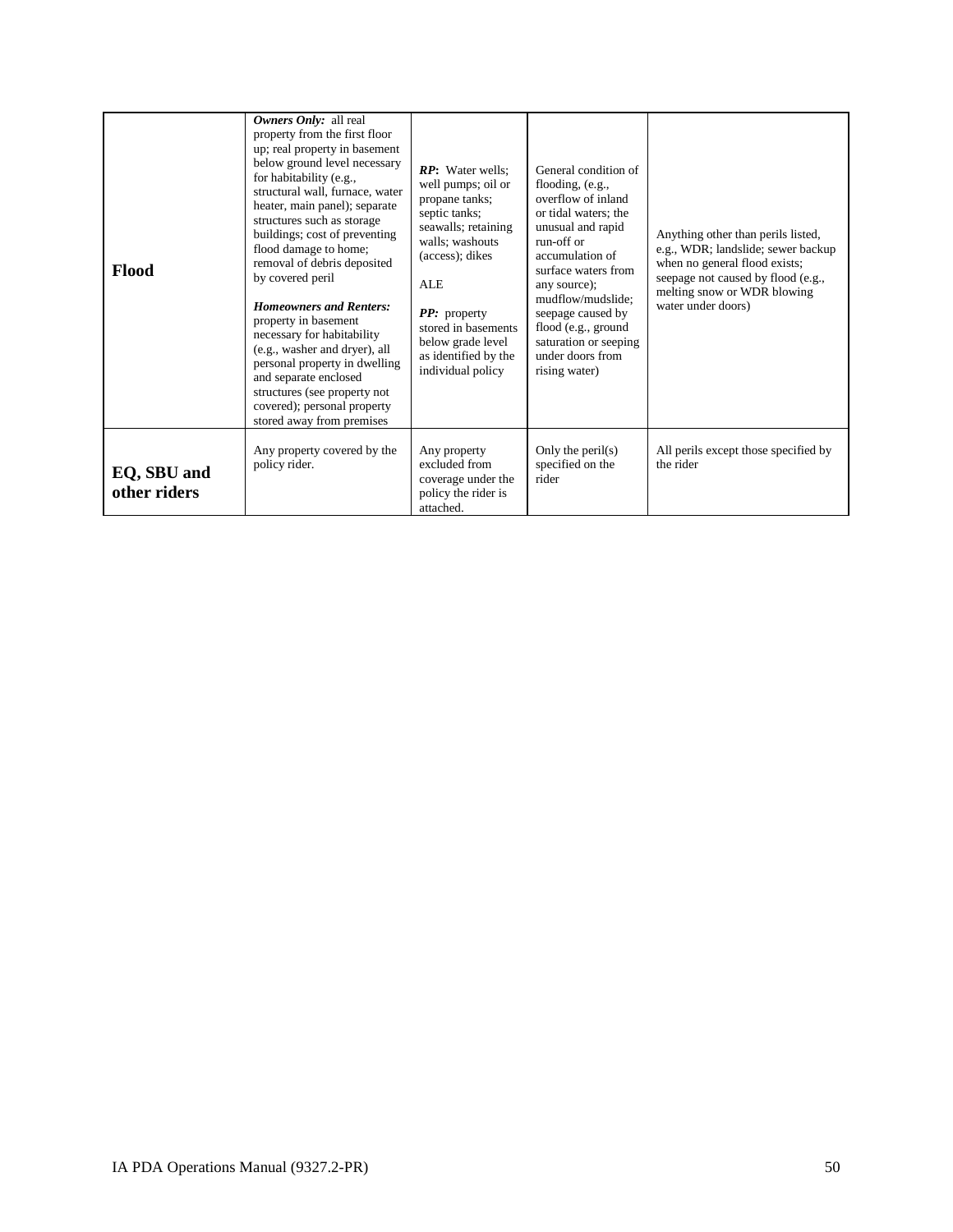| | | | | |
|---|---|---|---|---|
| **Flood** | ***Owners Only:*** all real property from the first floor up; real property in basement below ground level necessary for habitability (e.g., structural wall, furnace, water heater, main panel); separate structures such as storage buildings; cost of preventing flood damage to home; removal of debris deposited by covered peril<br><br>***Homeowners and Renters:*** property in basement necessary for habitability (e.g., washer and dryer), all personal property in dwelling and separate enclosed structures (see property not covered); personal property stored away from premises | ***RP*:** Water wells; well pumps; oil or propane tanks; septic tanks; seawalls; retaining walls; washouts (access); dikes<br><br>ALE<br><br>***PP:*** property stored in basements below grade level as identified by the individual policy | General condition of flooding, (e.g., overflow of inland or tidal waters; the unusual and rapid run-off or accumulation of surface waters from any source); mudflow/mudslide; seepage caused by flood (e.g., ground saturation or seeping under doors from rising water) | Anything other than perils listed, e.g., WDR; landslide; sewer backup when no general flood exists; seepage not caused by flood (e.g., melting snow or WDR blowing water under doors) |
| **EQ, SBU and other riders** | Any property covered by the policy rider. | Any property excluded from coverage under the policy the rider is attached. | Only the peril(s) specified on the rider | All perils except those specified by the rider |